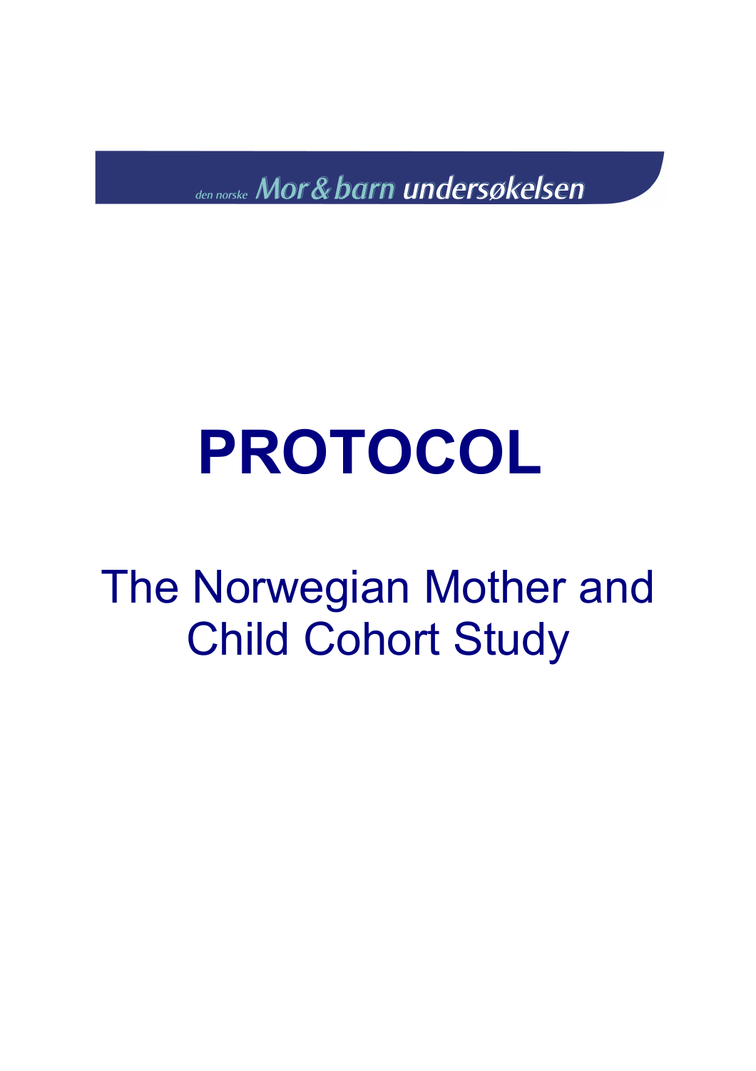den norske Mor & barn undersøkelsen

# PROTOCOL

## The Norwegian Mother and Child Cohort Study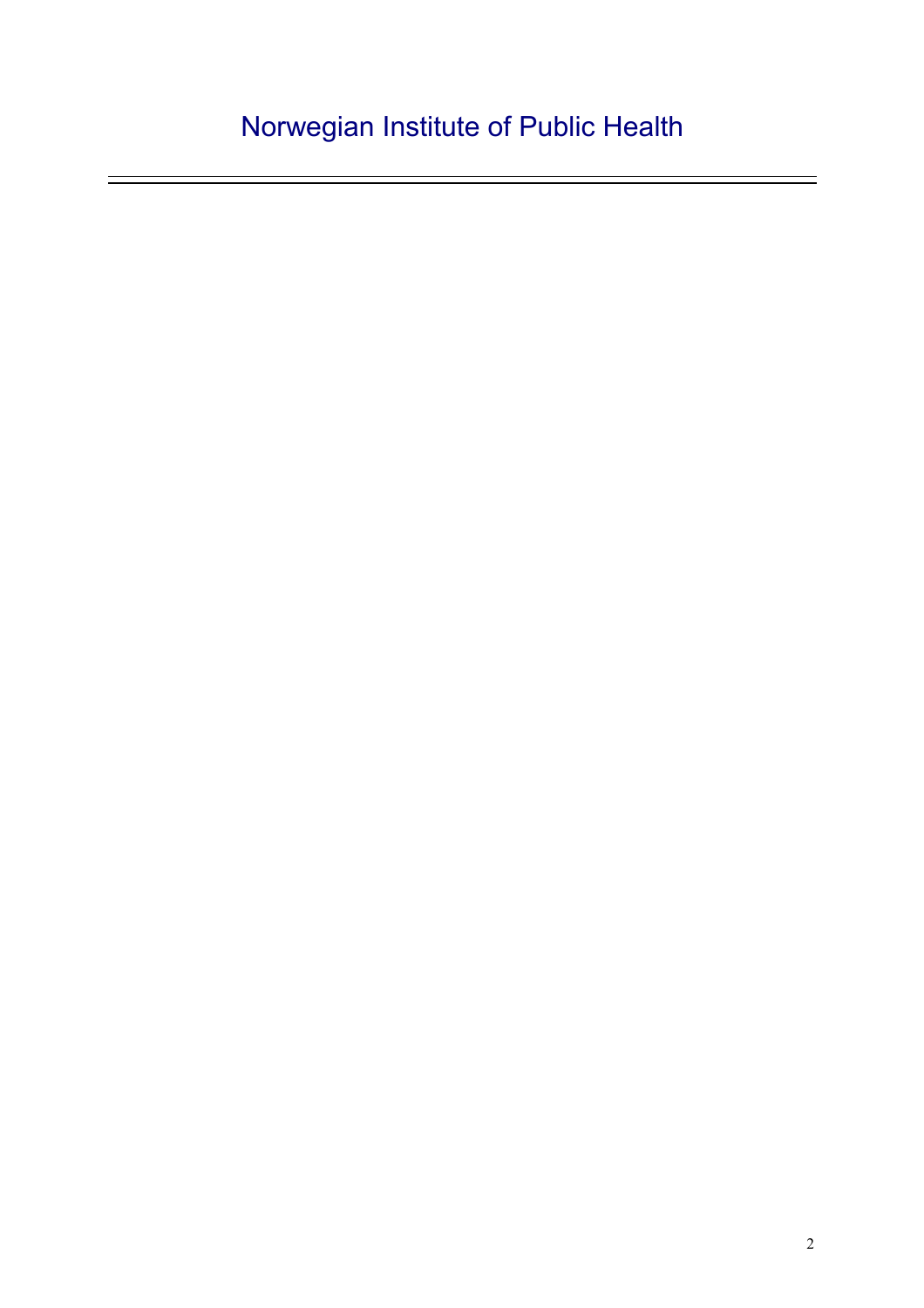Norwegian Institute of Public Health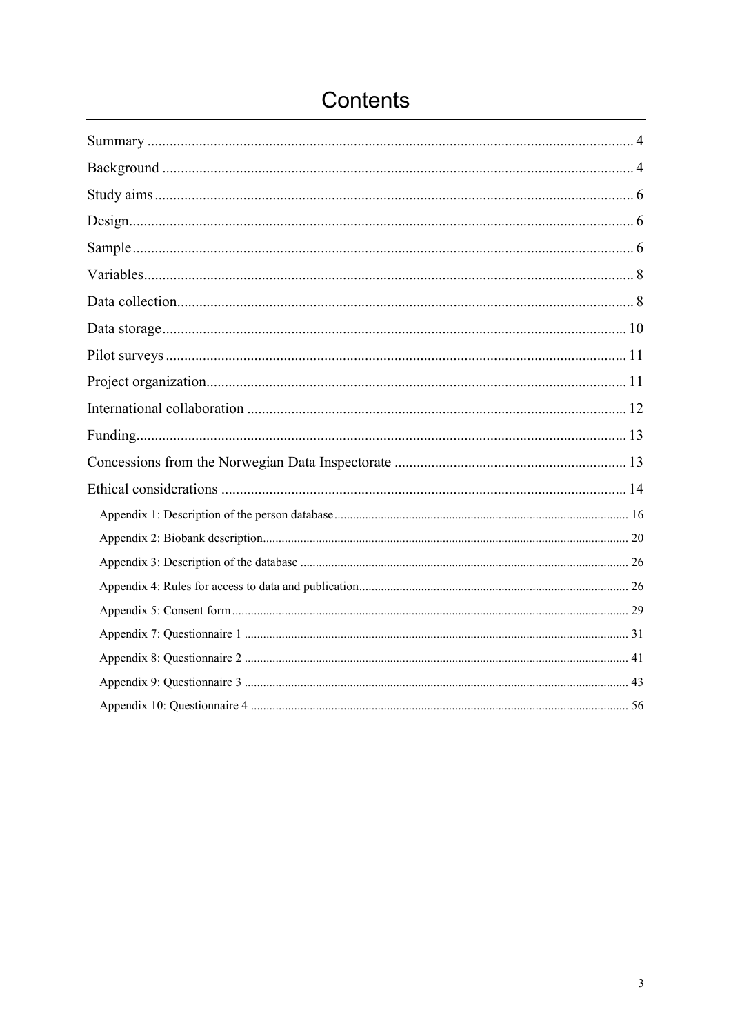# Contents

Summary ... 4
Background ... 4
Study aims ... 6
Design ... 6
Sample ... 6
Variables ... 8
Data collection ... 8
Data storage ... 10
Pilot surveys ... 11
Project organization ... 11
International collaboration ... 12
Funding ... 13
Concessions from the Norwegian Data Inspectorate ... 13
Ethical considerations ... 14

- Appendix 1: Description of the person database ... 16
- Appendix 2: Biobank description ... 20
- Appendix 3: Description of the database ... 26
- Appendix 4: Rules for access to data and publication ... 26
- Appendix 5: Consent form ... 29
- Appendix 7: Questionnaire 1 ... 31
- Appendix 8: Questionnaire 2 ... 41
- Appendix 9: Questionnaire 3 ... 43
- Appendix 10: Questionnaire 4 ... 56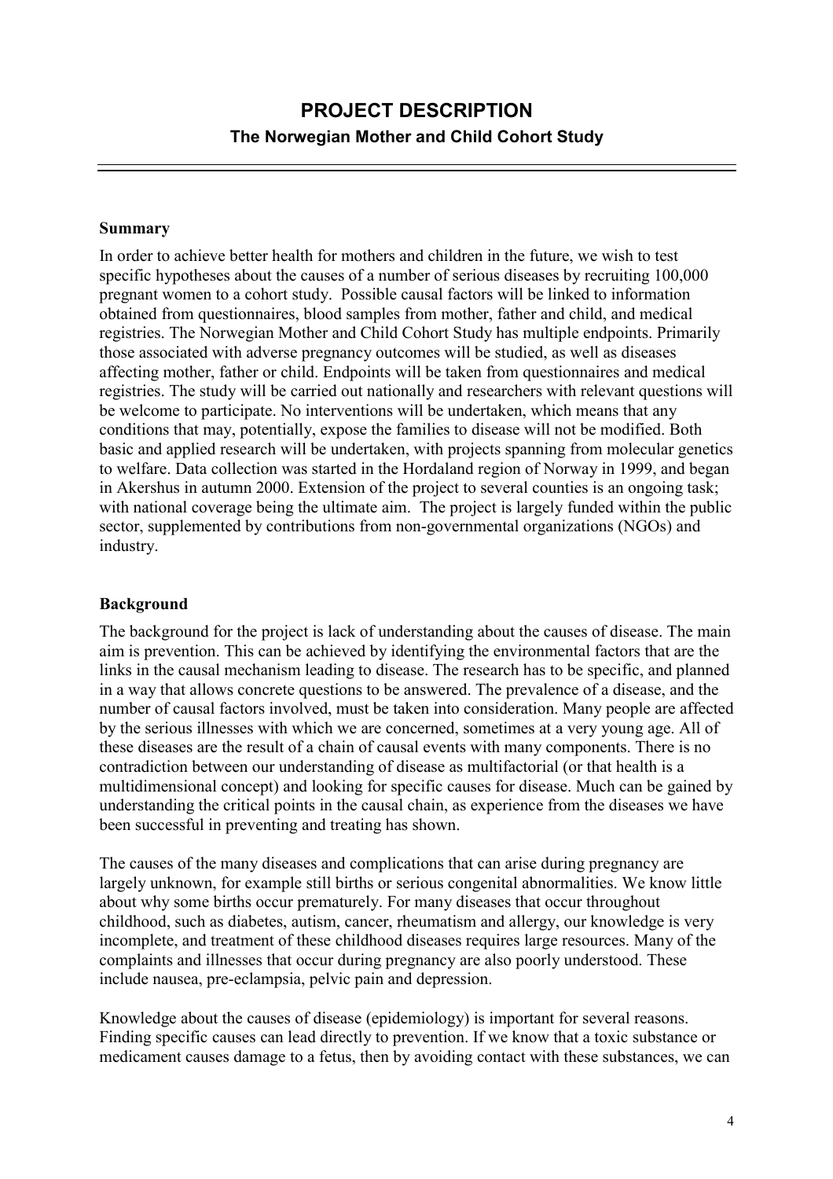# PROJECT DESCRIPTION

## The Norwegian Mother and Child Cohort Study

---

**Summary**

In order to achieve better health for mothers and children in the future, we wish to test specific hypotheses about the causes of a number of serious diseases by recruiting 100,000 pregnant women to a cohort study. Possible causal factors will be linked to information obtained from questionnaires, blood samples from mother, father and child, and medical registries. The Norwegian Mother and Child Cohort Study has multiple endpoints. Primarily those associated with adverse pregnancy outcomes will be studied, as well as diseases affecting mother, father or child. Endpoints will be taken from questionnaires and medical registries. The study will be carried out nationally and researchers with relevant questions will be welcome to participate. No interventions will be undertaken, which means that any conditions that may, potentially, expose the families to disease will not be modified. Both basic and applied research will be undertaken, with projects spanning from molecular genetics to welfare. Data collection was started in the Hordaland region of Norway in 1999, and began in Akershus in autumn 2000. Extension of the project to several counties is an ongoing task; with national coverage being the ultimate aim. The project is largely funded within the public sector, supplemented by contributions from non-governmental organizations (NGOs) and industry.

**Background**

The background for the project is lack of understanding about the causes of disease. The main aim is prevention. This can be achieved by identifying the environmental factors that are the links in the causal mechanism leading to disease. The research has to be specific, and planned in a way that allows concrete questions to be answered. The prevalence of a disease, and the number of causal factors involved, must be taken into consideration. Many people are affected by the serious illnesses with which we are concerned, sometimes at a very young age. All of these diseases are the result of a chain of causal events with many components. There is no contradiction between our understanding of disease as multifactorial (or that health is a multidimensional concept) and looking for specific causes for disease. Much can be gained by understanding the critical points in the causal chain, as experience from the diseases we have been successful in preventing and treating has shown.

The causes of the many diseases and complications that can arise during pregnancy are largely unknown, for example still births or serious congenital abnormalities. We know little about why some births occur prematurely. For many diseases that occur throughout childhood, such as diabetes, autism, cancer, rheumatism and allergy, our knowledge is very incomplete, and treatment of these childhood diseases requires large resources. Many of the complaints and illnesses that occur during pregnancy are also poorly understood. These include nausea, pre-eclampsia, pelvic pain and depression.

Knowledge about the causes of disease (epidemiology) is important for several reasons. Finding specific causes can lead directly to prevention. If we know that a toxic substance or medicament causes damage to a fetus, then by avoiding contact with these substances, we can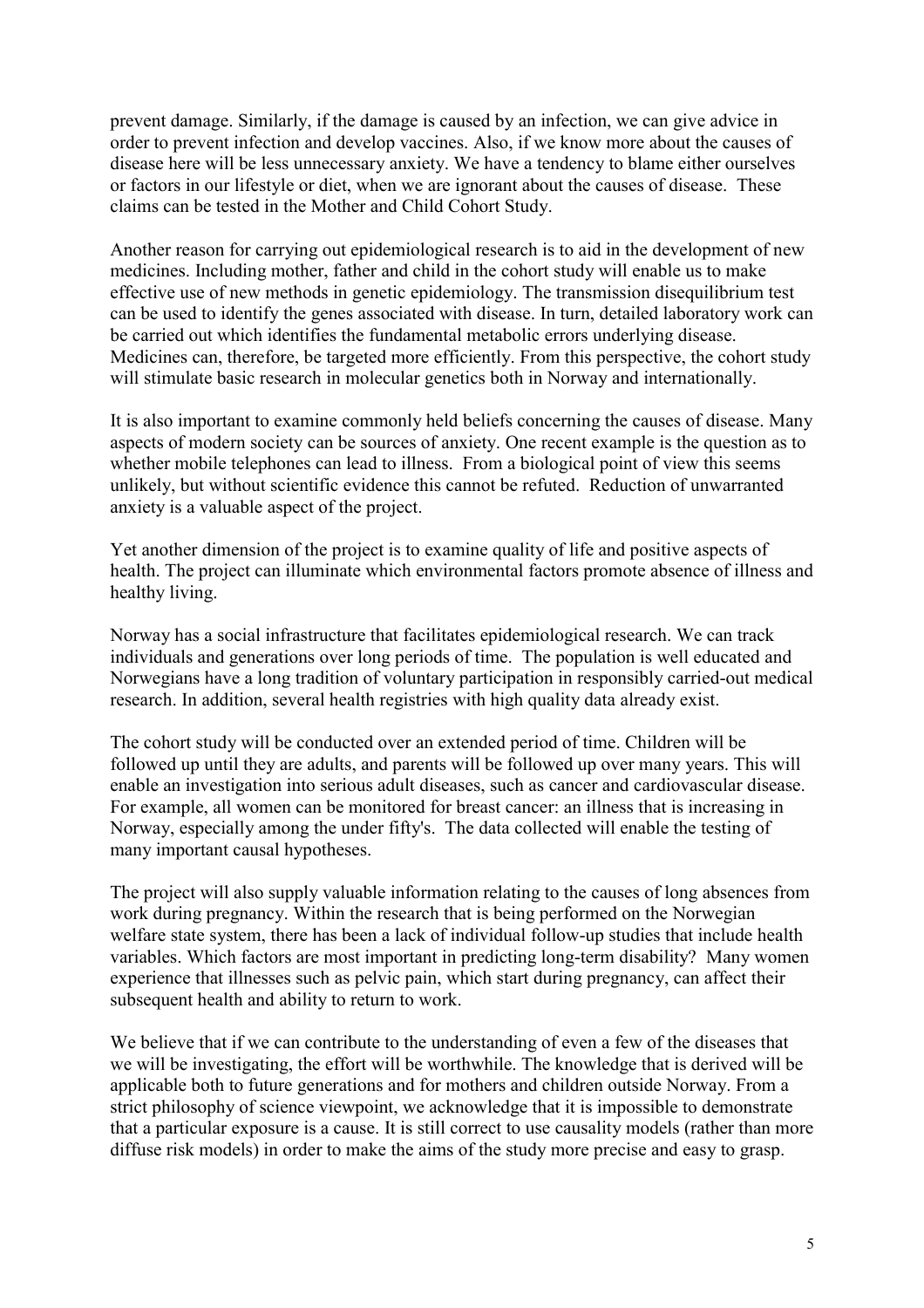prevent damage. Similarly, if the damage is caused by an infection, we can give advice in order to prevent infection and develop vaccines. Also, if we know more about the causes of disease here will be less unnecessary anxiety. We have a tendency to blame either ourselves or factors in our lifestyle or diet, when we are ignorant about the causes of disease. These claims can be tested in the Mother and Child Cohort Study.

Another reason for carrying out epidemiological research is to aid in the development of new medicines. Including mother, father and child in the cohort study will enable us to make effective use of new methods in genetic epidemiology. The transmission disequilibrium test can be used to identify the genes associated with disease. In turn, detailed laboratory work can be carried out which identifies the fundamental metabolic errors underlying disease. Medicines can, therefore, be targeted more efficiently. From this perspective, the cohort study will stimulate basic research in molecular genetics both in Norway and internationally.

It is also important to examine commonly held beliefs concerning the causes of disease. Many aspects of modern society can be sources of anxiety. One recent example is the question as to whether mobile telephones can lead to illness. From a biological point of view this seems unlikely, but without scientific evidence this cannot be refuted. Reduction of unwarranted anxiety is a valuable aspect of the project.

Yet another dimension of the project is to examine quality of life and positive aspects of health. The project can illuminate which environmental factors promote absence of illness and healthy living.

Norway has a social infrastructure that facilitates epidemiological research. We can track individuals and generations over long periods of time. The population is well educated and Norwegians have a long tradition of voluntary participation in responsibly carried-out medical research. In addition, several health registries with high quality data already exist.

The cohort study will be conducted over an extended period of time. Children will be followed up until they are adults, and parents will be followed up over many years. This will enable an investigation into serious adult diseases, such as cancer and cardiovascular disease. For example, all women can be monitored for breast cancer: an illness that is increasing in Norway, especially among the under fifty's. The data collected will enable the testing of many important causal hypotheses.

The project will also supply valuable information relating to the causes of long absences from work during pregnancy. Within the research that is being performed on the Norwegian welfare state system, there has been a lack of individual follow-up studies that include health variables. Which factors are most important in predicting long-term disability? Many women experience that illnesses such as pelvic pain, which start during pregnancy, can affect their subsequent health and ability to return to work.

We believe that if we can contribute to the understanding of even a few of the diseases that we will be investigating, the effort will be worthwhile. The knowledge that is derived will be applicable both to future generations and for mothers and children outside Norway. From a strict philosophy of science viewpoint, we acknowledge that it is impossible to demonstrate that a particular exposure is a cause. It is still correct to use causality models (rather than more diffuse risk models) in order to make the aims of the study more precise and easy to grasp.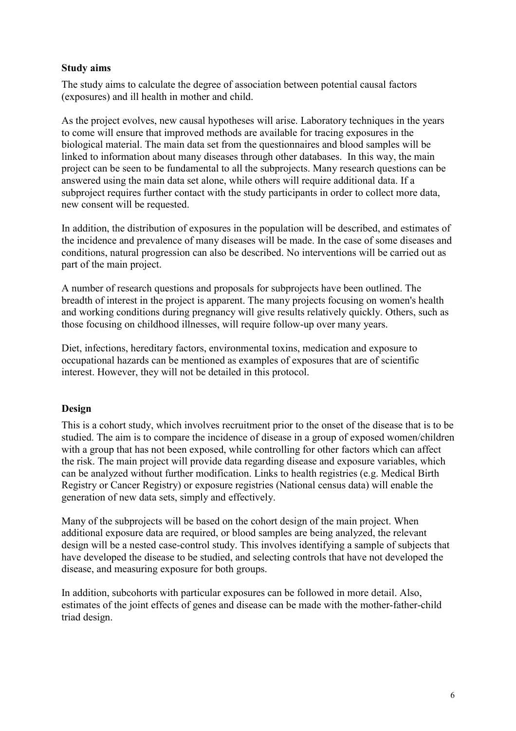## Study aims

The study aims to calculate the degree of association between potential causal factors (exposures) and ill health in mother and child.

As the project evolves, new causal hypotheses will arise. Laboratory techniques in the years to come will ensure that improved methods are available for tracing exposures in the biological material. The main data set from the questionnaires and blood samples will be linked to information about many diseases through other databases. In this way, the main project can be seen to be fundamental to all the subprojects. Many research questions can be answered using the main data set alone, while others will require additional data. If a subproject requires further contact with the study participants in order to collect more data, new consent will be requested.

In addition, the distribution of exposures in the population will be described, and estimates of the incidence and prevalence of many diseases will be made. In the case of some diseases and conditions, natural progression can also be described. No interventions will be carried out as part of the main project.

A number of research questions and proposals for subprojects have been outlined. The breadth of interest in the project is apparent. The many projects focusing on women's health and working conditions during pregnancy will give results relatively quickly. Others, such as those focusing on childhood illnesses, will require follow-up over many years.

Diet, infections, hereditary factors, environmental toxins, medication and exposure to occupational hazards can be mentioned as examples of exposures that are of scientific interest. However, they will not be detailed in this protocol.

## Design

This is a cohort study, which involves recruitment prior to the onset of the disease that is to be studied. The aim is to compare the incidence of disease in a group of exposed women/children with a group that has not been exposed, while controlling for other factors which can affect the risk. The main project will provide data regarding disease and exposure variables, which can be analyzed without further modification. Links to health registries (e.g. Medical Birth Registry or Cancer Registry) or exposure registries (National census data) will enable the generation of new data sets, simply and effectively.

Many of the subprojects will be based on the cohort design of the main project. When additional exposure data are required, or blood samples are being analyzed, the relevant design will be a nested case-control study. This involves identifying a sample of subjects that have developed the disease to be studied, and selecting controls that have not developed the disease, and measuring exposure for both groups.

In addition, subcohorts with particular exposures can be followed in more detail. Also, estimates of the joint effects of genes and disease can be made with the mother-father-child triad design.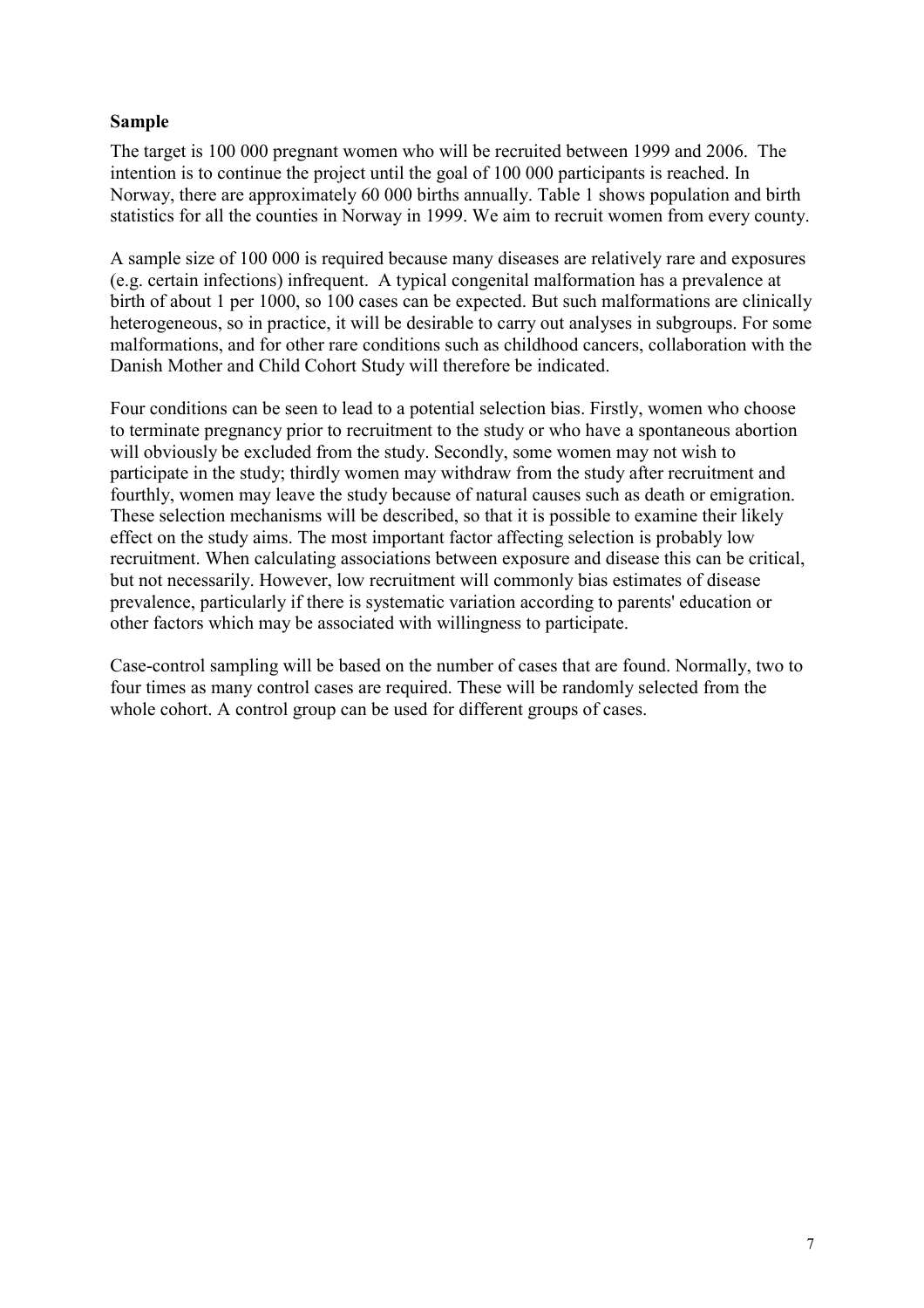**Sample**

The target is 100 000 pregnant women who will be recruited between 1999 and 2006. The intention is to continue the project until the goal of 100 000 participants is reached. In Norway, there are approximately 60 000 births annually. Table 1 shows population and birth statistics for all the counties in Norway in 1999. We aim to recruit women from every county.

A sample size of 100 000 is required because many diseases are relatively rare and exposures (e.g. certain infections) infrequent. A typical congenital malformation has a prevalence at birth of about 1 per 1000, so 100 cases can be expected. But such malformations are clinically heterogeneous, so in practice, it will be desirable to carry out analyses in subgroups. For some malformations, and for other rare conditions such as childhood cancers, collaboration with the Danish Mother and Child Cohort Study will therefore be indicated.

Four conditions can be seen to lead to a potential selection bias. Firstly, women who choose to terminate pregnancy prior to recruitment to the study or who have a spontaneous abortion will obviously be excluded from the study. Secondly, some women may not wish to participate in the study; thirdly women may withdraw from the study after recruitment and fourthly, women may leave the study because of natural causes such as death or emigration. These selection mechanisms will be described, so that it is possible to examine their likely effect on the study aims. The most important factor affecting selection is probably low recruitment. When calculating associations between exposure and disease this can be critical, but not necessarily. However, low recruitment will commonly bias estimates of disease prevalence, particularly if there is systematic variation according to parents' education or other factors which may be associated with willingness to participate.

Case-control sampling will be based on the number of cases that are found. Normally, two to four times as many control cases are required. These will be randomly selected from the whole cohort. A control group can be used for different groups of cases.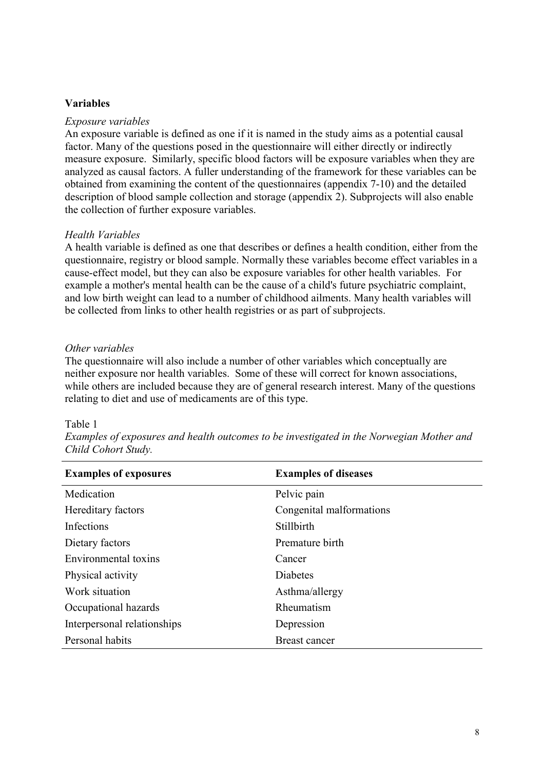**Variables**

*Exposure variables*

An exposure variable is defined as one if it is named in the study aims as a potential causal factor. Many of the questions posed in the questionnaire will either directly or indirectly measure exposure. Similarly, specific blood factors will be exposure variables when they are analyzed as causal factors. A fuller understanding of the framework for these variables can be obtained from examining the content of the questionnaires (appendix 7-10) and the detailed description of blood sample collection and storage (appendix 2). Subprojects will also enable the collection of further exposure variables.

*Health Variables*

A health variable is defined as one that describes or defines a health condition, either from the questionnaire, registry or blood sample. Normally these variables become effect variables in a cause-effect model, but they can also be exposure variables for other health variables. For example a mother's mental health can be the cause of a child's future psychiatric complaint, and low birth weight can lead to a number of childhood ailments. Many health variables will be collected from links to other health registries or as part of subprojects.

*Other variables*

The questionnaire will also include a number of other variables which conceptually are neither exposure nor health variables. Some of these will correct for known associations, while others are included because they are of general research interest. Many of the questions relating to diet and use of medicaments are of this type.

Table 1

*Examples of exposures and health outcomes to be investigated in the Norwegian Mother and Child Cohort Study.*

| **Examples of exposures** | **Examples of diseases** |
|---|---|
| Medication | Pelvic pain |
| Hereditary factors | Congenital malformations |
| Infections | Stillbirth |
| Dietary factors | Premature birth |
| Environmental toxins | Cancer |
| Physical activity | Diabetes |
| Work situation | Asthma/allergy |
| Occupational hazards | Rheumatism |
| Interpersonal relationships | Depression |
| Personal habits | Breast cancer |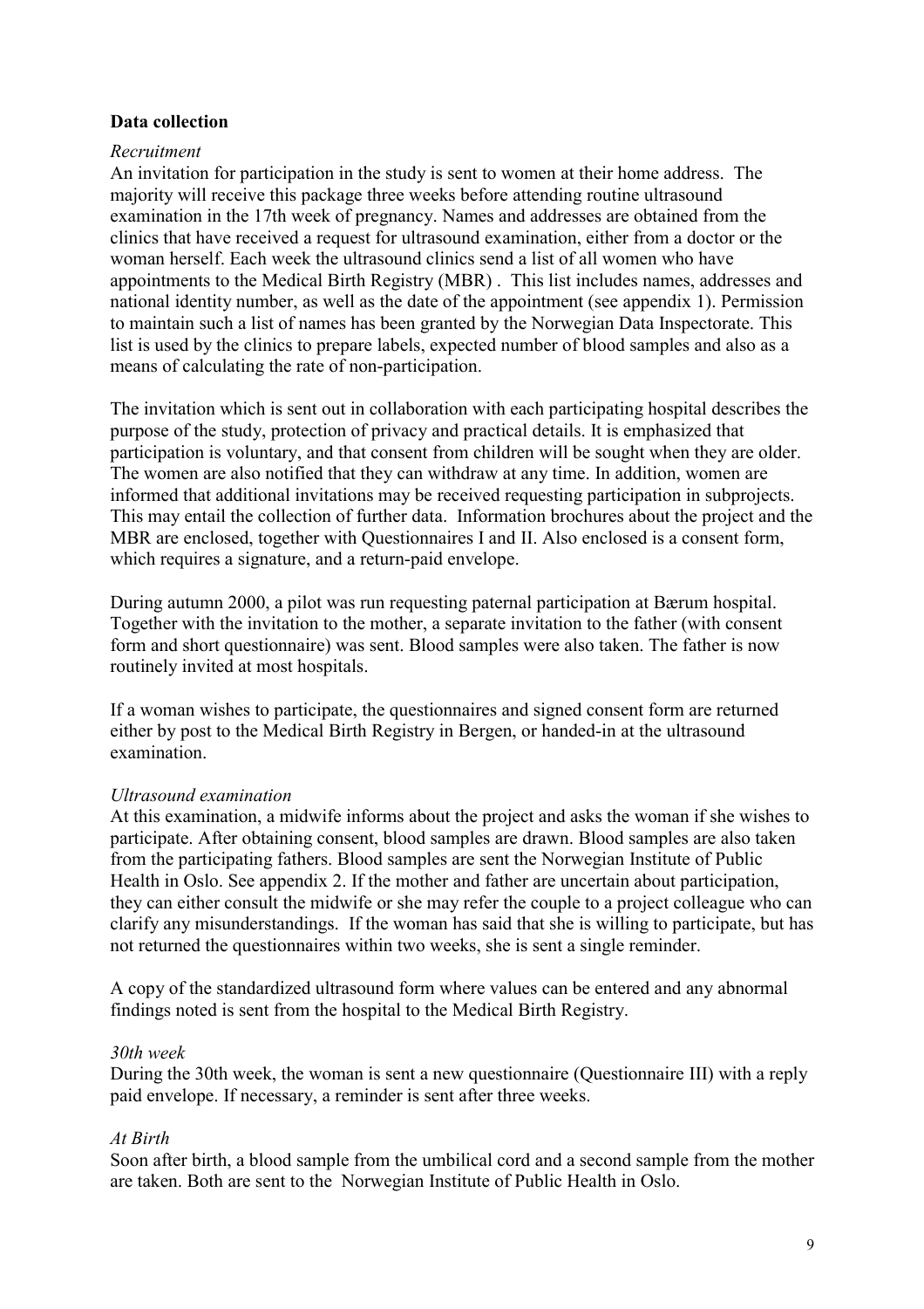**Data collection**

*Recruitment*

An invitation for participation in the study is sent to women at their home address. The majority will receive this package three weeks before attending routine ultrasound examination in the 17th week of pregnancy. Names and addresses are obtained from the clinics that have received a request for ultrasound examination, either from a doctor or the woman herself. Each week the ultrasound clinics send a list of all women who have appointments to the Medical Birth Registry (MBR) . This list includes names, addresses and national identity number, as well as the date of the appointment (see appendix 1). Permission to maintain such a list of names has been granted by the Norwegian Data Inspectorate. This list is used by the clinics to prepare labels, expected number of blood samples and also as a means of calculating the rate of non-participation.

The invitation which is sent out in collaboration with each participating hospital describes the purpose of the study, protection of privacy and practical details. It is emphasized that participation is voluntary, and that consent from children will be sought when they are older. The women are also notified that they can withdraw at any time. In addition, women are informed that additional invitations may be received requesting participation in subprojects. This may entail the collection of further data. Information brochures about the project and the MBR are enclosed, together with Questionnaires I and II. Also enclosed is a consent form, which requires a signature, and a return-paid envelope.

During autumn 2000, a pilot was run requesting paternal participation at Bærum hospital. Together with the invitation to the mother, a separate invitation to the father (with consent form and short questionnaire) was sent. Blood samples were also taken. The father is now routinely invited at most hospitals.

If a woman wishes to participate, the questionnaires and signed consent form are returned either by post to the Medical Birth Registry in Bergen, or handed-in at the ultrasound examination.

*Ultrasound examination*

At this examination, a midwife informs about the project and asks the woman if she wishes to participate. After obtaining consent, blood samples are drawn. Blood samples are also taken from the participating fathers. Blood samples are sent the Norwegian Institute of Public Health in Oslo. See appendix 2. If the mother and father are uncertain about participation, they can either consult the midwife or she may refer the couple to a project colleague who can clarify any misunderstandings. If the woman has said that she is willing to participate, but has not returned the questionnaires within two weeks, she is sent a single reminder.

A copy of the standardized ultrasound form where values can be entered and any abnormal findings noted is sent from the hospital to the Medical Birth Registry.

*30th week*

During the 30th week, the woman is sent a new questionnaire (Questionnaire III) with a reply paid envelope. If necessary, a reminder is sent after three weeks.

*At Birth*

Soon after birth, a blood sample from the umbilical cord and a second sample from the mother are taken. Both are sent to the Norwegian Institute of Public Health in Oslo.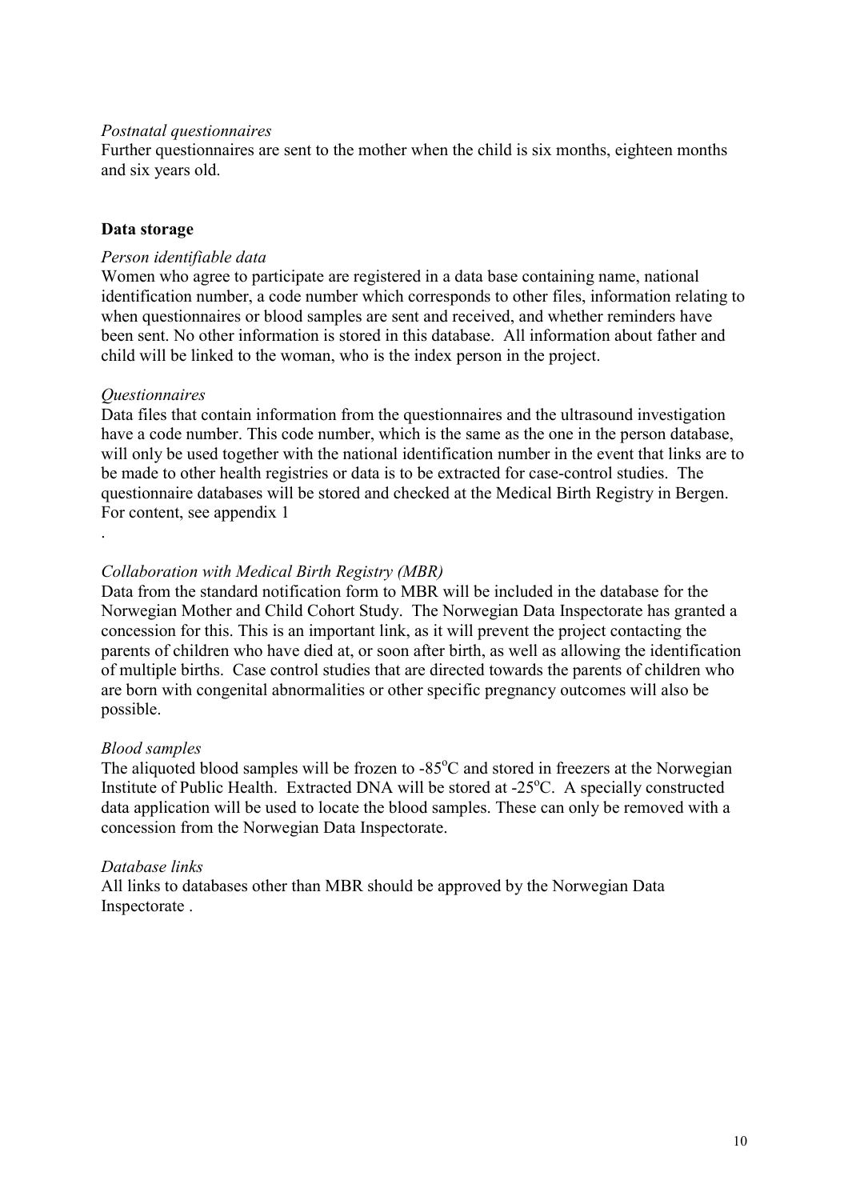*Postnatal questionnaires*

Further questionnaires are sent to the mother when the child is six months, eighteen months and six years old.

## Data storage

*Person identifiable data*

Women who agree to participate are registered in a data base containing name, national identification number, a code number which corresponds to other files, information relating to when questionnaires or blood samples are sent and received, and whether reminders have been sent. No other information is stored in this database. All information about father and child will be linked to the woman, who is the index person in the project.

*Questionnaires*

Data files that contain information from the questionnaires and the ultrasound investigation have a code number. This code number, which is the same as the one in the person database, will only be used together with the national identification number in the event that links are to be made to other health registries or data is to be extracted for case-control studies. The questionnaire databases will be stored and checked at the Medical Birth Registry in Bergen. For content, see appendix 1

.

*Collaboration with Medical Birth Registry (MBR)*

Data from the standard notification form to MBR will be included in the database for the Norwegian Mother and Child Cohort Study. The Norwegian Data Inspectorate has granted a concession for this. This is an important link, as it will prevent the project contacting the parents of children who have died at, or soon after birth, as well as allowing the identification of multiple births. Case control studies that are directed towards the parents of children who are born with congenital abnormalities or other specific pregnancy outcomes will also be possible.

*Blood samples*

The aliquoted blood samples will be frozen to -85°C and stored in freezers at the Norwegian Institute of Public Health. Extracted DNA will be stored at -25°C. A specially constructed data application will be used to locate the blood samples. These can only be removed with a concession from the Norwegian Data Inspectorate.

*Database links*

All links to databases other than MBR should be approved by the Norwegian Data Inspectorate .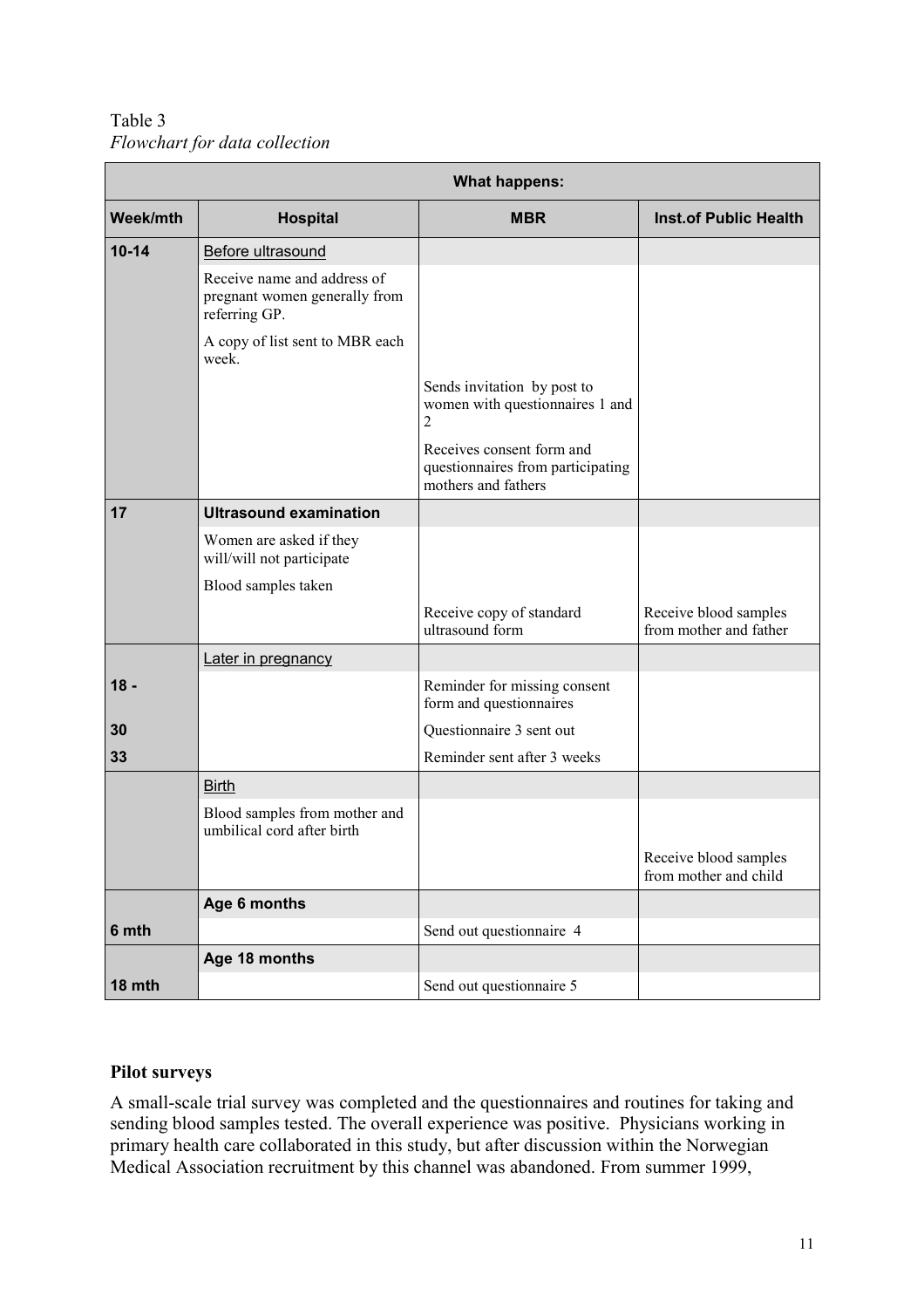Table 3
*Flowchart for data collection*

| | What happens: | | |
|---|---|---|---|
| **Week/mth** | **Hospital** | **MBR** | **Inst.of Public Health** |
| **10-14** | Before ultrasound | | |
| | Receive name and address of pregnant women generally from referring GP. | | |
| | A copy of list sent to MBR each week. | | |
| | | Sends invitation by post to women with questionnaires 1 and 2 | |
| | | Receives consent form and questionnaires from participating mothers and fathers | |
| **17** | **Ultrasound examination** | | |
| | Women are asked if they will/will not participate | | |
| | Blood samples taken | | |
| | | Receive copy of standard ultrasound form | Receive blood samples from mother and father |
| | Later in pregnancy | | |
| **18 -** | | Reminder for missing consent form and questionnaires | |
| **30** | | Questionnaire 3 sent out | |
| **33** | | Reminder sent after 3 weeks | |
| | Birth | | |
| | Blood samples from mother and umbilical cord after birth | | |
| | | | Receive blood samples from mother and child |
| | **Age 6 months** | | |
| **6 mth** | | Send out questionnaire 4 | |
| | **Age 18 months** | | |
| **18 mth** | | Send out questionnaire 5 | |

**Pilot surveys**

A small-scale trial survey was completed and the questionnaires and routines for taking and sending blood samples tested. The overall experience was positive. Physicians working in primary health care collaborated in this study, but after discussion within the Norwegian Medical Association recruitment by this channel was abandoned. From summer 1999,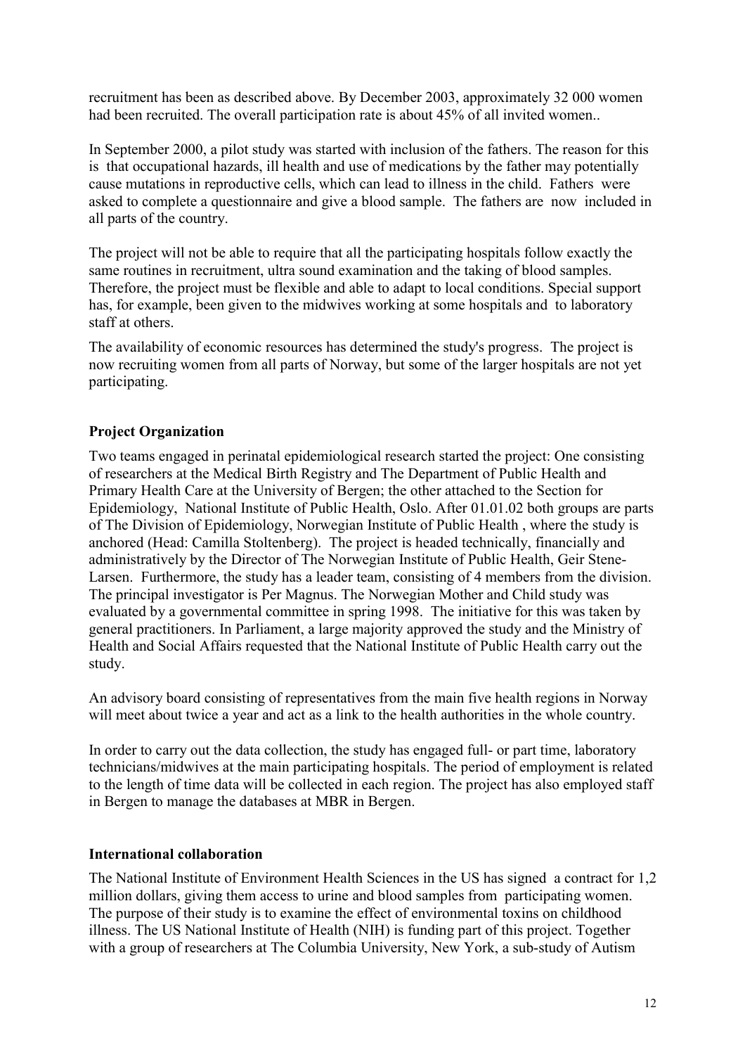recruitment has been as described above. By December 2003, approximately 32 000 women had been recruited. The overall participation rate is about 45% of all invited women..

In September 2000, a pilot study was started with inclusion of the fathers. The reason for this is that occupational hazards, ill health and use of medications by the father may potentially cause mutations in reproductive cells, which can lead to illness in the child. Fathers were asked to complete a questionnaire and give a blood sample. The fathers are now included in all parts of the country.

The project will not be able to require that all the participating hospitals follow exactly the same routines in recruitment, ultra sound examination and the taking of blood samples. Therefore, the project must be flexible and able to adapt to local conditions. Special support has, for example, been given to the midwives working at some hospitals and to laboratory staff at others.

The availability of economic resources has determined the study's progress. The project is now recruiting women from all parts of Norway, but some of the larger hospitals are not yet participating.

## Project Organization

Two teams engaged in perinatal epidemiological research started the project: One consisting of researchers at the Medical Birth Registry and The Department of Public Health and Primary Health Care at the University of Bergen; the other attached to the Section for Epidemiology, National Institute of Public Health, Oslo. After 01.01.02 both groups are parts of The Division of Epidemiology, Norwegian Institute of Public Health , where the study is anchored (Head: Camilla Stoltenberg). The project is headed technically, financially and administratively by the Director of The Norwegian Institute of Public Health, Geir Stene-Larsen. Furthermore, the study has a leader team, consisting of 4 members from the division. The principal investigator is Per Magnus. The Norwegian Mother and Child study was evaluated by a governmental committee in spring 1998. The initiative for this was taken by general practitioners. In Parliament, a large majority approved the study and the Ministry of Health and Social Affairs requested that the National Institute of Public Health carry out the study.

An advisory board consisting of representatives from the main five health regions in Norway will meet about twice a year and act as a link to the health authorities in the whole country.

In order to carry out the data collection, the study has engaged full- or part time, laboratory technicians/midwives at the main participating hospitals. The period of employment is related to the length of time data will be collected in each region. The project has also employed staff in Bergen to manage the databases at MBR in Bergen.

## International collaboration

The National Institute of Environment Health Sciences in the US has signed a contract for 1,2 million dollars, giving them access to urine and blood samples from participating women. The purpose of their study is to examine the effect of environmental toxins on childhood illness. The US National Institute of Health (NIH) is funding part of this project. Together with a group of researchers at The Columbia University, New York, a sub-study of Autism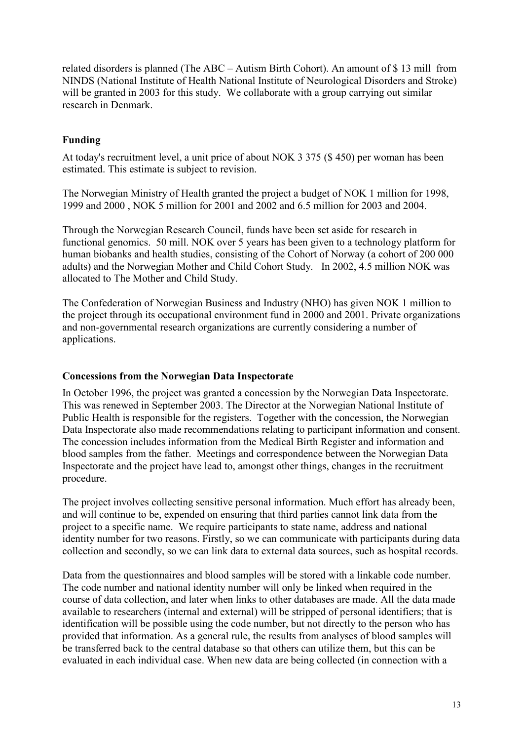related disorders is planned (The ABC – Autism Birth Cohort). An amount of $ 13 mill from NINDS (National Institute of Health National Institute of Neurological Disorders and Stroke) will be granted in 2003 for this study. We collaborate with a group carrying out similar research in Denmark.

## Funding

At today's recruitment level, a unit price of about NOK 3 375 ($ 450) per woman has been estimated. This estimate is subject to revision.

The Norwegian Ministry of Health granted the project a budget of NOK 1 million for 1998, 1999 and 2000 , NOK 5 million for 2001 and 2002 and 6.5 million for 2003 and 2004.

Through the Norwegian Research Council, funds have been set aside for research in functional genomics. 50 mill. NOK over 5 years has been given to a technology platform for human biobanks and health studies, consisting of the Cohort of Norway (a cohort of 200 000 adults) and the Norwegian Mother and Child Cohort Study. In 2002, 4.5 million NOK was allocated to The Mother and Child Study.

The Confederation of Norwegian Business and Industry (NHO) has given NOK 1 million to the project through its occupational environment fund in 2000 and 2001. Private organizations and non-governmental research organizations are currently considering a number of applications.

## Concessions from the Norwegian Data Inspectorate

In October 1996, the project was granted a concession by the Norwegian Data Inspectorate. This was renewed in September 2003. The Director at the Norwegian National Institute of Public Health is responsible for the registers. Together with the concession, the Norwegian Data Inspectorate also made recommendations relating to participant information and consent. The concession includes information from the Medical Birth Register and information and blood samples from the father. Meetings and correspondence between the Norwegian Data Inspectorate and the project have lead to, amongst other things, changes in the recruitment procedure.

The project involves collecting sensitive personal information. Much effort has already been, and will continue to be, expended on ensuring that third parties cannot link data from the project to a specific name. We require participants to state name, address and national identity number for two reasons. Firstly, so we can communicate with participants during data collection and secondly, so we can link data to external data sources, such as hospital records.

Data from the questionnaires and blood samples will be stored with a linkable code number. The code number and national identity number will only be linked when required in the course of data collection, and later when links to other databases are made. All the data made available to researchers (internal and external) will be stripped of personal identifiers; that is identification will be possible using the code number, but not directly to the person who has provided that information. As a general rule, the results from analyses of blood samples will be transferred back to the central database so that others can utilize them, but this can be evaluated in each individual case. When new data are being collected (in connection with a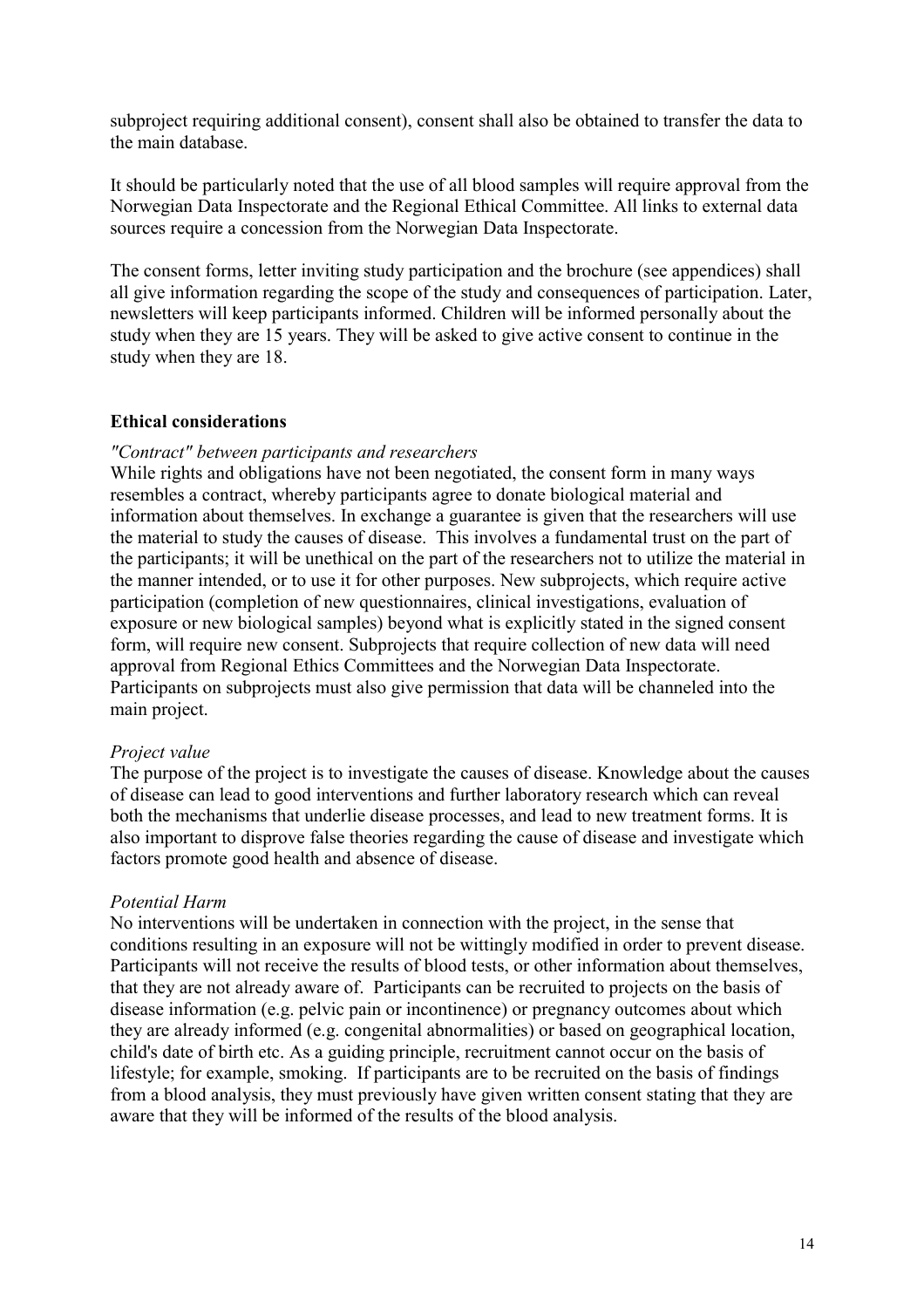subproject requiring additional consent), consent shall also be obtained to transfer the data to the main database.

It should be particularly noted that the use of all blood samples will require approval from the Norwegian Data Inspectorate and the Regional Ethical Committee. All links to external data sources require a concession from the Norwegian Data Inspectorate.

The consent forms, letter inviting study participation and the brochure (see appendices) shall all give information regarding the scope of the study and consequences of participation. Later, newsletters will keep participants informed. Children will be informed personally about the study when they are 15 years. They will be asked to give active consent to continue in the study when they are 18.

**Ethical considerations**

*"Contract" between participants and researchers*

While rights and obligations have not been negotiated, the consent form in many ways resembles a contract, whereby participants agree to donate biological material and information about themselves. In exchange a guarantee is given that the researchers will use the material to study the causes of disease. This involves a fundamental trust on the part of the participants; it will be unethical on the part of the researchers not to utilize the material in the manner intended, or to use it for other purposes. New subprojects, which require active participation (completion of new questionnaires, clinical investigations, evaluation of exposure or new biological samples) beyond what is explicitly stated in the signed consent form, will require new consent. Subprojects that require collection of new data will need approval from Regional Ethics Committees and the Norwegian Data Inspectorate. Participants on subprojects must also give permission that data will be channeled into the main project.

*Project value*

The purpose of the project is to investigate the causes of disease. Knowledge about the causes of disease can lead to good interventions and further laboratory research which can reveal both the mechanisms that underlie disease processes, and lead to new treatment forms. It is also important to disprove false theories regarding the cause of disease and investigate which factors promote good health and absence of disease.

*Potential Harm*

No interventions will be undertaken in connection with the project, in the sense that conditions resulting in an exposure will not be wittingly modified in order to prevent disease. Participants will not receive the results of blood tests, or other information about themselves, that they are not already aware of. Participants can be recruited to projects on the basis of disease information (e.g. pelvic pain or incontinence) or pregnancy outcomes about which they are already informed (e.g. congenital abnormalities) or based on geographical location, child's date of birth etc. As a guiding principle, recruitment cannot occur on the basis of lifestyle; for example, smoking. If participants are to be recruited on the basis of findings from a blood analysis, they must previously have given written consent stating that they are aware that they will be informed of the results of the blood analysis.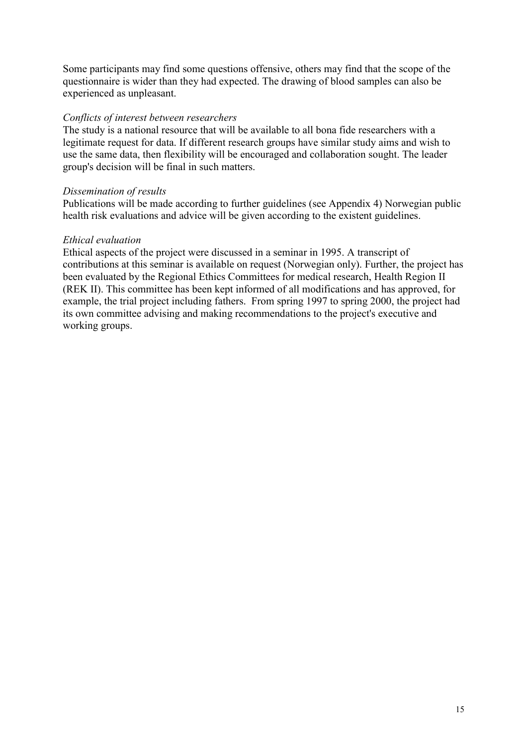Some participants may find some questions offensive, others may find that the scope of the questionnaire is wider than they had expected. The drawing of blood samples can also be experienced as unpleasant.

*Conflicts of interest between researchers*

The study is a national resource that will be available to all bona fide researchers with a legitimate request for data. If different research groups have similar study aims and wish to use the same data, then flexibility will be encouraged and collaboration sought. The leader group's decision will be final in such matters.

*Dissemination of results*

Publications will be made according to further guidelines (see Appendix 4) Norwegian public health risk evaluations and advice will be given according to the existent guidelines.

*Ethical evaluation*

Ethical aspects of the project were discussed in a seminar in 1995. A transcript of contributions at this seminar is available on request (Norwegian only). Further, the project has been evaluated by the Regional Ethics Committees for medical research, Health Region II (REK II). This committee has been kept informed of all modifications and has approved, for example, the trial project including fathers. From spring 1997 to spring 2000, the project had its own committee advising and making recommendations to the project's executive and working groups.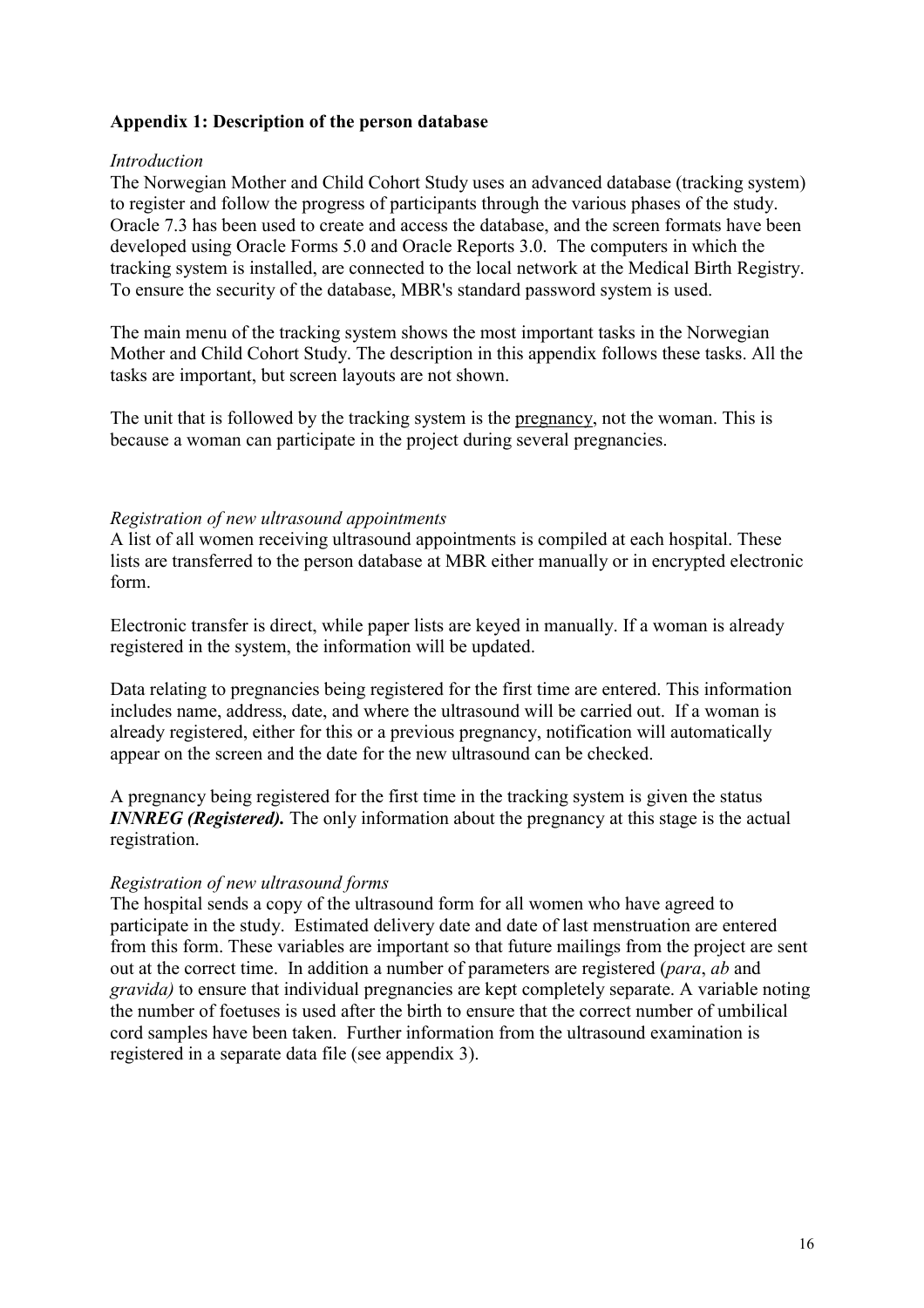## Appendix 1: Description of the person database

*Introduction*

The Norwegian Mother and Child Cohort Study uses an advanced database (tracking system) to register and follow the progress of participants through the various phases of the study. Oracle 7.3 has been used to create and access the database, and the screen formats have been developed using Oracle Forms 5.0 and Oracle Reports 3.0. The computers in which the tracking system is installed, are connected to the local network at the Medical Birth Registry. To ensure the security of the database, MBR's standard password system is used.

The main menu of the tracking system shows the most important tasks in the Norwegian Mother and Child Cohort Study. The description in this appendix follows these tasks. All the tasks are important, but screen layouts are not shown.

The unit that is followed by the tracking system is the pregnancy, not the woman. This is because a woman can participate in the project during several pregnancies.

*Registration of new ultrasound appointments*

A list of all women receiving ultrasound appointments is compiled at each hospital. These lists are transferred to the person database at MBR either manually or in encrypted electronic form.

Electronic transfer is direct, while paper lists are keyed in manually. If a woman is already registered in the system, the information will be updated.

Data relating to pregnancies being registered for the first time are entered. This information includes name, address, date, and where the ultrasound will be carried out. If a woman is already registered, either for this or a previous pregnancy, notification will automatically appear on the screen and the date for the new ultrasound can be checked.

A pregnancy being registered for the first time in the tracking system is given the status ***INNREG (Registered).*** The only information about the pregnancy at this stage is the actual registration.

*Registration of new ultrasound forms*

The hospital sends a copy of the ultrasound form for all women who have agreed to participate in the study. Estimated delivery date and date of last menstruation are entered from this form. These variables are important so that future mailings from the project are sent out at the correct time. In addition a number of parameters are registered (*para*, *ab* and *gravida)* to ensure that individual pregnancies are kept completely separate. A variable noting the number of foetuses is used after the birth to ensure that the correct number of umbilical cord samples have been taken. Further information from the ultrasound examination is registered in a separate data file (see appendix 3).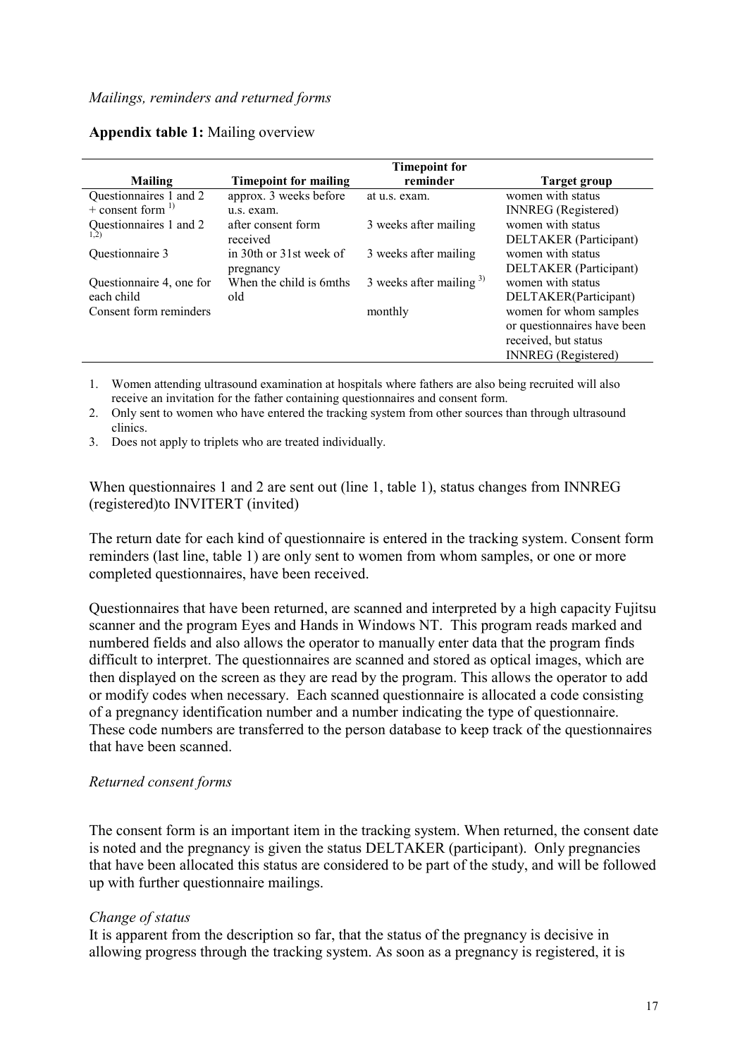*Mailings, reminders and returned forms*

**Appendix table 1:** Mailing overview

| Mailing | Timepoint for mailing | Timepoint for reminder | Target group |
|---|---|---|---|
| Questionnaires 1 and 2 + consent form [1] | approx. 3 weeks before u.s. exam. | at u.s. exam. | women with status INNREG (Registered) |
| Questionnaires 1 and 2 [1,2] | after consent form received | 3 weeks after mailing | women with status DELTAKER (Participant) |
| Questionnaire 3 | in 30th or 31st week of pregnancy | 3 weeks after mailing | women with status DELTAKER (Participant) |
| Questionnaire 4, one for each child | When the child is 6mths old | 3 weeks after mailing [3] | women with status DELTAKER(Participant) |
| Consent form reminders | | monthly | women for whom samples or questionnaires have been received, but status INNREG (Registered) |

1. Women attending ultrasound examination at hospitals where fathers are also being recruited will also receive an invitation for the father containing questionnaires and consent form.
2. Only sent to women who have entered the tracking system from other sources than through ultrasound clinics.
3. Does not apply to triplets who are treated individually.

When questionnaires 1 and 2 are sent out (line 1, table 1), status changes from INNREG (registered)to INVITERT (invited)

The return date for each kind of questionnaire is entered in the tracking system. Consent form reminders (last line, table 1) are only sent to women from whom samples, or one or more completed questionnaires, have been received.

Questionnaires that have been returned, are scanned and interpreted by a high capacity Fujitsu scanner and the program Eyes and Hands in Windows NT. This program reads marked and numbered fields and also allows the operator to manually enter data that the program finds difficult to interpret. The questionnaires are scanned and stored as optical images, which are then displayed on the screen as they are read by the program. This allows the operator to add or modify codes when necessary. Each scanned questionnaire is allocated a code consisting of a pregnancy identification number and a number indicating the type of questionnaire. These code numbers are transferred to the person database to keep track of the questionnaires that have been scanned.

*Returned consent forms*

The consent form is an important item in the tracking system. When returned, the consent date is noted and the pregnancy is given the status DELTAKER (participant). Only pregnancies that have been allocated this status are considered to be part of the study, and will be followed up with further questionnaire mailings.

*Change of status*

It is apparent from the description so far, that the status of the pregnancy is decisive in allowing progress through the tracking system. As soon as a pregnancy is registered, it is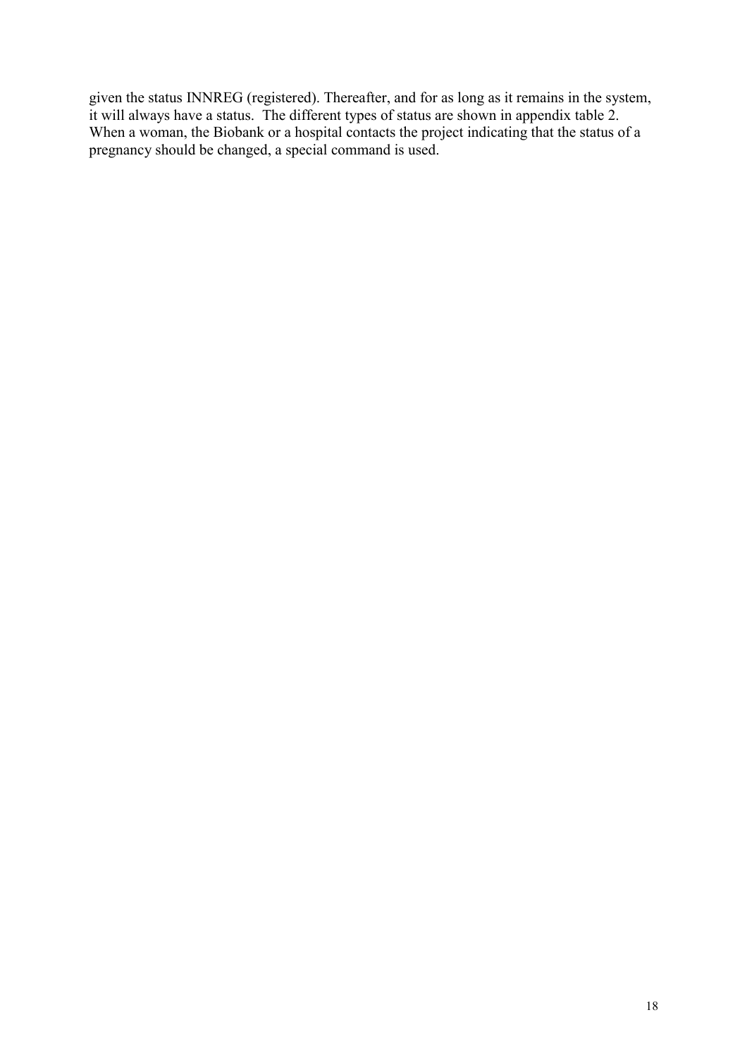given the status INNREG (registered). Thereafter, and for as long as it remains in the system, it will always have a status. The different types of status are shown in appendix table 2. When a woman, the Biobank or a hospital contacts the project indicating that the status of a pregnancy should be changed, a special command is used.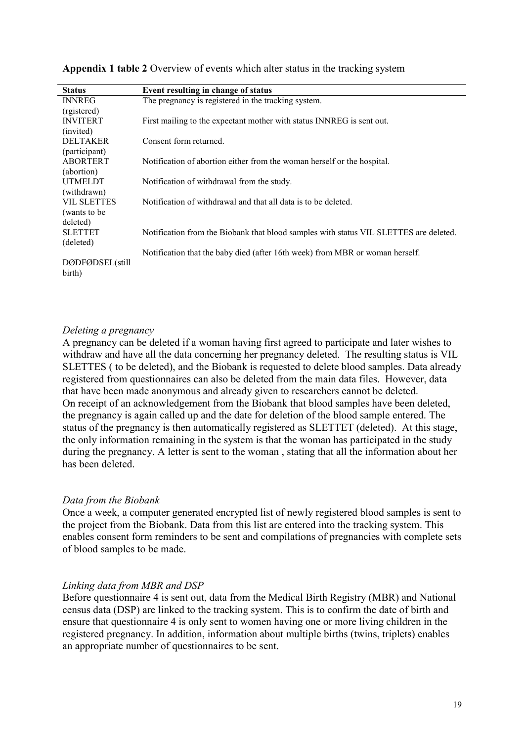**Appendix 1 table 2** Overview of events which alter status in the tracking system

| Status | Event resulting in change of status |
|---|---|
| INNREG (rgistered) | The pregnancy is registered in the tracking system. |
| INVITERT (invited) | First mailing to the expectant mother with status INNREG is sent out. |
| DELTAKER (participant) | Consent form returned. |
| ABORTERT (abortion) | Notification of abortion either from the woman herself or the hospital. |
| UTMELDT (withdrawn) | Notification of withdrawal from the study. |
| VIL SLETTES (wants to be deleted) | Notification of withdrawal and that all data is to be deleted. |
| SLETTET (deleted) | Notification from the Biobank that blood samples with status VIL SLETTES are deleted. |
| DØDFØDSEL(still birth) | Notification that the baby died (after 16th week) from MBR or woman herself. |

*Deleting a pregnancy*

A pregnancy can be deleted if a woman having first agreed to participate and later wishes to withdraw and have all the data concerning her pregnancy deleted. The resulting status is VIL SLETTES ( to be deleted), and the Biobank is requested to delete blood samples. Data already registered from questionnaires can also be deleted from the main data files. However, data that have been made anonymous and already given to researchers cannot be deleted.
On receipt of an acknowledgement from the Biobank that blood samples have been deleted, the pregnancy is again called up and the date for deletion of the blood sample entered. The status of the pregnancy is then automatically registered as SLETTET (deleted). At this stage, the only information remaining in the system is that the woman has participated in the study during the pregnancy. A letter is sent to the woman , stating that all the information about her has been deleted.

*Data from the Biobank*

Once a week, a computer generated encrypted list of newly registered blood samples is sent to the project from the Biobank. Data from this list are entered into the tracking system. This enables consent form reminders to be sent and compilations of pregnancies with complete sets of blood samples to be made.

*Linking data from MBR and DSP*

Before questionnaire 4 is sent out, data from the Medical Birth Registry (MBR) and National census data (DSP) are linked to the tracking system. This is to confirm the date of birth and ensure that questionnaire 4 is only sent to women having one or more living children in the registered pregnancy. In addition, information about multiple births (twins, triplets) enables an appropriate number of questionnaires to be sent.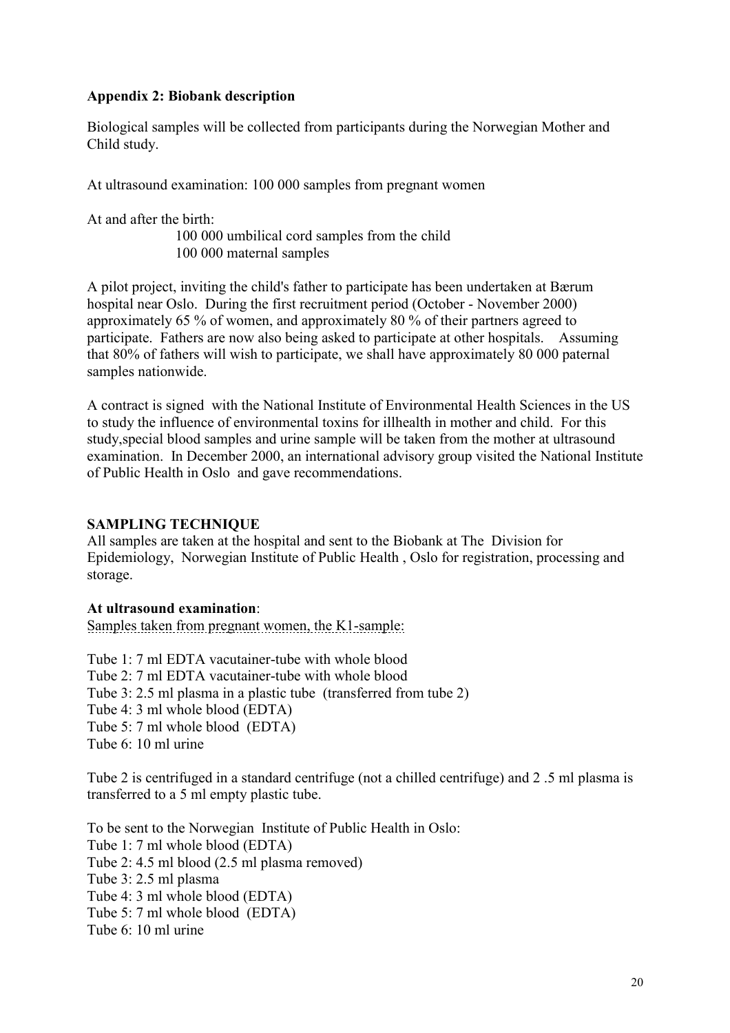## Appendix 2: Biobank description

Biological samples will be collected from participants during the Norwegian Mother and Child study.

At ultrasound examination: 100 000 samples from pregnant women

At and after the birth:

100 000 umbilical cord samples from the child
100 000 maternal samples

A pilot project, inviting the child's father to participate has been undertaken at Bærum hospital near Oslo. During the first recruitment period (October - November 2000) approximately 65 % of women, and approximately 80 % of their partners agreed to participate. Fathers are now also being asked to participate at other hospitals. Assuming that 80% of fathers will wish to participate, we shall have approximately 80 000 paternal samples nationwide.

A contract is signed with the National Institute of Environmental Health Sciences in the US to study the influence of environmental toxins for illhealth in mother and child. For this study,special blood samples and urine sample will be taken from the mother at ultrasound examination. In December 2000, an international advisory group visited the National Institute of Public Health in Oslo and gave recommendations.

### SAMPLING TECHNIQUE

All samples are taken at the hospital and sent to the Biobank at The Division for Epidemiology, Norwegian Institute of Public Health , Oslo for registration, processing and storage.

**At ultrasound examination**:

Samples taken from pregnant women, the K1-sample:

Tube 1: 7 ml EDTA vacutainer-tube with whole blood
Tube 2: 7 ml EDTA vacutainer-tube with whole blood
Tube 3: 2.5 ml plasma in a plastic tube (transferred from tube 2)
Tube 4: 3 ml whole blood (EDTA)
Tube 5: 7 ml whole blood (EDTA)
Tube 6: 10 ml urine

Tube 2 is centrifuged in a standard centrifuge (not a chilled centrifuge) and 2 .5 ml plasma is transferred to a 5 ml empty plastic tube.

To be sent to the Norwegian Institute of Public Health in Oslo:
Tube 1: 7 ml whole blood (EDTA)
Tube 2: 4.5 ml blood (2.5 ml plasma removed)
Tube 3: 2.5 ml plasma
Tube 4: 3 ml whole blood (EDTA)
Tube 5: 7 ml whole blood (EDTA)
Tube 6: 10 ml urine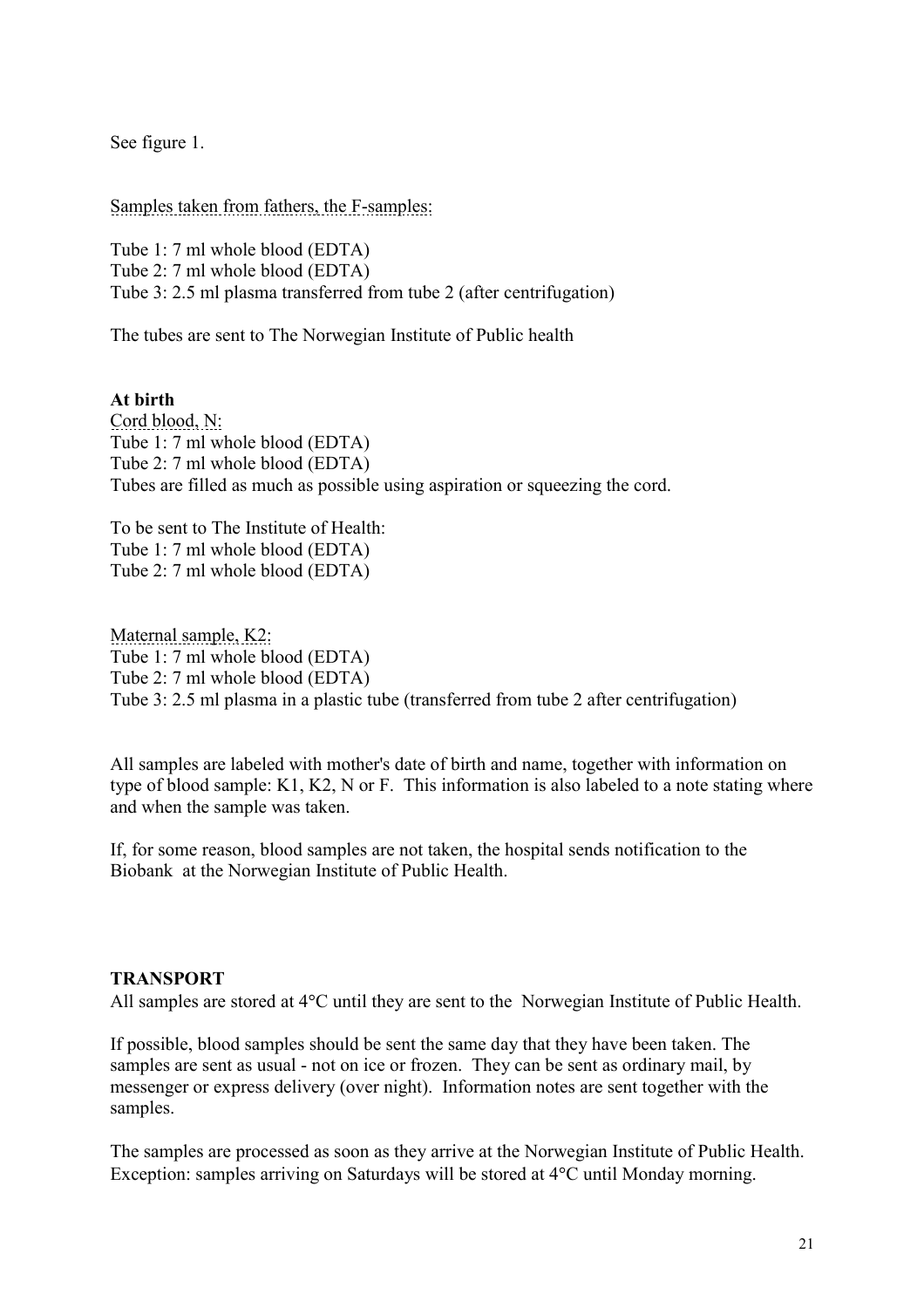See figure 1.

Samples taken from fathers, the F-samples:

Tube 1: 7 ml whole blood (EDTA)
Tube 2: 7 ml whole blood (EDTA)
Tube 3: 2.5 ml plasma transferred from tube 2 (after centrifugation)

The tubes are sent to The Norwegian Institute of Public health

**At birth**

Cord blood, N:
Tube 1: 7 ml whole blood (EDTA)
Tube 2: 7 ml whole blood (EDTA)
Tubes are filled as much as possible using aspiration or squeezing the cord.

To be sent to The Institute of Health:
Tube 1: 7 ml whole blood (EDTA)
Tube 2: 7 ml whole blood (EDTA)

Maternal sample, K2:
Tube 1: 7 ml whole blood (EDTA)
Tube 2: 7 ml whole blood (EDTA)
Tube 3: 2.5 ml plasma in a plastic tube (transferred from tube 2 after centrifugation)

All samples are labeled with mother's date of birth and name, together with information on type of blood sample: K1, K2, N or F. This information is also labeled to a note stating where and when the sample was taken.

If, for some reason, blood samples are not taken, the hospital sends notification to the Biobank at the Norwegian Institute of Public Health.

**TRANSPORT**

All samples are stored at 4°C until they are sent to the Norwegian Institute of Public Health.

If possible, blood samples should be sent the same day that they have been taken. The samples are sent as usual - not on ice or frozen. They can be sent as ordinary mail, by messenger or express delivery (over night). Information notes are sent together with the samples.

The samples are processed as soon as they arrive at the Norwegian Institute of Public Health. Exception: samples arriving on Saturdays will be stored at 4°C until Monday morning.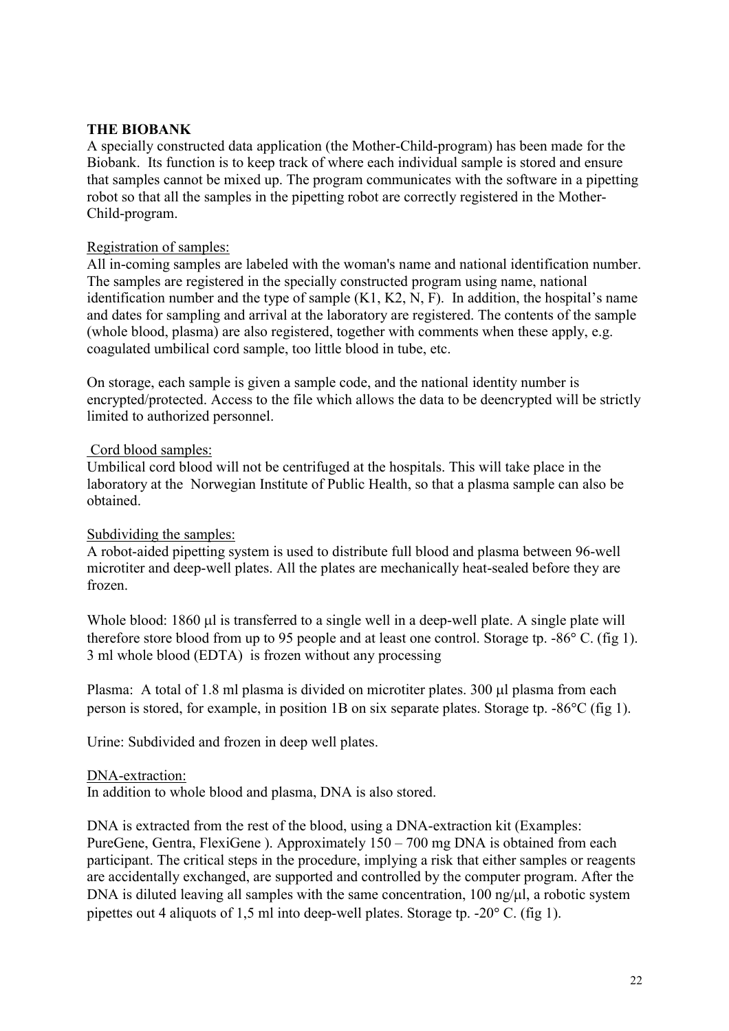**THE BIOBANK**

A specially constructed data application (the Mother-Child-program) has been made for the Biobank. Its function is to keep track of where each individual sample is stored and ensure that samples cannot be mixed up. The program communicates with the software in a pipetting robot so that all the samples in the pipetting robot are correctly registered in the Mother-Child-program.

Registration of samples:

All in-coming samples are labeled with the woman's name and national identification number. The samples are registered in the specially constructed program using name, national identification number and the type of sample (K1, K2, N, F). In addition, the hospital's name and dates for sampling and arrival at the laboratory are registered. The contents of the sample (whole blood, plasma) are also registered, together with comments when these apply, e.g. coagulated umbilical cord sample, too little blood in tube, etc.

On storage, each sample is given a sample code, and the national identity number is encrypted/protected. Access to the file which allows the data to be deencrypted will be strictly limited to authorized personnel.

Cord blood samples:

Umbilical cord blood will not be centrifuged at the hospitals. This will take place in the laboratory at the Norwegian Institute of Public Health, so that a plasma sample can also be obtained.

Subdividing the samples:

A robot-aided pipetting system is used to distribute full blood and plasma between 96-well microtiter and deep-well plates. All the plates are mechanically heat-sealed before they are frozen.

Whole blood: 1860 µl is transferred to a single well in a deep-well plate. A single plate will therefore store blood from up to 95 people and at least one control. Storage tp. -86° C. (fig 1). 3 ml whole blood (EDTA) is frozen without any processing

Plasma: A total of 1.8 ml plasma is divided on microtiter plates. 300 µl plasma from each person is stored, for example, in position 1B on six separate plates. Storage tp. -86°C (fig 1).

Urine: Subdivided and frozen in deep well plates.

DNA-extraction:

In addition to whole blood and plasma, DNA is also stored.

DNA is extracted from the rest of the blood, using a DNA-extraction kit (Examples: PureGene, Gentra, FlexiGene ). Approximately 150 – 700 mg DNA is obtained from each participant. The critical steps in the procedure, implying a risk that either samples or reagents are accidentally exchanged, are supported and controlled by the computer program. After the DNA is diluted leaving all samples with the same concentration, 100 ng/µl, a robotic system pipettes out 4 aliquots of 1,5 ml into deep-well plates. Storage tp. -20° C. (fig 1).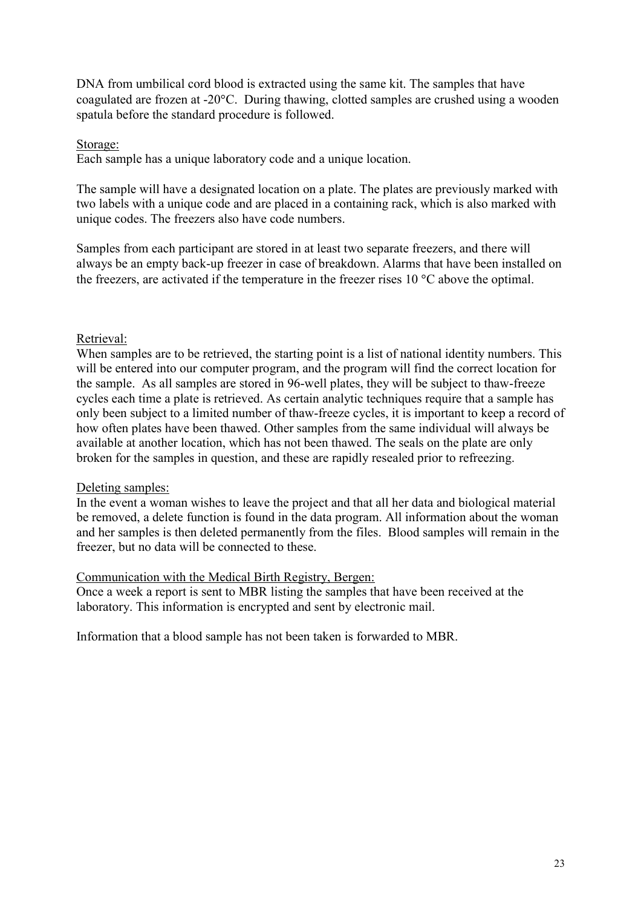DNA from umbilical cord blood is extracted using the same kit. The samples that have coagulated are frozen at -20°C. During thawing, clotted samples are crushed using a wooden spatula before the standard procedure is followed.

<u>Storage:</u>
Each sample has a unique laboratory code and a unique location.

The sample will have a designated location on a plate. The plates are previously marked with two labels with a unique code and are placed in a containing rack, which is also marked with unique codes. The freezers also have code numbers.

Samples from each participant are stored in at least two separate freezers, and there will always be an empty back-up freezer in case of breakdown. Alarms that have been installed on the freezers, are activated if the temperature in the freezer rises 10 °C above the optimal.

<u>Retrieval:</u>
When samples are to be retrieved, the starting point is a list of national identity numbers. This will be entered into our computer program, and the program will find the correct location for the sample. As all samples are stored in 96-well plates, they will be subject to thaw-freeze cycles each time a plate is retrieved. As certain analytic techniques require that a sample has only been subject to a limited number of thaw-freeze cycles, it is important to keep a record of how often plates have been thawed. Other samples from the same individual will always be available at another location, which has not been thawed. The seals on the plate are only broken for the samples in question, and these are rapidly resealed prior to refreezing.

<u>Deleting samples:</u>
In the event a woman wishes to leave the project and that all her data and biological material be removed, a delete function is found in the data program. All information about the woman and her samples is then deleted permanently from the files. Blood samples will remain in the freezer, but no data will be connected to these.

<u>Communication with the Medical Birth Registry, Bergen:</u>
Once a week a report is sent to MBR listing the samples that have been received at the laboratory. This information is encrypted and sent by electronic mail.

Information that a blood sample has not been taken is forwarded to MBR.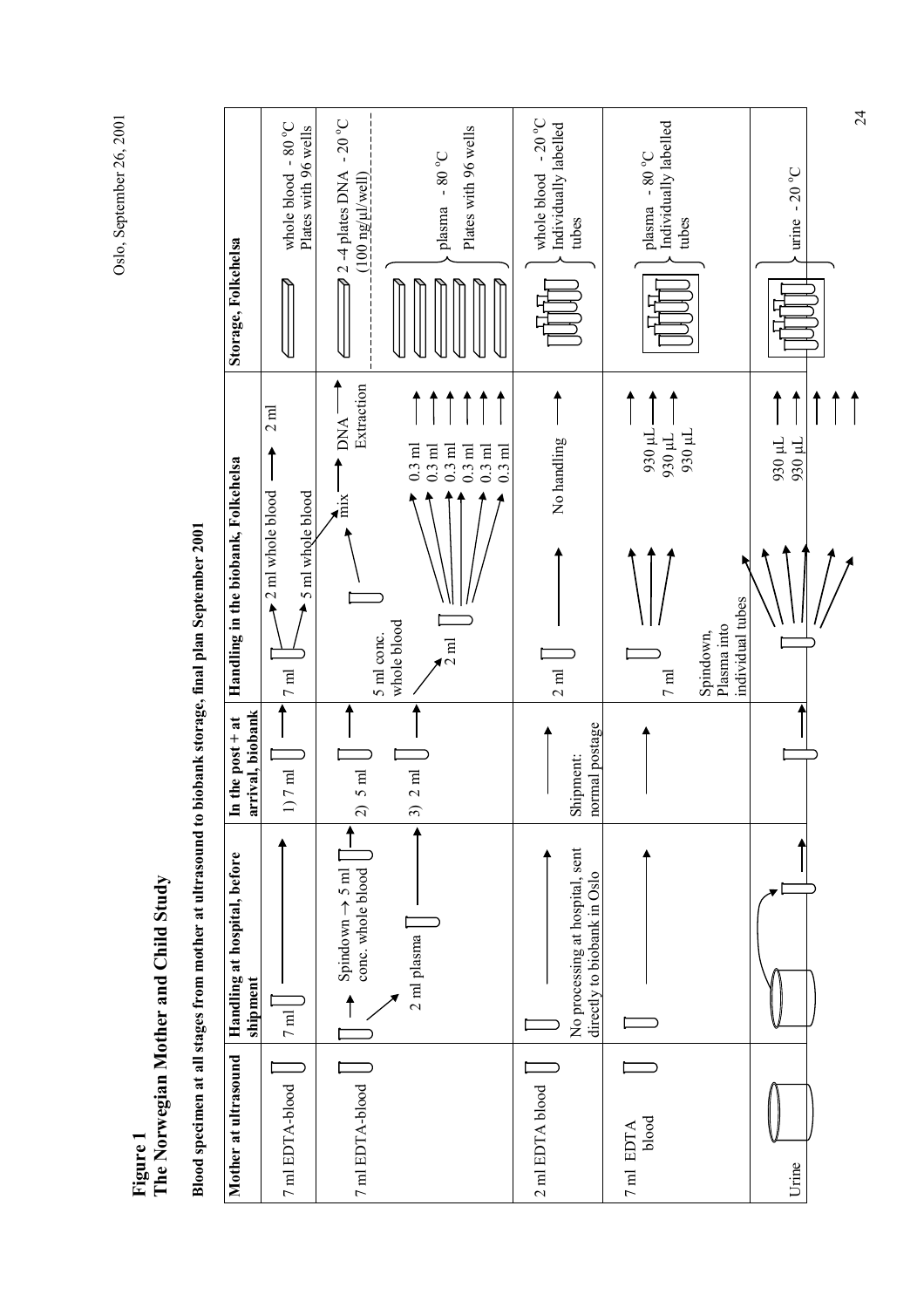# Figure 1
## The Norwegian Mother and Child Study

**Blood specimen at all stages from mother at ultrasound to biobank storage, final plan September 2001**

| Mother at ultrasound | Handling at hospital, before shipment | In the post + at arrival, biobank | Handling in the biobank, Folkehelsa | Storage, Folkehelsa |
|---|---|---|---|---|
| 7 ml EDTA-blood | 7 ml | 1) 7 ml | 7 ml → 2 ml whole blood → 2 ml; 5 ml whole blood → mix | whole blood - 80 °C Plates with 96 wells |
| 7 ml EDTA-blood | Spindown → 5 ml conc. whole blood; 2 ml plasma | 2) 5 ml; 3) 2 ml | 5 ml conc. whole blood → mix → DNA Extraction; 2 ml → 0.3 ml, 0.3 ml, 0.3 ml, 0.3 ml, 0.3 ml, 0.3 ml | 2 -4 plates DNA - 20 °C (100 ng/µl/well); plasma - 80 °C Plates with 96 wells |
| 2 ml EDTA blood | No processing at hospital, sent directly to biobank in Oslo | Shipment: normal postage | 2 ml → No handling | whole blood - 20 °C Individually labelled tubes |
| 7 ml EDTA blood | | | 7 ml; Spindown, Plasma into individual tubes → 930 µL, 930 µL, 930 µL | plasma - 80 °C Individually labelled tubes |
| Urine | | | 930 µL, 930 µL | urine - 20 °C |

Oslo, September 26, 2001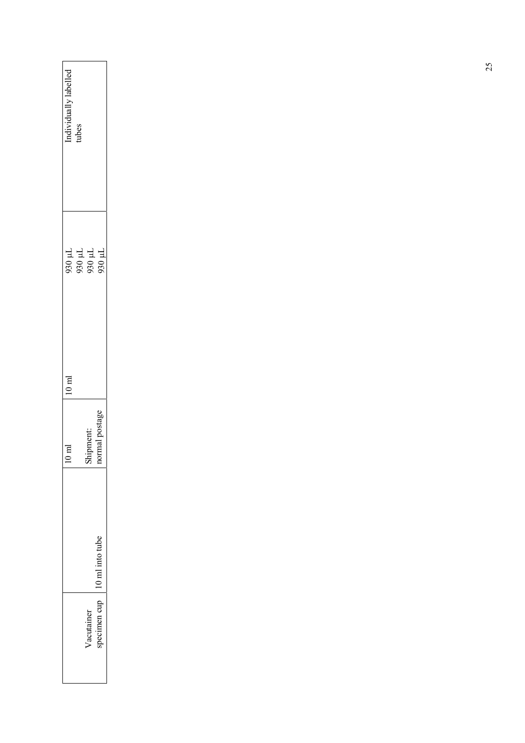| | | | | | |
|---|---|---|---|---|---|
| Vacutainer specimen cup | 10 ml into tube | 10 ml<br><br>Shipment: normal postage | 10 ml | 930 µL<br>930 µL<br>930 µL<br>930 µL | Individually labelled tubes |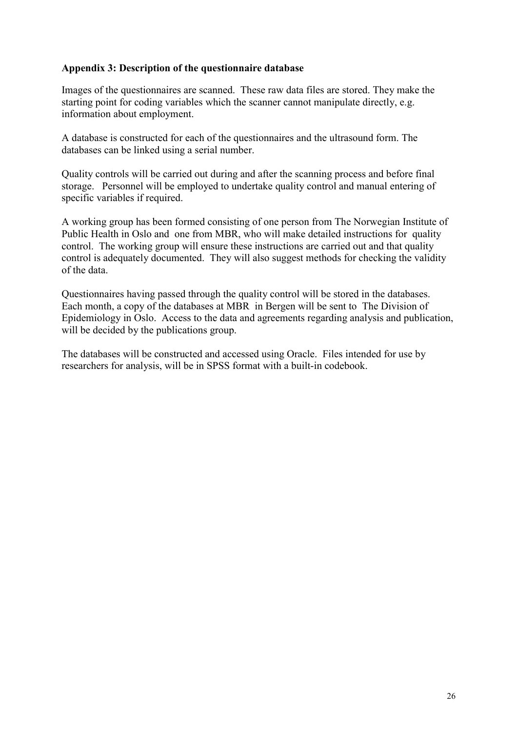**Appendix 3: Description of the questionnaire database**

Images of the questionnaires are scanned. These raw data files are stored. They make the starting point for coding variables which the scanner cannot manipulate directly, e.g. information about employment.

A database is constructed for each of the questionnaires and the ultrasound form. The databases can be linked using a serial number.

Quality controls will be carried out during and after the scanning process and before final storage. Personnel will be employed to undertake quality control and manual entering of specific variables if required.

A working group has been formed consisting of one person from The Norwegian Institute of Public Health in Oslo and one from MBR, who will make detailed instructions for quality control. The working group will ensure these instructions are carried out and that quality control is adequately documented. They will also suggest methods for checking the validity of the data.

Questionnaires having passed through the quality control will be stored in the databases. Each month, a copy of the databases at MBR in Bergen will be sent to The Division of Epidemiology in Oslo. Access to the data and agreements regarding analysis and publication, will be decided by the publications group.

The databases will be constructed and accessed using Oracle. Files intended for use by researchers for analysis, will be in SPSS format with a built-in codebook.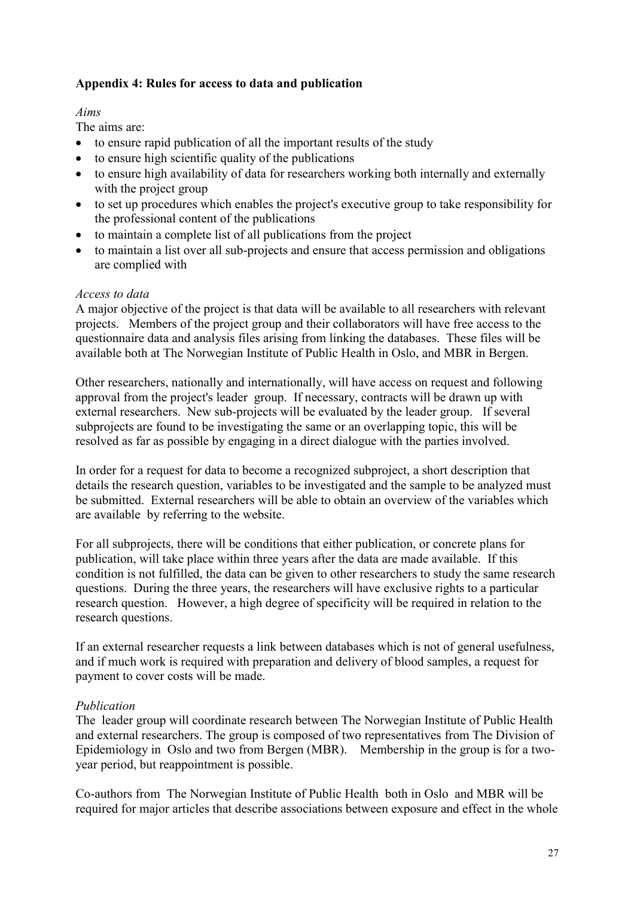**Appendix 4: Rules for access to data and publication**

*Aims*

The aims are:

- to ensure rapid publication of all the important results of the study
- to ensure high scientific quality of the publications
- to ensure high availability of data for researchers working both internally and externally with the project group
- to set up procedures which enables the project's executive group to take responsibility for the professional content of the publications
- to maintain a complete list of all publications from the project
- to maintain a list over all sub-projects and ensure that access permission and obligations are complied with

*Access to data*

A major objective of the project is that data will be available to all researchers with relevant projects. Members of the project group and their collaborators will have free access to the questionnaire data and analysis files arising from linking the databases. These files will be available both at The Norwegian Institute of Public Health in Oslo, and MBR in Bergen.

Other researchers, nationally and internationally, will have access on request and following approval from the project's leader group. If necessary, contracts will be drawn up with external researchers. New sub-projects will be evaluated by the leader group. If several subprojects are found to be investigating the same or an overlapping topic, this will be resolved as far as possible by engaging in a direct dialogue with the parties involved.

In order for a request for data to become a recognized subproject, a short description that details the research question, variables to be investigated and the sample to be analyzed must be submitted. External researchers will be able to obtain an overview of the variables which are available by referring to the website.

For all subprojects, there will be conditions that either publication, or concrete plans for publication, will take place within three years after the data are made available. If this condition is not fulfilled, the data can be given to other researchers to study the same research questions. During the three years, the researchers will have exclusive rights to a particular research question. However, a high degree of specificity will be required in relation to the research questions.

If an external researcher requests a link between databases which is not of general usefulness, and if much work is required with preparation and delivery of blood samples, a request for payment to cover costs will be made.

*Publication*

The leader group will coordinate research between The Norwegian Institute of Public Health and external researchers. The group is composed of two representatives from The Division of Epidemiology in Oslo and two from Bergen (MBR). Membership in the group is for a two-year period, but reappointment is possible.

Co-authors from The Norwegian Institute of Public Health both in Oslo and MBR will be required for major articles that describe associations between exposure and effect in the whole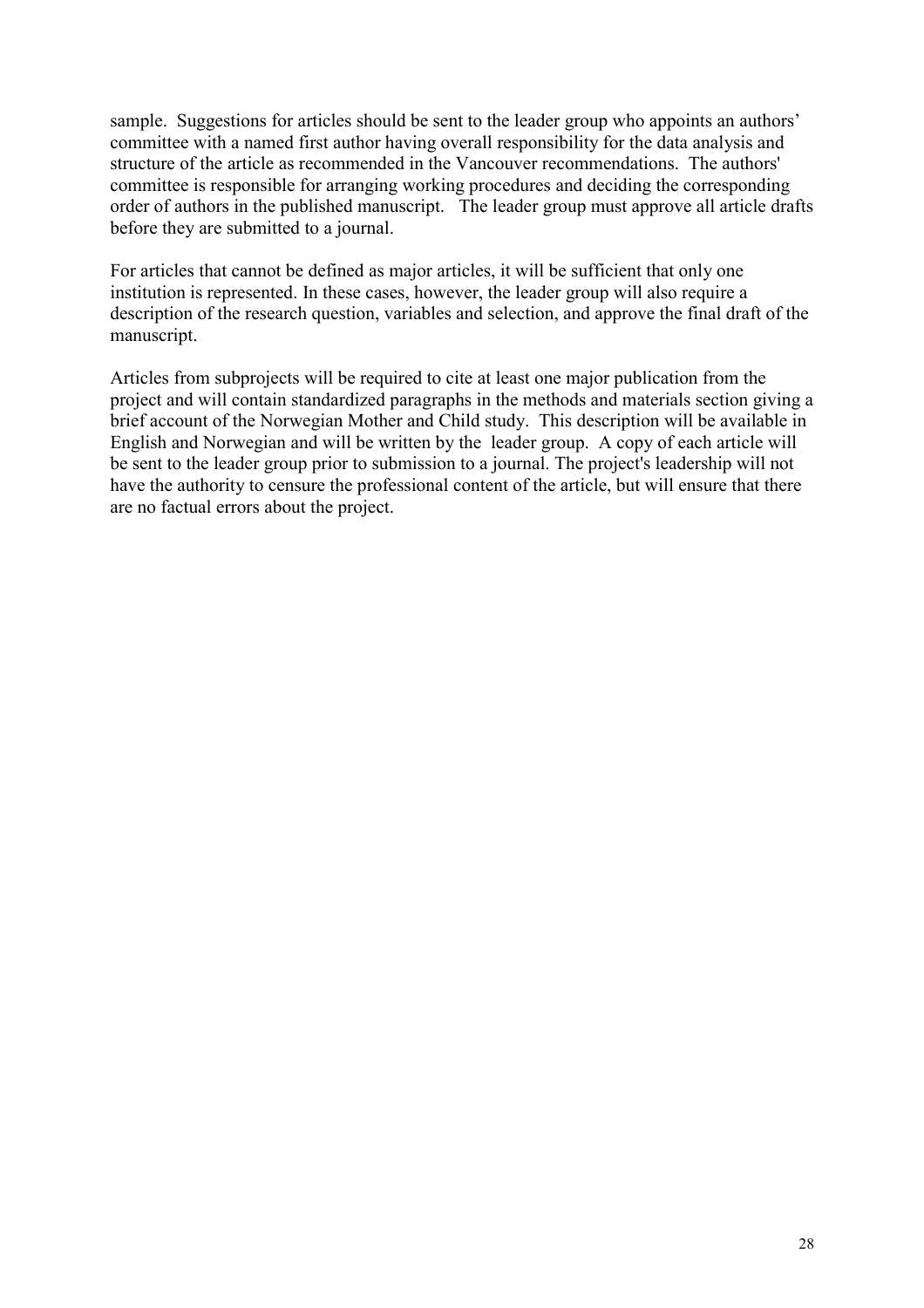sample. Suggestions for articles should be sent to the leader group who appoints an authors' committee with a named first author having overall responsibility for the data analysis and structure of the article as recommended in the Vancouver recommendations. The authors' committee is responsible for arranging working procedures and deciding the corresponding order of authors in the published manuscript. The leader group must approve all article drafts before they are submitted to a journal.

For articles that cannot be defined as major articles, it will be sufficient that only one institution is represented. In these cases, however, the leader group will also require a description of the research question, variables and selection, and approve the final draft of the manuscript.

Articles from subprojects will be required to cite at least one major publication from the project and will contain standardized paragraphs in the methods and materials section giving a brief account of the Norwegian Mother and Child study. This description will be available in English and Norwegian and will be written by the leader group. A copy of each article will be sent to the leader group prior to submission to a journal. The project's leadership will not have the authority to censure the professional content of the article, but will ensure that there are no factual errors about the project.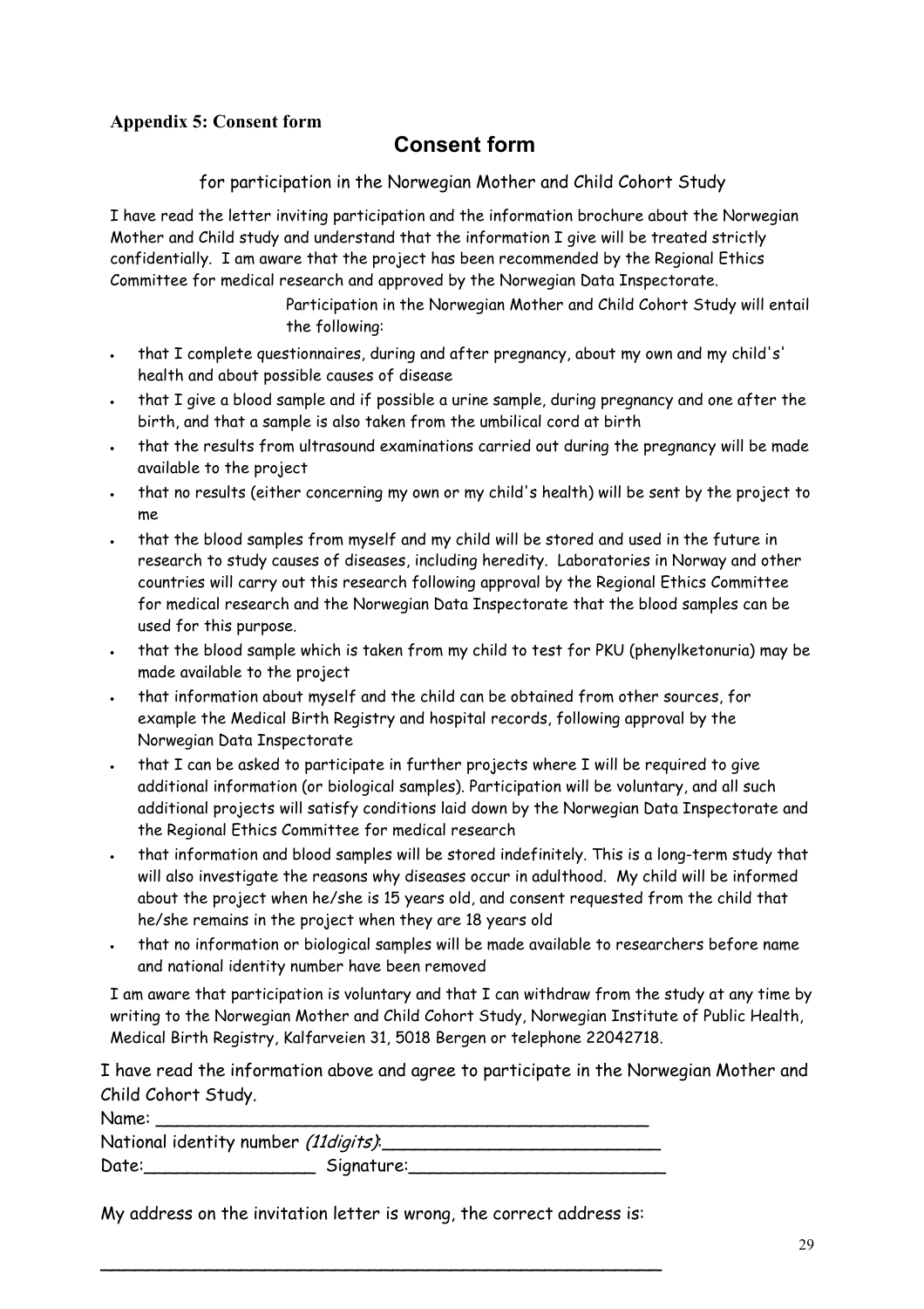**Appendix 5: Consent form**

# Consent form

for participation in the Norwegian Mother and Child Cohort Study

I have read the letter inviting participation and the information brochure about the Norwegian Mother and Child study and understand that the information I give will be treated strictly confidentially. I am aware that the project has been recommended by the Regional Ethics Committee for medical research and approved by the Norwegian Data Inspectorate.

Participation in the Norwegian Mother and Child Cohort Study will entail the following:

- that I complete questionnaires, during and after pregnancy, about my own and my child's' health and about possible causes of disease
- that I give a blood sample and if possible a urine sample, during pregnancy and one after the birth, and that a sample is also taken from the umbilical cord at birth
- that the results from ultrasound examinations carried out during the pregnancy will be made available to the project
- that no results (either concerning my own or my child's health) will be sent by the project to me
- that the blood samples from myself and my child will be stored and used in the future in research to study causes of diseases, including heredity. Laboratories in Norway and other countries will carry out this research following approval by the Regional Ethics Committee for medical research and the Norwegian Data Inspectorate that the blood samples can be used for this purpose.
- that the blood sample which is taken from my child to test for PKU (phenylketonuria) may be made available to the project
- that information about myself and the child can be obtained from other sources, for example the Medical Birth Registry and hospital records, following approval by the Norwegian Data Inspectorate
- that I can be asked to participate in further projects where I will be required to give additional information (or biological samples). Participation will be voluntary, and all such additional projects will satisfy conditions laid down by the Norwegian Data Inspectorate and the Regional Ethics Committee for medical research
- that information and blood samples will be stored indefinitely. This is a long-term study that will also investigate the reasons why diseases occur in adulthood. My child will be informed about the project when he/she is 15 years old, and consent requested from the child that he/she remains in the project when they are 18 years old
- that no information or biological samples will be made available to researchers before name and national identity number have been removed

I am aware that participation is voluntary and that I can withdraw from the study at any time by writing to the Norwegian Mother and Child Cohort Study, Norwegian Institute of Public Health, Medical Birth Registry, Kalfarveien 31, 5018 Bergen or telephone 22042718.

I have read the information above and agree to participate in the Norwegian Mother and Child Cohort Study.

Name: ________________________________________________

National identity number *(11digits)*:__________________________

Date:________________ Signature:________________________

My address on the invitation letter is wrong, the correct address is:

____________________________________________________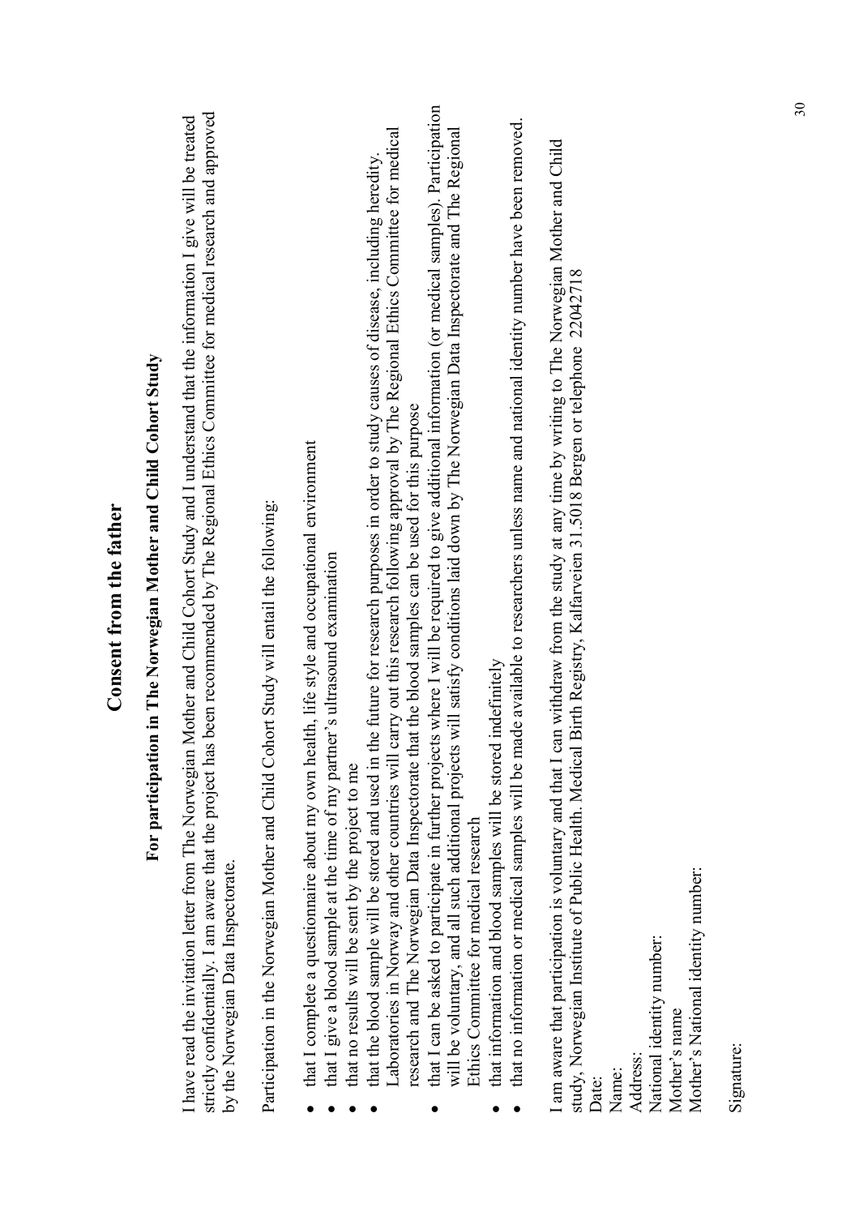# Consent from the father

## For participation in The Norwegian Mother and Child Cohort Study

I have read the invitation letter from The Norwegian Mother and Child Cohort Study and I understand that the information I give will be treated strictly confidentially. I am aware that the project has been recommended by The Regional Ethics Committee for medical research and approved by the Norwegian Data Inspectorate.

Participation in the Norwegian Mother and Child Cohort Study will entail the following:

- that I complete a questionnaire about my own health, life style and occupational environment
- that I give a blood sample at the time of my partner's ultrasound examination
- that no results will be sent by the project to me
- that the blood sample will be stored and used in the future for research purposes in order to study causes of disease, including heredity. Laboratories in Norway and other countries will carry out this research following approval by The Regional Ethics Committee for medical research and The Norwegian Data Inspectorate that the blood samples can be used for this purpose
- that I can be asked to participate in further projects where I will be required to give additional information (or medical samples). Participation will be voluntary, and all such additional projects will satisfy conditions laid down by The Norwegian Data Inspectorate and The Regional Ethics Committee for medical research
- that information and blood samples will be stored indefinitely
- that no information or medical samples will be made available to researchers unless name and national identity number have been removed.

I am aware that participation is voluntary and that I can withdraw from the study at any time by writing to The Norwegian Mother and Child study, Norwegian Institute of Public Health. Medical Birth Registry, Kalfarveien 31.5018 Bergen or telephone 22042718

Date:
Name:
Address:
National identity number:
Mother's name
Mother's National identity number:

Signature: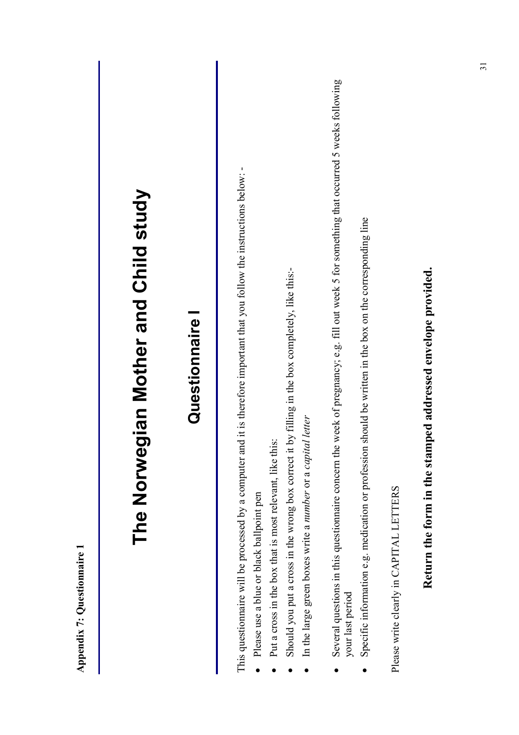**Appendix 7: Questionnaire 1**

# The Norwegian Mother and Child study

## Questionnaire I

This questionnaire will be processed by a computer and it is therefore important that you follow the instructions below: -

- Please use a blue or black ballpoint pen
- Put a cross in the box that is most relevant, like this:
- Should you put a cross in the wrong box correct it by filling in the box completely, like this:-
- In the large green boxes write a *number* or a *capital letter*

- Several questions in this questionnaire concern the week of pregnancy; e.g. fill out week 5 for something that occurred 5 weeks following your last period
- Specific information e.g. medication or profession should be written in the box on the corresponding line

Please write clearly in CAPITAL LETTERS

**Return the form in the stamped addressed envelope provided.**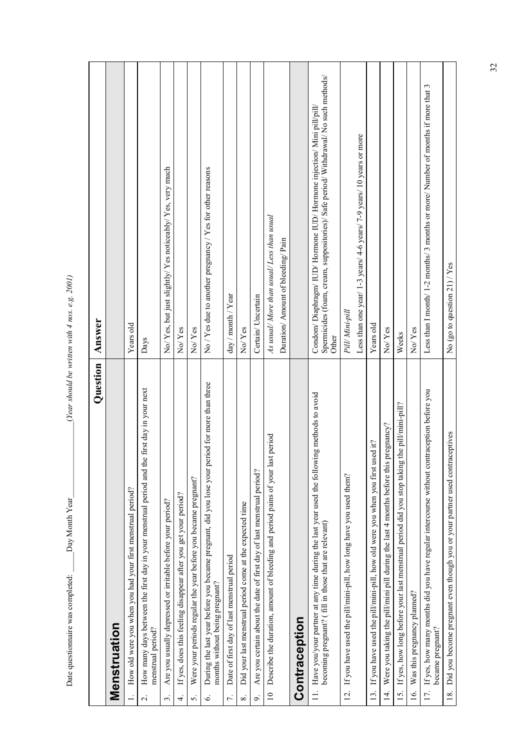Date questionnaire was completed: ____Day Month Year__________ *(Year should be written with 4 nos. e.g. 2001)*

| Question | Answer |
|---|---|
| **Menstruation** | |
| 1. How old were you when you had your first menstrual period? | Years old |
| 2. How many days between the first day in your menstrual period and the first day in your next menstrual period? | Days |
| 3. Are you usually depressed or irritable before your period? | No/ Yes, but just slightly/ Yes noticeably/ Yes, very much |
| 4. If yes, does this feeling disappear after you get your period? | No/ Yes |
| 5. Were your periods regular the year before you became pregnant? | No/ Yes |
| 6. During the last year before you became pregnant, did you lose your period for more than three months without being pregnant? | No / Yes due to another pregnancy / Yes for other reasons |
| 7. Date of first day of last menstrual period | day / month / Year |
| 8. Did your last menstrual period come at the expected time | No/ Yes |
| 9. Are you certain about the date of first day of last menstrual period? | Certain/ Uncertain |
| 10 Describe the duration, amount of bleeding and period pains of your last period | *As usual/ More than usual/ Less than usual*<br>Duration/ Amount of bleeding/ Pain |
| **Contraception** | |
| 11. Have you/your partner at any time during the last year used the following methods to avoid becoming pregnant? ( fill in those that are relevant) | Condom/ Diaphragm/ IUD/ Hormone IUD/ Hormone injection/ Mini pill/pill/ Spermicides (foam, cream, suppositories)/ Safe period/ Withdrawal/ No such methods/ Other |
| 12. If you have used the pill/mini-pill, how long have you used them? | *Pill/ Mini-pill*<br>Less than one year/ 1-3 years/ 4-6 years/ 7-9 years/ 10 years or more |
| 13. If you have used the pill/mini-pill, how old were you when you first used it? | Years old |
| 14. Were you taking the pill/mini pill during the last 4 months before this pregnancy? | No/ Yes |
| 15. If yes, how long before your last menstrual period did you stop taking the pill/mini-pill? | Weeks |
| 16. Was this pregnancy planned? | No/ Yes |
| 17. If yes, how many months did you have regular intercourse without contraception before you became pregnant? | Less than I month/ 1-2 months/ 3 months or more/ Number of months if more that 3 |
| 18. Did you become pregnant even though you or your partner used contraceptives | No (go to question 21) / Yes |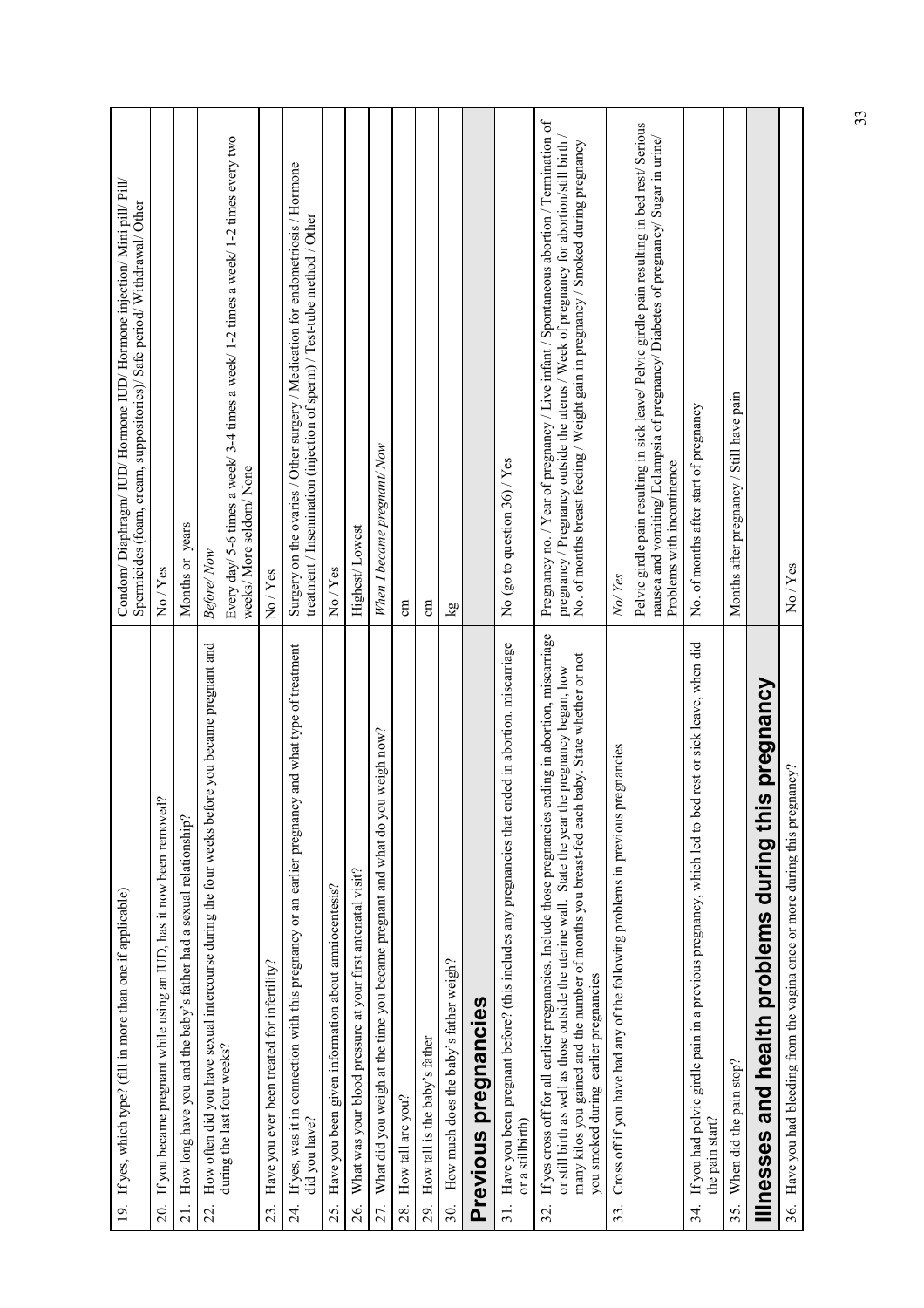| | |
|---|---|
| 19. If yes, which type? (fill in more than one if applicable) | Condom/ Diaphragm/ IUD/ Hormone IUD/ Hormone injection/ Mini pill/ Pill/ Spermicides (foam, cream, suppositories)/ Safe period/ Withdrawal/ Other |
| 20. If you became pregnant while using an IUD, has it now been removed? | No / Yes |
| 21. How long have you and the baby's father had a sexual relationship? | Months or years |
| 22. How often did you have sexual intercourse during the four weeks before you became pregnant and during the last four weeks? | *Before/ Now*<br>Every day/ 5-6 times a week/ 3-4 times a week/ 1-2 times a week/ 1-2 times every two weeks/ More seldom/ None |
| 23. Have you ever been treated for infertility? | No / Yes |
| 24. If yes, was it in connection with this pregnancy or an earlier pregnancy and what type of treatment did you have? | Surgery on the ovaries / Other surgery / Medication for endometriosis / Hormone treatment / Insemination (injection of sperm) / Test-tube method / Other |
| 25. Have you been given information about amniocentesis? | No / Yes |
| 26. What was your blood pressure at your first antenatal visit? | Highest/ Lowest |
| 27. What did you weigh at the time you became pregnant and what do you weigh now? | *When I became pregnant/ Now* |
| 28. How tall are you? | cm |
| 29. How tall is the baby's father | cm |
| 30. How much does the baby's father weigh? | kg |
| **Previous pregnancies** | |
| 31. Have you been pregnant before? (this includes any pregnancies that ended in abortion, miscarriage or a stillbirth) | No (go to question 36) / Yes |
| 32. If yes cross off for all earlier pregnancies. Include those pregnancies ending in abortion, miscarriage or still birth as well as those outside the uterine wall. State the year the pregnancy began, how many kilos you gained and the number of months you breast-fed each baby. State whether or not you smoked during earlier pregnancies | Pregnancy no. / Year of pregnancy / Live infant / Spontaneous abortion / Termination of pregnancy / Pregnancy outside the uterus / Week of pregnancy for abortion/still birth / No. of months breast feeding / Weight gain in pregnancy / Smoked during pregnancy |
| 33. Cross off if you have had any of the following problems in previous pregnancies | *No/ Yes*<br>Pelvic girdle pain resulting in sick leave/ Pelvic girdle pain resulting in bed rest/ Serious nausea and vomiting/ Eclampsia of pregnancy/ Diabetes of pregnancy/ Sugar in urine/ Problems with incontinence |
| 34. If you had pelvic girdle pain in a previous pregnancy, which led to bed rest or sick leave, when did the pain start? | No. of months after start of pregnancy |
| 35. When did the pain stop? | Months after pregnancy / Still have pain |
| **Illnesses and health problems during this pregnancy** | |
| 36. Have you had bleeding from the vagina once or more during this pregnancy? | No / Yes |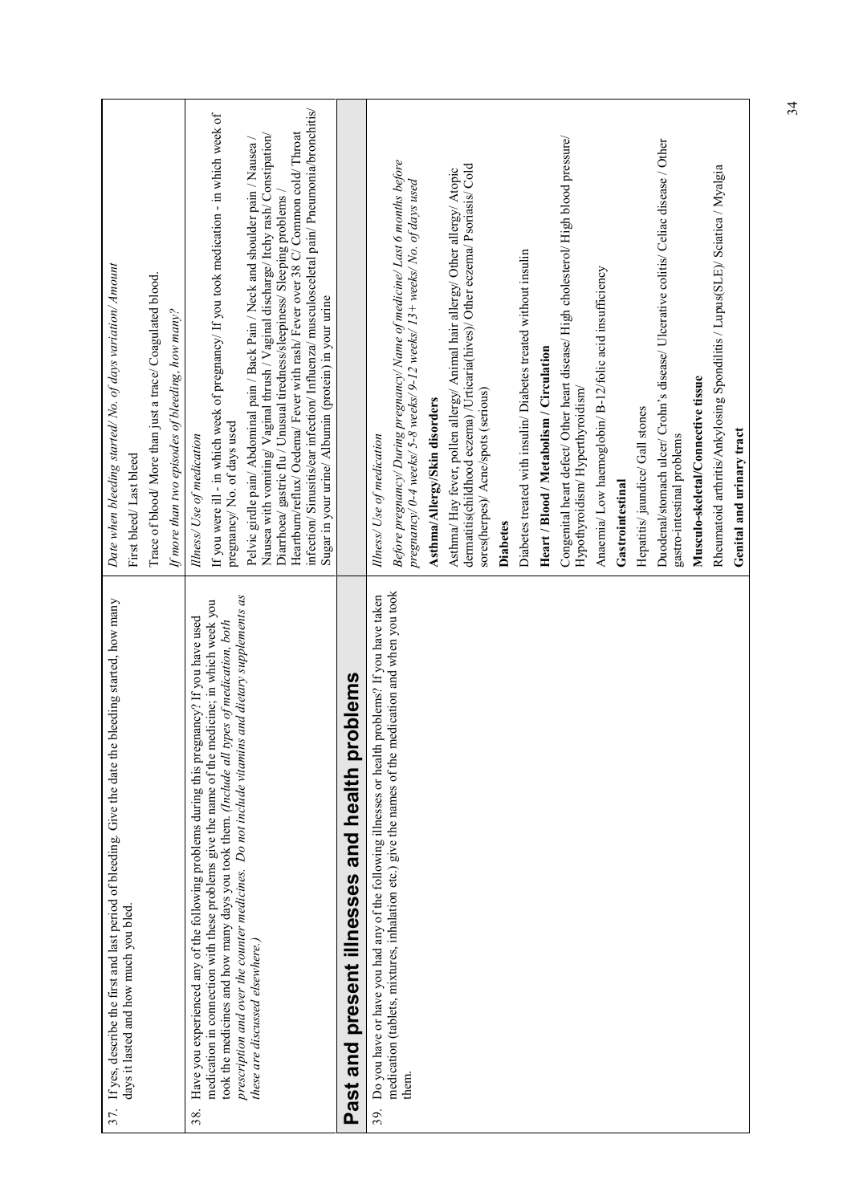| | |
|---|---|
| 37. If yes, describe the first and last period of bleeding. Give the date the bleeding started, how many days it lasted and how much you bled. | *Date when bleeding started/ No. of days variation/ Amount*<br>First bleed/ Last bleed<br>Trace of blood/ More than just a trace/ Coagulated blood.<br>*If more than two episodes of bleeding, how many?* |
| 38. Have you experienced any of the following problems during this pregnancy? If you have used medication in connection with these problems give the name of the medicine; in which week you took the medicines and how many days you took them. *(Include all types of medication, both prescription and over the counter medicines. Do not include vitamins and dietary supplements as these are discussed elsewhere.)* | *Illness/ Use of medication*<br>If you were ill - in which week of pregnancy/ If you took medication - in which week of pregnancy/ No. of days used<br>Pelvic girdle pain/ Abdominal pain / Back Pain / Neck and shoulder pain / Nausea / Nausea with vomiting/ Vaginal thrush / Vaginal discharge/ Itchy rash/ Constipation/ Diarrhoea/ gastric flu / Unusual tiredness/sleepiness/ Sleeping problems / Heartburn/reflux/ Oedema/ Fever with rash/ Fever over 38 C/ Common cold/ Throat infection/ Sinusitis/ear infection/ Influenza/ musculosceletal pain/ Pneumonia/bronchitis/ Sugar in your urine/ Albumin (protein) in your urine |

## Past and present illnesses and health problems

| | |
|---|---|
| 39. Do you have or have you had any of the following illnesses or health problems? If you have taken medication (tablets, mixtures, inhalation etc.) give the names of the medication and when you took them. | *Illness/ Use of medication*<br>*Before pregnancy/ During pregnancy/ Name of medicine/ Last 6 months before pregnancy/ 0-4 weeks/ 5-8 weeks/ 9-12 weeks/ 13+ weeks/ No. of days used*<br>**Asthma/Allergy/Skin disorders**<br>Asthma/ Hay fever, pollen allergy/ Animal hair allergy/ Other allergy/ Atopic dermatitis(childhood eczema) /Urticaria(hives)/ Other eczema/ Psoriasis/ Cold sores(herpes)/ Acne/spots (serious)<br>**Diabetes**<br>Diabetes treated with insulin/ Diabetes treated without insulin<br>**Heart / Blood / Metabolism / Circulation**<br>Congenital heart defect/ Other heart disease/ High cholesterol/ High blood pressure/ Hypothyroidism/ Hyperthyroidism/<br>Anaemia/ Low haemoglobin/ B-12/folic acid insufficiency<br>**Gastrointestinal**<br>Hepatitis/ jaundice/ Gall stones<br>Duodenal/stomach ulcer/ Crohn's disease/ Ulcerative colitis/ Celiac disease / Other gastro-intestinal problems<br>**Musculo-skeletal/Connective tissue**<br>Rheumatoid arthritis/Ankylosing Spondilitis / Lupus(SLE)/ Sciatica / Myalgia<br>**Genital and urinary tract** |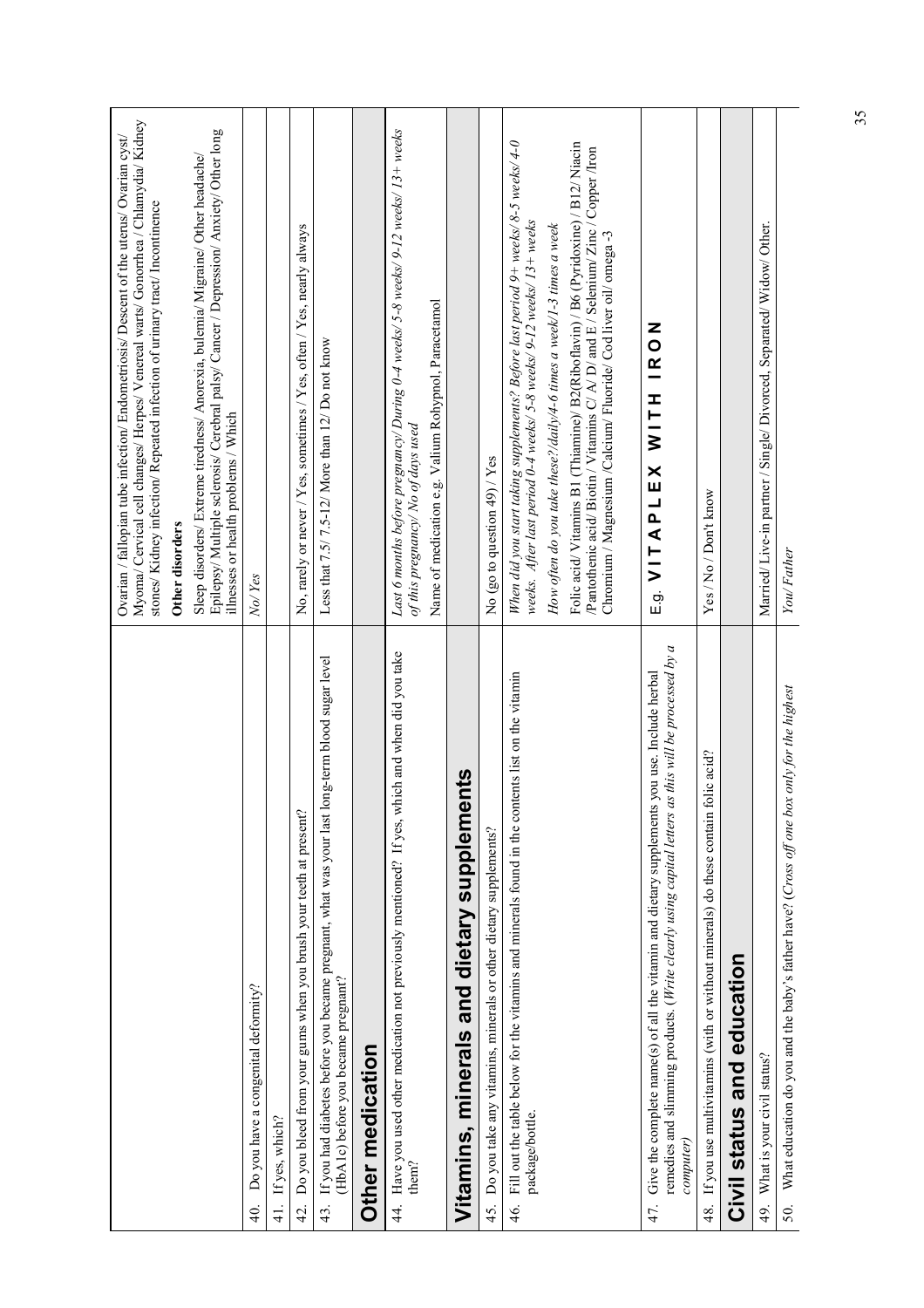| | |
|---|---|
| | Ovarian / fallopian tube infection/ Endometriosis/ Descent of the uterus/ Ovarian cyst/ Myoma/ Cervical cell changes/ Herpes/ Venereal warts/ Gonorrhea / Chlamydia/ Kidney stones/ Kidney infection/ Repeated infection of urinary tract/ Incontinence<br>**Other disorders**<br>Sleep disorders/ Extreme tiredness/ Anorexia, bulemia/ Migraine/ Other headache/ Epilepsy/ Multiple sclerosis/ Cerebral palsy/ Cancer / Depression/ Anxiety/ Other long illnesses or health problems / Which |
| 40. Do you have a congenital deformity? | *No/ Yes* |
| 41. If yes, which? | |
| 42. Do you bleed from your gums when you brush your teeth at present? | No, rarely or never / Yes, sometimes / Yes, often / Yes, nearly always |
| 43. If you had diabetes before you became pregnant, what was your last long-term blood sugar level (HbA1c) before you became pregnant? | Less that 7.5/ 7.5-12/ More than 12/ Do not know |
| **Other medication** | |
| 44. Have you used other medication not previously mentioned? If yes, which and when did you take them? | *Last 6 months before pregnancy/ During 0-4 weeks/ 5-8 weeks/ 9-12 weeks/ 13+ weeks of this pregnancy/ No of days used*<br>Name of medication e.g. Valium Rohypnol, Paracetamol |
| **Vitamins, minerals and dietary supplements** | |
| 45. Do you take any vitamins, minerals or other dietary supplements? | No (go to question 49) / Yes |
| 46. Fill out the table below for the vitamins and minerals found in the contents list on the vitamin package/bottle. | *When did you start taking supplements? Before last period 9+ weeks/ 8-5 weeks/ 4-0 weeks. After last period 0-4 weeks/ 5-8 weeks/ 9-12 weeks/ 13+ weeks*<br>*How often do you take these?/daily/4-6 times a week/1-3 times a week*<br>Folic acid/ Vitamins B1 (Thiamine)/ B2(Riboflavin) / B6 (Pyridoxine) / B12/ Niacin /Pantothenic acid/ Biotin / Vitamins C/ A/ D/ and E / Selenium/ Zinc / Copper /Iron Chromium / Magnesium /Calcium/ Fluoride/ Cod liver oil/ omega -3 |
| 47. Give the complete name(s) of all the vitamin and dietary supplements you use. Include herbal remedies and slimming products. (*Write clearly using capital letters as this will be processed by a computer*) | E.g. V I T A P L E X W I T H I R O N |
| 48. If you use multivitamins (with or without minerals) do these contain folic acid? | Yes / No / Don't know |
| **Civil status and education** | |
| 49. What is your civil status? | Married/ Live-in partner / Single/ Divorced, Separated/ Widow/ Other. |
| 50. What education do you and the baby's father have? (*Cross off one box only for the highest* | *You/ Father* |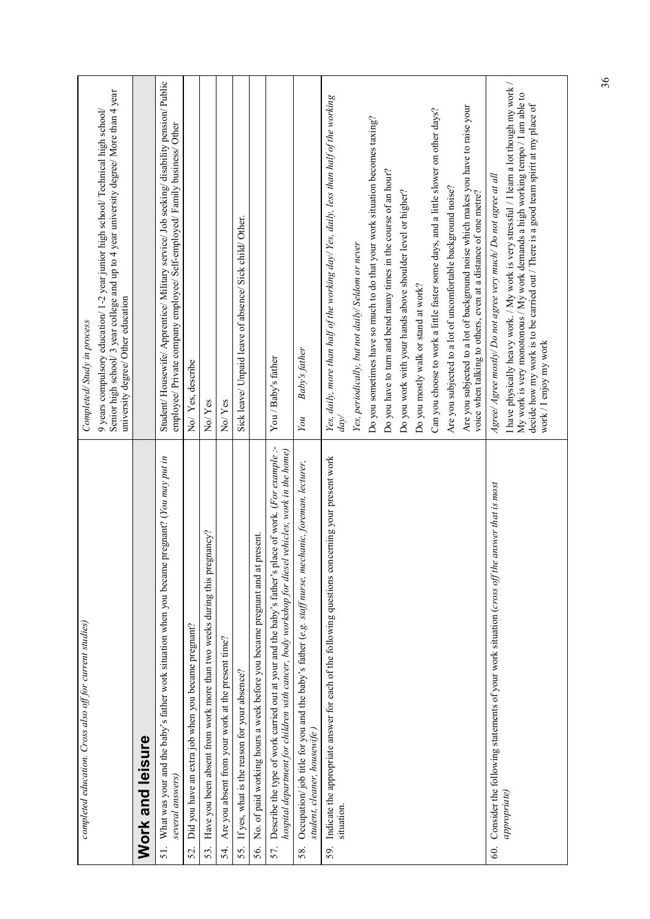| | |
|---|---|
| *completed education. Cross also off for current studies)* | *Completed/ Study in process*<br>9 years compulsory education/ 1-2 year junior high school/ Technical high school/ Senior high school/ 3 year college and up to 4 year university degree/ More than 4 year university degree/ Other education |

## Work and leisure

| | |
|---|---|
| 51. What was your and the baby's father work situation when you became pregnant? *(You may put in several answers)* | Student/ Housewife/ Apprentice/ Military service/ Job seeking/ disability pension/ Public employee/ Private company employee/ Self-employed/ Family business/ Other |
| 52. Did you have an extra job when you became pregnant? | No/ Yes, describe |
| 53. Have you been absent from work more than two weeks during this pregnancy? | No/ Yes |
| 54. Are you absent from your work at the present time? | No/ Yes |
| 55. If yes, what is the reason for your absence? | Sick leave/ Unpaid leave of absence/ Sick child/ Other. |
| 56. No. of paid working hours a week before you became pregnant and at present. | |
| 57. Describe the type of work carried out at your and the baby's father's place of work. *(For example :- hospital department for children with cancer, body workshop for diesel vehicles, work in the home)* | You / Baby's father |
| 58. Occupation/ job title for you and the baby's father *(e.g. staff nurse, mechanic, foreman, lecturer, student, cleaner, housewife )* | *You Baby's father* |
| 59. Indicate the appropriate answer for each of the following questions concerning your present work situation. | *Yes, daily, more than half of the working day/ Yes, daily, less than half of the working day/*<br>*Yes, periodically, but not daily/ Seldom or never*<br>Do you sometimes have so much to do that your work situation becomes taxing?<br>Do you have to turn and bend many times in the course of an hour?<br>Do you work with your hands above shoulder level or higher?<br>Do you mostly walk or stand at work?<br>Can you choose to work a little faster some days, and a little slower on other days?<br>Are you subjected to a lot of uncomfortable background noise?<br>Are you subjected to a lot of background noise which makes you have to raise your voice when talking to others, even at a distance of one metre? |
| 60. Consider the following statements of your work situation *(cross off the answer that is most appropriate)* | *Agree/ Agree mostly/ Do not agree very much/ Do not agree at all*<br>I have physically heavy work. / My work is very stressful / I learn a lot though my work / My work is very monotonous / My work demands a high working tempo / I am able to decide how my work is to be carried out / There is a good team spirit at my place of work / I enjoy my work |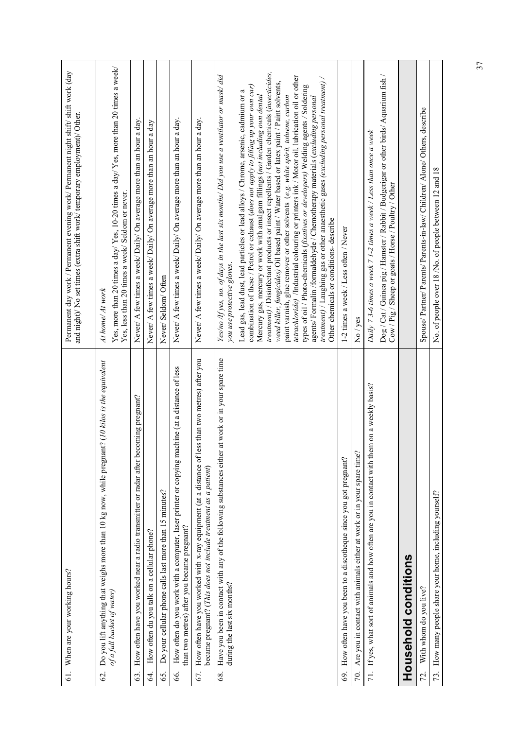| | |
|---|---|
| 61. When are your working hours? | Permanent day work / Permanent evening work/ Permanent night shift/ shift work (day and night)/ No set times (extra shift work/ temporary employment)/ Other. |
| 62. Do you lift anything that weighs more than 10 kg now, while pregnant? (*10 kilos is the equivalent of a full bucket of water*) | *At home/ At work*<br>Yes, more than 20 times a day/ Yes, 10-20 times a day/ Yes, more than 20 times a week/ Yes, less than 20 times a week/ Seldom or never. |
| 63. How often have you worked near a radio transmitter or radar after becoming pregnant? | Never/ A few times a week/ Daily/ On average more than an hour a day. |
| 64. How often du you talk on a cellular phone? | Never/ A few times a week/ Daily/ On average more than an hour a day |
| 65. Do your cellular phone calls last more than 15 minutes? | Never/ Seldom/ Often |
| 66. How often do you work with a computer, laser printer or copying machine (at a distance of less than two metres) after you became pregnant? | Never/ A few times a week/ Daily/ On average more than an hour a day. |
| 67. How often have you worked with x-ray equipment (at a distance of less than two metres) after you became pregnant? (*This does not include treatment as a patient*) | Never/ A few times a week/ Daily/ On average more than an hour a day. |
| 68. Have you been in contact with any of the following substances either at work or in your spare time during the last six months? | *Yes/no /If yes, no. of days in the last six months/ Did you use a ventilator or mask/ did you use protective gloves.*<br>Lead gas, lead dust, lead particles or lead alloys / Chrome, arsenic, cadmium or a combination of these / Petrol or exhaust (*does not apply to filling up your own car*) Mercury gas, mercury or work with amalgam fillings (*not including own dental treatment*) / Disinfectant products or insect repellents / Garden chemicals (*insecticides, weed killer, fungicides*) Oil based paint / Water based or latex paint / Paint solvents, paint varnish, glue remover or other solvents (*e.g. white spirit, toluene, carbon tetrachloride*) /Industrial colouring or printers ink / Motor oil, lubrication oil or other types of oil / Photo-chemicals (*fixatives or developers*) Welding agents / Soldering agents/ Formalin /formaldehyde / Chemotherapy materials (*excluding personal treatment*) / Laughing gas or other anaesthetic gases (*excluding personal treatment*) / Other chemicals or conditions- describe |
| 69. How often have you been to a discotheque since you got pregnant? | 1-2 times a week / Less often / Never |
| 70. Are you in contact with animals either at work or in your spare time? | No / yes |
| 71. If yes, what sort of animals and how often are you in contact with them on a weekly basis? | *Daily 7 3-6 times a week 7 1-2 times a week / Less than once a week*<br>Dog / Cat / Guinea pig / Hamster / Rabbit / Budgerigar or other birds/ Aquarium fish / Cow / Pig / Sheep or goats / Horse / Poultry / Other |
| **Household conditions** | |
| 72. With whom do you live? | Spouse/ Partner/ Parents/ Parents-in-law/ Children/ Alone/ Others, describe |
| 73. How many people share your home, including yourself? | No. of people over 18 /No. of people between 12 and 18 |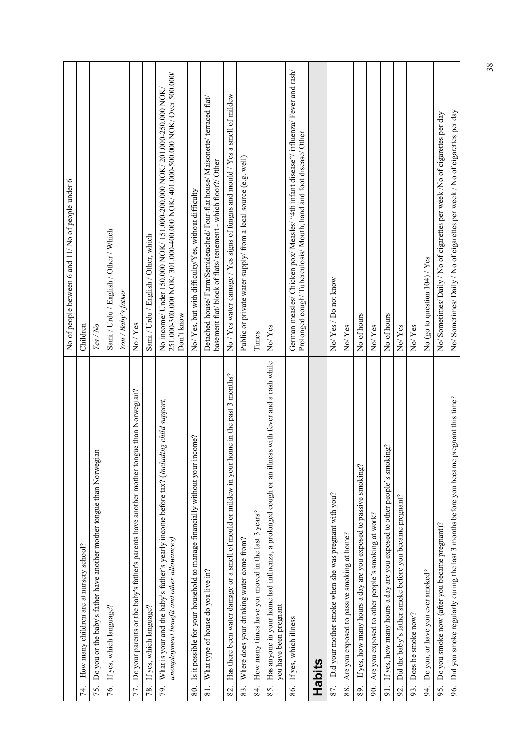| | |
|---|---|
| 74. How many children are at nursery school? | No of people between 6 and 11/ No of people under 6 |
| 75. Do you or the baby's father have another mother tongue than Norwegian | Children |
| 76. If yes, which language? | *Yes / No* |
| | Sami / Urdu / English / Other / Which |
| | *You / Baby's father* |
| 77. Do your parents or the baby's father's parents have another mother tongue than Norwegian? | No / Yes |
| 78. If yes, which language? | Sami / Urdu / English / Other, which |
| 79. What is your and the baby's father's yearly income before tax? (*Including child support, unemployment benefit and other allowances*) | No income/ Under 150.000 NOK/ 151.000-200.000 NOK/ 201.000-250.000 NOK/ 251.000-300.000 NOK/ 301.000-400.000 NOK/ 401.000-500.000 NOK/ Over 500.000/ Don't know |
| 80. Is it possible for your household to manage financially without your income? | No/ Yes, but with difficulty/Yes, without difficulty |
| 81. What type of house do you live in? | Detached house/ Farm/Semidetached/ Four-flat house/ Maisonette/ terraced flat/ basement flat/ block of flats/ tenement - which floor?/ Other |
| 82. Has there been water damage or a smell of mould or mildew in your home in the past 3 months? | No / Yes water damage / Yes signs of fungus and mould / Yes a smell of mildew |
| 83. Where does your drinking water come from? | Public or private water supply/ from a local source (e.g. well) |
| 84. How many times have you moved in the last 3 years? | Times |
| 85. Has anyone in your home had influenza, a prolonged cough or an illness with fever and a rash while you have been pregnant | No/ Yes |
| 86. If yes, which illness | German measles/ Chicken pox/ Measles/ "4th infant disease"/ influenza/ Fever and rash/ Prolonged cough/ Tuberculosis/ Mouth, hand and foot disease/ Other |
| **Habits** | |
| 87. Did your mother smoke when she was pregnant with you? | No/ Yes / Do not know |
| 88. Are you exposed to passive smoking at home? | No/ Yes |
| 89. If yes, how many hours a day are you exposed to passive smoking? | No of hours |
| 90. Are you exposed to other people's smoking at work? | No/ Yes |
| 91. If yes, how many hours a day are you exposed to other people's smoking? | No of hours |
| 92. Did the baby's father smoke before you became pregnant? | No/ Yes |
| 93. Does he smoke now? | No/ Yes |
| 94. Do you, or have you ever smoked? | No (go to question 104) / Yes |
| 95. Do you smoke now (after you became pregnant)? | No/ Sometimes/ Daily / No of cigarettes per week /No of cigarettes per day |
| 96. Did you smoke regularly during the last 3 months before you became pregnant this time? | No/ Sometimes/ Daily / No of cigarettes per week / No of cigarettes per day |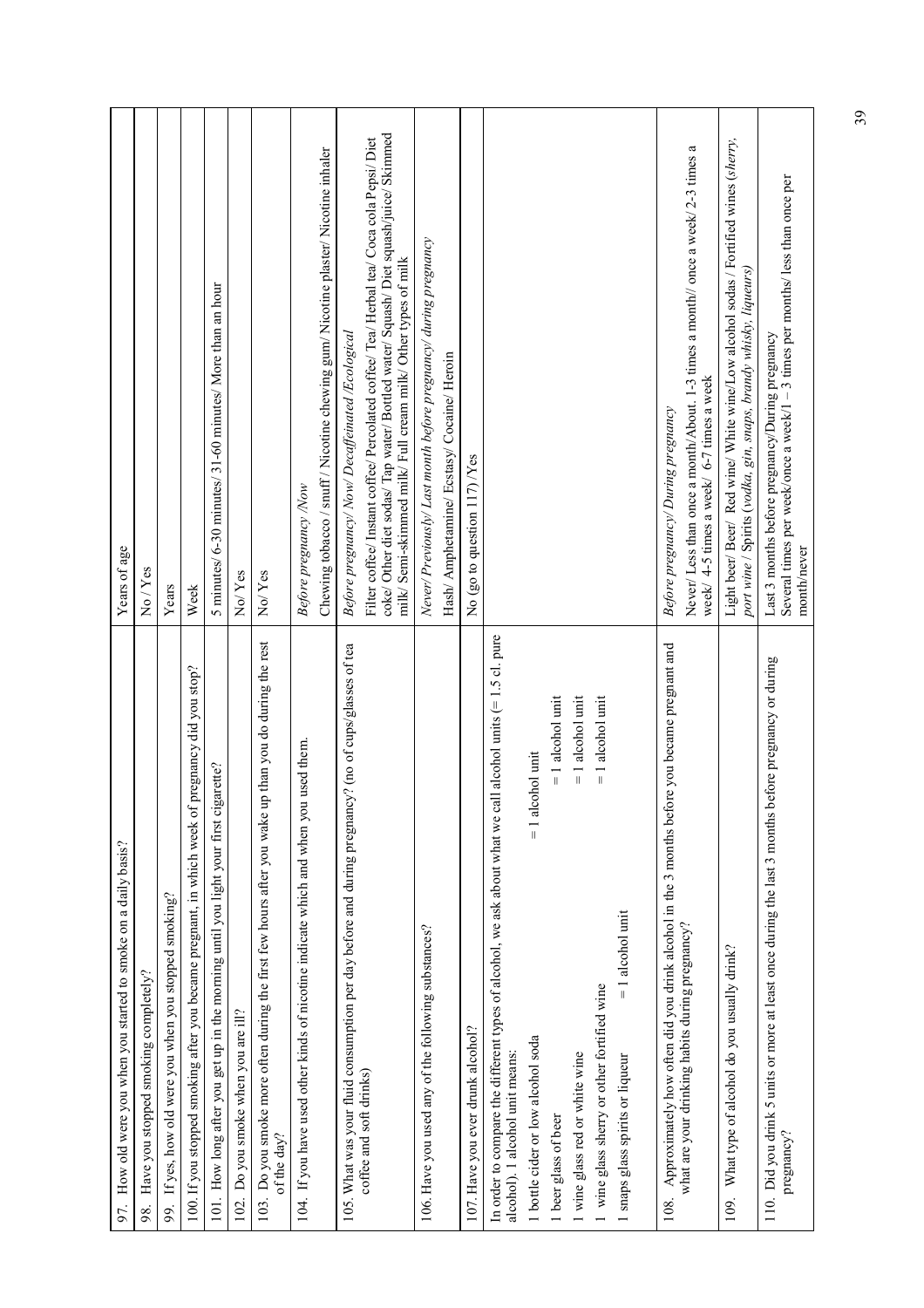| | |
|---|---|
| 97. How old were you when you started to smoke on a daily basis? | Years of age |
| 98. Have you stopped smoking completely? | No / Yes |
| 99. If yes, how old were you when you stopped smoking? | Years |
| 100. If you stopped smoking after you became pregnant, in which week of pregnancy did you stop? | Week |
| 101. How long after you get up in the morning until you light your first cigarette? | 5 minutes/ 6-30 minutes/ 31-60 minutes/ More than an hour |
| 102. Do you smoke when you are ill? | No/ Yes |
| 103. Do you smoke more often during the first few hours after you wake up than you do during the rest of the day? | No/ Yes |
| 104. If you have used other kinds of nicotine indicate which and when you used them. | *Before pregnancy /Now*<br>Chewing tobacco / snuff / Nicotine chewing gum/ Nicotine plaster/ Nicotine inhaler |
| 105. What was your fluid consumption per day before and during pregnancy? (no of cups/glasses of tea coffee and soft drinks) | *Before pregnancy/ Now/ Decaffeinated /Ecological*<br>Filter coffee/ Instant coffee/ Percolated coffee/ Tea/ Herbal tea/ Coca cola Pepsi/ Diet coke/ Other diet sodas/ Tap water/ Bottled water/ Squash/ Diet squash/juice/ Skimmed milk/ Semi-skimmed milk/ Full cream milk/ Other types of milk |
| 106. Have you used any of the following substances? | *Never/ Previously/ Last month before pregnancy/ during pregnancy*<br>Hash/ Amphetamine/ Ecstasy/ Cocaine/ Heroin |
| 107. Have you ever drunk alcohol? | No (go to question 117) /Yes |
| In order to compare the different types of alcohol, we ask about what we call alcohol units (= 1.5 cl. pure alcohol). 1 alcohol unit means:<br>1 bottle cider or low alcohol soda = 1 alcohol unit<br>1 beer glass of beer = 1 alcohol unit<br>1 wine glass red or white wine = 1 alcohol unit<br>1 wine glass sherry or other fortified wine = 1 alcohol unit<br>1 snaps glass spirits or liqueur = 1 alcohol unit | |
| 108. Approximately how often did you drink alcohol in the 3 months before you became pregnant and what are your drinking habits during pregnancy? | *Before pregnancy/ During pregnancy*<br>Never/ Less than once a month/About. 1-3 times a month// once a week/ 2-3 times a week/ 4-5 times a week/ 6-7 times a week |
| 109. What type of alcohol do you usually drink? | Light beer/ Beer/ Red wine/ White wine/Low alcohol sodas / Fortified wines (*sherry, port wine* / Spirits (*vodka, gin, snaps, brandy whisky, liqueurs*) |
| 110. Did you drink 5 units or more at least once during the last 3 months before pregnancy or during pregnancy? | Last 3 months before pregnancy/During pregnancy<br>Several times per week/once a week/1 – 3 times per months/ less than once per month/never |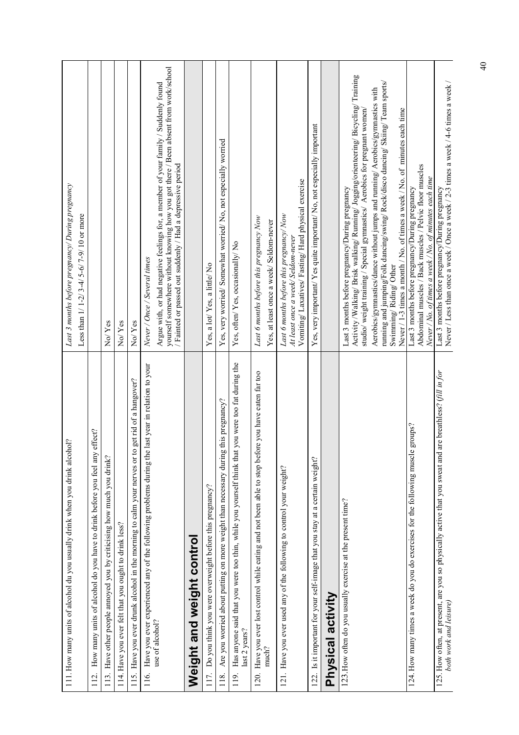| | |
|---|---|
| 111. How many units of alcohol du you usually drink when you drink alcohol? | *Last 3 months before pregnancy/ During pregnancy* <br> Less than 1/ 1-2/ 3-4/ 5-6/ 7-9/ 10 or more |
| 112. How many units of alcohol do you have to drink before you feel any effect? | |
| 113. Have other people annoyed you by criticising how much you drink? | No/ Yes |
| 114. Have you ever felt that you ought to drink less? | No/ Yes |
| 115. Have you ever drunk alcohol in the morning to calm your nerves or to get rid of a hangover? | No/ Yes |
| 116. Have you ever experienced any of the following problems during the last year in relation to your use of alcohol? | *Never / Once / Several times* <br> Argue with, or had negative feelings for, a member of your family / Suddenly found yourself somewhere without knowing how you got there / Been absent from work/school / Fainted or passed out suddenly / Had a depressive period |
| **Weight and weight control** | |
| 117. Do you think you were overweight before this pregnancy? | Yes, a lot/ Yes, a little/ No |
| 118. Are you worried about putting on more weight than necessary during this pregnancy? | Yes, very worried/ Somewhat worried/ No, not especially worried |
| 119. Has anyone said that you were too thin, while you yourself think that you were too fat during the last 2 years? | Yes, often/ Yes, occasionally/ No |
| 120. Have you ever lost control while eating and not been able to stop before you have eaten far too much? | *Last 6 months before this pregnancy Now* <br> Yes, at least once a week/ Seldom-never |
| 121. Have you ever used any of the following to control your weight? | *Last 6 months before this pregnancy/ Now* <br> *At least once a week/ Seldom-never* <br> Vomiting/ Laxatives/ Fasting/ Hard physical exercise |
| 122. Is it important for your self-image that you stay at a certain weight? | Yes, very important/ Yes quite important/ No, not especially important |
| **Physical activity** | |
| 123. How often do you usually exercise at the present time? | Last 3 months before pregnancy/During pregnancy <br> Activity/Walking/ Brisk walking/ Running/ Jogging/orienteering/ Bicycling/ Training studio/ weight training / Special gymnastics/ Aerobics for pregnant women/ Aerobics/gymnastics/dance without jumps and running/ Aerobics/gymnastics with running and jumping/Folk dancing/swing/ Rock/disco dancing/ Skiing/ Team sports/ Swimming/ Riding/ Other <br> Never / 1-3 times a month / No. of times a week / No. of minutes each time |
| 124. How many times a week do you do exercises for the following muscle groups? | Last 3 months before pregnancy/During pregnancy <br> Abdominal muscles / Back muscles / Pelvic floor muscles <br> *Never / No. of times a week / No. of minutes each time* |
| 125. How often, at present, are you so physically active that you sweat and are breathless? *(fill in for both work and leisure)* | Last 3 months before pregnancy/During pregnancy <br> Never / Less than once a week / Once a week / 2-3 times a week / 4-6 times a week / |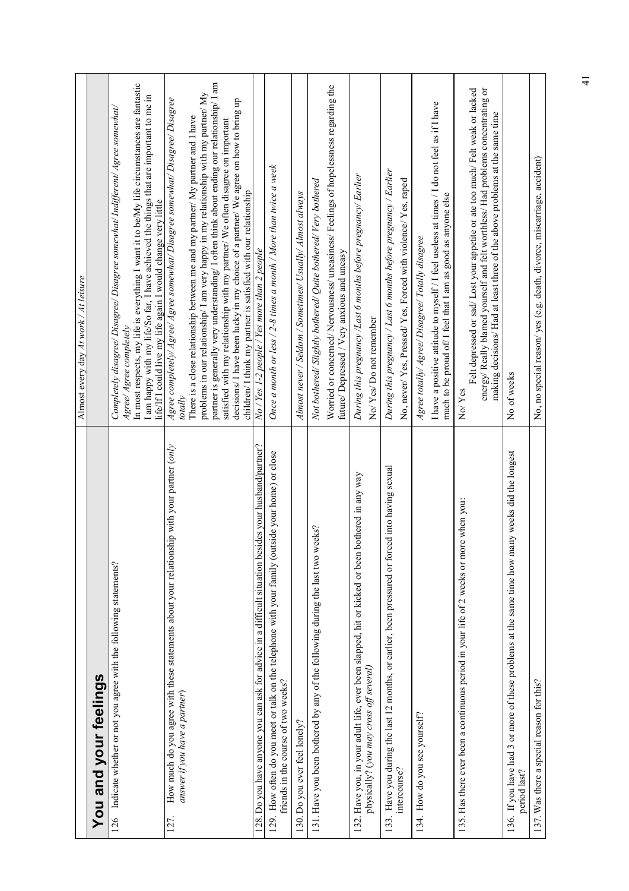| | Almost every day *At work / At leisure* |
|---|---|
| **You and your feelings** | |
| 126 Indicate whether or not you agree with the following statements? | *Completely disagree/ Disagree/ Disagree somewhat/ Indifferent/ Agree somewhat/ Agree/ Agree completely*<br>In most respects, my life is everything I want it to be/My life circumstances are fantastic<br>I am happy with my life/So far, I have achieved the things that are important to me in life/If I could live my life again I would change very little |
| 127. How much do you agree with these statements about your relationship with your partner (*only answer if you have a partner*) | *Agree completely/ Agree/ Agree somewhat/ Disagree somewhat/ Disagree/ Disagree totally*<br>There is a close relationship between me and my partner/ My partner and I have problems in our relationship/ I am very happy in my relationship with my partner/ My partner is generally very understanding/ I often think about ending our relationship/ I am satisfied with my relationship with my partner/ We often disagree on important decisions/ I have been lucky in my choice of a partner/ We agree on how to bring up children/ I think my partner is satisfied with our relationship |
| 128. Do you have anyone you can ask for advice in a difficult situation besides your husband/partner? | *No / Yes 1-2 people / Yes more than 2 people* |
| 129. How often do you meet or talk on the telephone with your family (outside your home) or close friends in the course of two weeks? | *Once a month or less / 2-8 times a month / More than twice a week* |
| 130. Do you ever feel lonely? | *Almost never / Seldom / Sometimes/ Usually/ Almost always* |
| 131. Have you been bothered by any of the following during the last two weeks? | *Not bothered/ Slightly bothered/ Quite bothered/ Very bothered*<br>Worried or concerned/ Nervousness/ uneasiness/ Feelings of hopelessness regarding the future/ Depressed / Very anxious and uneasy |
| 132. Have you, in your adult life, ever been slapped, hit or kicked or been bothered in any way physically? (*you may cross off several*) | *During this pregnancy /Last 6 months before pregnancy/ Earlier*<br>No/ Yes/ Do not remember |
| 133. Have you during the last 12 months, or earlier, been pressured or forced into having sexual intercourse? | *During this pregnancy / Last 6 months before pregnancy / Earlier*<br>No, never/ Yes, Pressed/ Yes, Forced with violence/ Yes, raped |
| 134. How do you see yourself? | *Agree totally/ Agree/ Disagree/ Totally disagree*<br>I have a positive attitude to myself / I feel useless at times / I do not feel as if I have much to be proud of/ I feel that I am as good as anyone else |
| 135. Has there ever been a continuous period in your life of 2 weeks or more when you: | No/ Yes<br>Felt depressed or sad/ Lost your appetite or ate too much/ Felt weak or lacked energy/ Really blamed yourself and felt worthless/ Had problems concentrating or making decisions/ Had at least three of the above problems at the same time |
| 136. If you have had 3 or more of these problems at the same time how many weeks did the longest period last? | No of weeks |
| 137. Was there a special reason for this? | No, no special reason/ yes (e.g. death, divorce, miscarriage, accident) |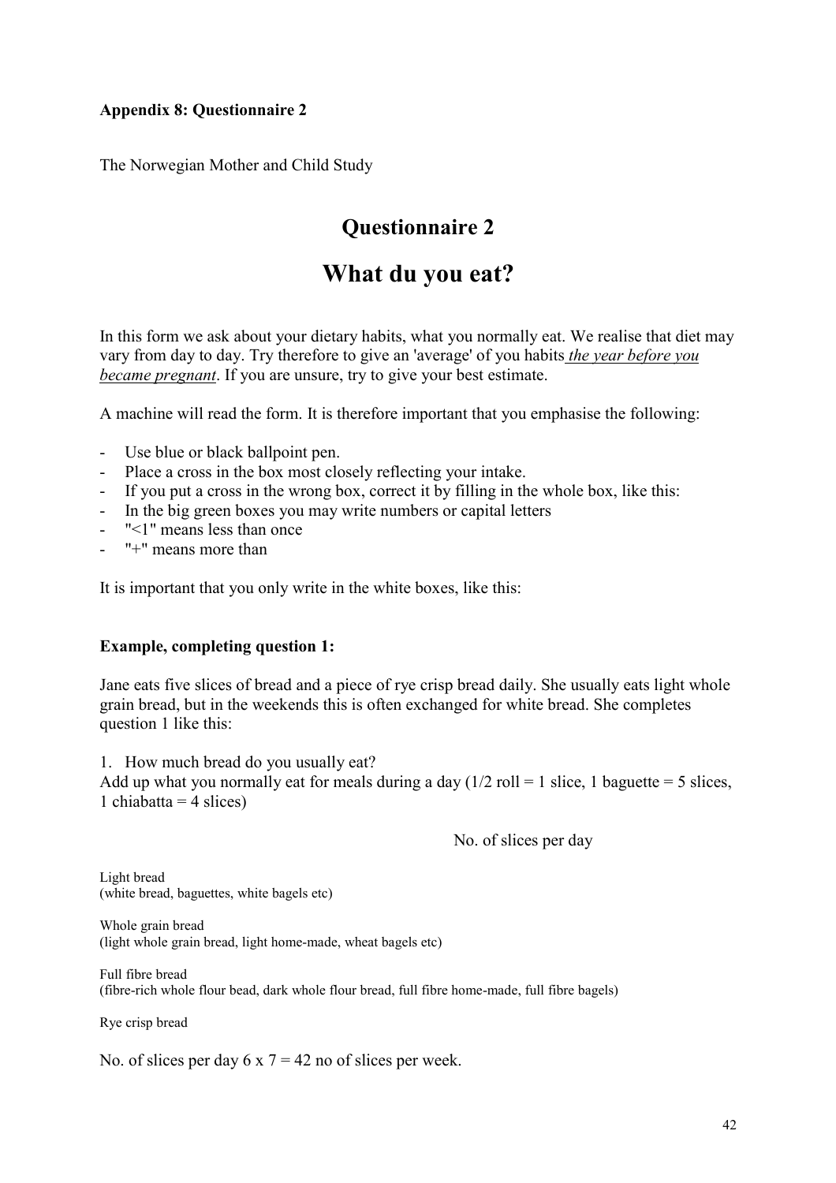**Appendix 8: Questionnaire 2**

The Norwegian Mother and Child Study

## Questionnaire 2

# What du you eat?

In this form we ask about your dietary habits, what you normally eat. We realise that diet may vary from day to day. Try therefore to give an 'average' of you habits *__the year before you became pregnant__*. If you are unsure, try to give your best estimate.

A machine will read the form. It is therefore important that you emphasise the following:

- Use blue or black ballpoint pen.
- Place a cross in the box most closely reflecting your intake.
- If you put a cross in the wrong box, correct it by filling in the whole box, like this:
- In the big green boxes you may write numbers or capital letters
- "<1" means less than once
- "+" means more than

It is important that you only write in the white boxes, like this:

**Example, completing question 1:**

Jane eats five slices of bread and a piece of rye crisp bread daily. She usually eats light whole grain bread, but in the weekends this is often exchanged for white bread. She completes question 1 like this:

1. How much bread do you usually eat?

Add up what you normally eat for meals during a day (1/2 roll = 1 slice, 1 baguette = 5 slices, 1 chiabatta = 4 slices)

No. of slices per day

Light bread
(white bread, baguettes, white bagels etc)

Whole grain bread
(light whole grain bread, light home-made, wheat bagels etc)

Full fibre bread
(fibre-rich whole flour bead, dark whole flour bread, full fibre home-made, full fibre bagels)

Rye crisp bread

No. of slices per day 6 x 7 = 42 no of slices per week.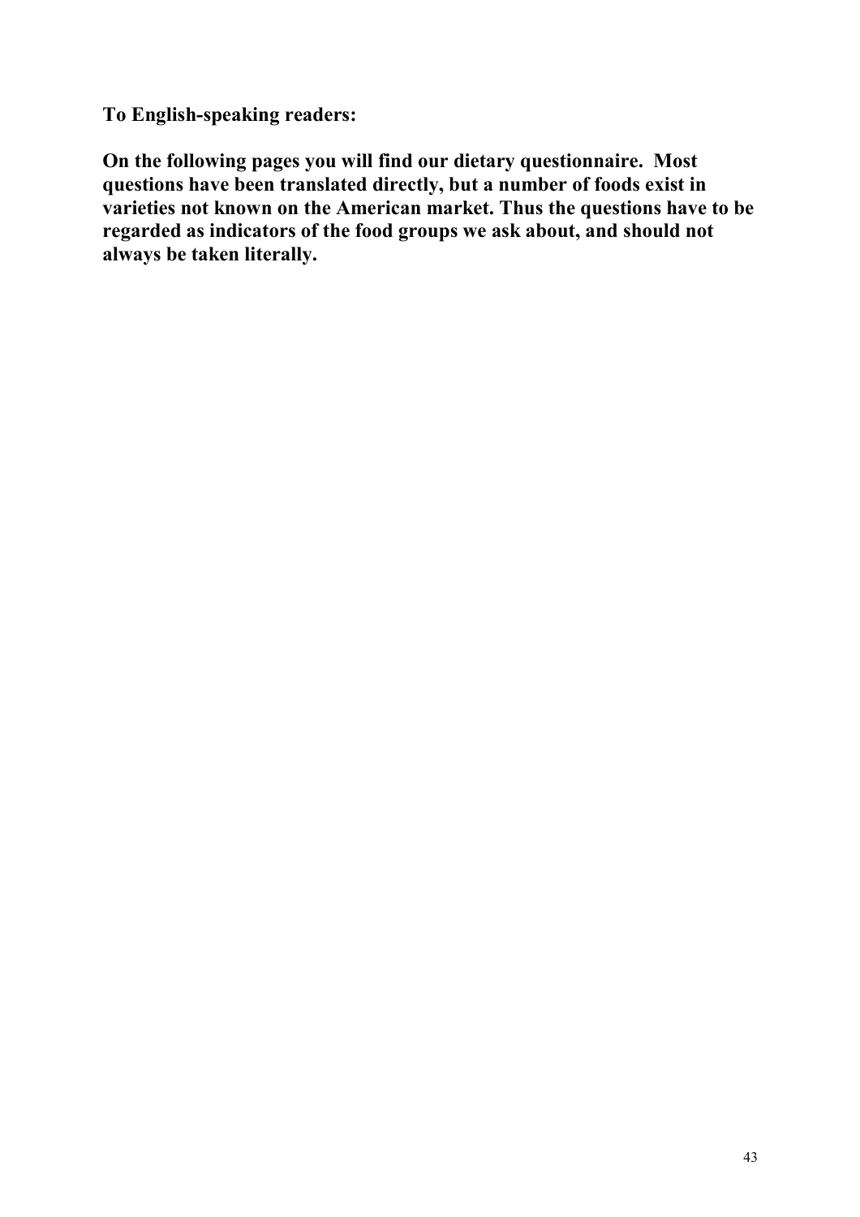**To English-speaking readers:**

**On the following pages you will find our dietary questionnaire. Most questions have been translated directly, but a number of foods exist in varieties not known on the American market. Thus the questions have to be regarded as indicators of the food groups we ask about, and should not always be taken literally.**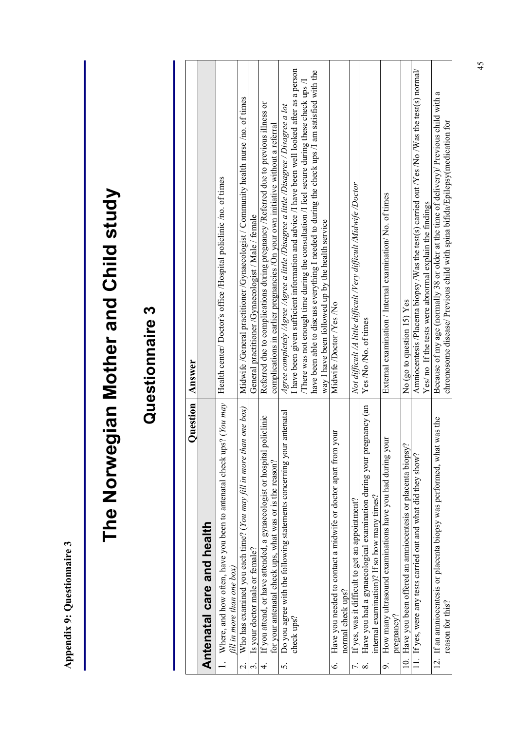**Appendix 9: Questionnaire 3**

# The Norwegian Mother and Child study

## Questionnaire 3

| Question | Answer |
|---|---|
| **Antenatal care and health** | |
| 1. Where, and how often, have you been to antenatal check ups? (*You may fill in more than one box*) | Health center/ Doctor's office /Hospital policlinic /no. of times |
| 2. Who has examined you each time? (*You may fill in more than one box*) | Midwife /General practitioner /Gynaecologist / Community health nurse /no. of times |
| 3. Is your doctor male or female? | General practitioner /Gynaecologist / Male / female |
| 4. If you attend, or have attended, a gynaecologist or hospital policlinic for your antenatal check ups, what was or is the reason? | Referred due to complications during pregnancy /Referred due to previous illness or complications in earlier pregnancies /On your own initiative without a referral |
| 5. Do you agree with the following statements concerning your antenatal check ups? | *Agree completely /Agree /Agree a little /Disagree a little /Disagree / Disagree a lot* I have been given sufficient information and advice /I have been well looked after as a person /There was not enough time during the consultation /I feel secure during these check ups /I have been able to discuss everything I needed to during the check ups /I am satisfied with the way I have been followed up by the health service |
| 6. Have you needed to contact a midwife or doctor apart from your normal check ups? | Midwife /Doctor /Yes /No |
| 7. If yes, was it difficult to get an appointment? | *Not difficult /A little difficult /Very difficult /Midwife /Doctor* |
| 8. Have you had a gynaecological examination during your pregnancy (an internal examination)? If so how many times? | Yes /No /No. of times |
| 9. How many ultrasound examinations have you had during your pregnancy? | External examination / Internal examination/ No. of times |
| 10. Have you been offered an amniocentesis or placenta biopsy? | No (go to question 15) Yes |
| 11. If yes, were any tests carried out and what did they show? | Amniocentesis /Placenta biopsy /Was the test(s) carried out /Yes /No /Was the test(s) normal/ Yes/ no If the tests were abnormal explain the findings |
| 12. If an amniocentesis or placenta biopsy was performed, what was the reason for this? | Because of my age (normally 38 or older at the time of delivery)/ Previous child with a chromosome disease/ Previous child with spina bifida/Epilepsy(medication for |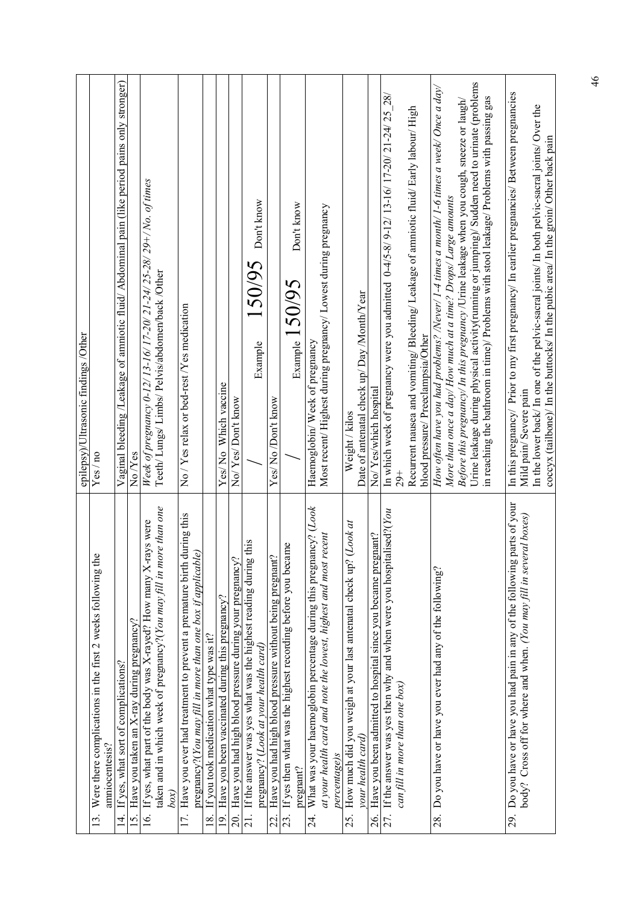| | |
|---|---|
| | epilepsy)/Ultrasonic findings /Other |
| 13. Were there complications in the first 2 weeks following the amniocentesis? | Yes / no |
| 14. If yes, what sort of complications? | Vaginal bleeding /Leakage of amniotic fluid/ Abdominal pain (like period pains only stronger) |
| 15. Have you taken an X-ray during pregnancy? | No /Yes |
| 16. If yes, what part of the body was X-rayed? How many X-rays were taken and in which week of pregnancy?(*You may fill in more than one box*) | *Week of pregnancy 0-12/ 13-16/ 17-20/ 21-24/ 25-28/ 29+ / No. of times* Teeth/ Lungs/ Limbs/ Pelvis/abdomen/back /Other |
| 17. Have you ever had treatment to prevent a premature birth during this pregnancy?(*You may fill in more than one box if applicable*) | No / Yes relax or bed-rest /Yes medication |
| 18. If you took medication what type was it? | |
| 19. Have you been vaccinated during this pregnancy? | Yes/No Which vaccine |
| 20. Have you had high blood pressure during your pregnancy? | No/ Yes/ Don't know |
| 21. If the answer was yes what was the highest reading during this pregnancy? (*Look at your health card*) | / Example 150/95 Don't know |
| 22. Have you had high blood pressure without being pregnant? | Yes/ No /Don't know |
| 23. If yes then what was the highest recording before you became pregnant? | / Example 150/95 Don't know |
| 24. What was your haemoglobin percentage during this pregnancy? (*Look at your health card and note the lowest, highest and most recent percentage)s* | Haemoglobin/ Week of pregnancy Most recent/ Highest during pregnancy/ Lowest during pregnancy |
| 25. How much did you weigh at your last antenatal check up? (*Look at your health card*) | Weight / kilos Date of antenatal check up/ Day /Month/Year |
| 26. Have you been admitted to hospital since you became pregnant? | No/ Yes/which hospital |
| 27. If the answer was yes then why and when were you hospitalised?(*You can fill in more than one box*) | In which week of pregnancy were you admitted 0-4/5-8/ 9-12/ 13-16/ 17-20/ 21-24/ 25_28/ 29+ Recurrent nausea and vomiting/ Bleeding/ Leakage of amniotic fluid/ Early labour/ High blood pressure/ Preeclampsia/Other |
| 28. Do you have or have you ever had any of the following? | *How often have you had problems? /Never/ 1-4 times a month/ 1-6 times a week/ Once a day/ More than once a day/ How much at a time? Drops/ Large amounts* *Before this pregnancy/ In this pregnancy* /Urine leakage when you cough, sneeze or laugh/ Urine leakage during physical activity(running or jumping)/ Sudden need to urinate (problems in reaching the bathroom in time)/ Problems with stool leakage/ Problems with passing gas |
| 29. Do you have or have you had pain in any of the following parts of your body? Cross off for where and when. (*You may fill in several boxes*) | In this pregnancy/ Prior to my first pregnancy/ In earlier pregnancies/ Between pregnancies Mild pain/ Severe pain In the lower back/ In one of the pelvic-sacral joints/ In both pelvic-sacral joints/ Over the coccyx (tailbone)/ In the buttocks/ In the pubic area/ In the groin/ Other back pain |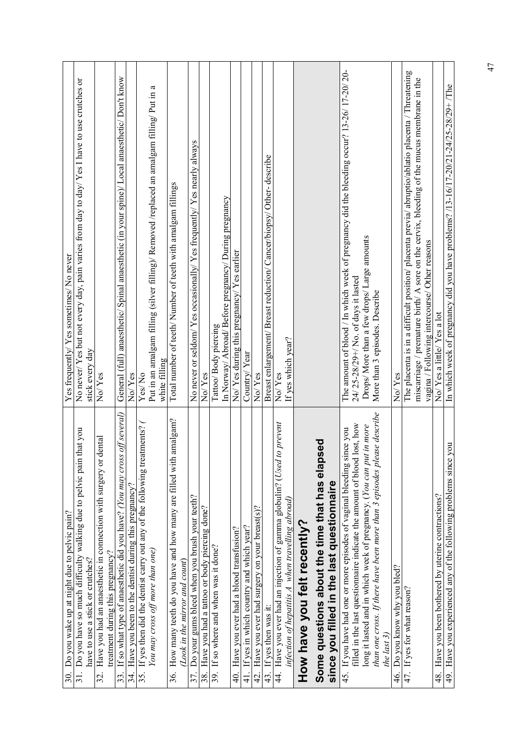| | |
|---|---|
| 30. Do you wake up at night due to pelvic pain? | Yes frequently/ Yes sometimes/ No never |
| 31. Do you have so much difficulty walking due to pelvic pain that you have to use a stick or crutches? | No never/ Yes but not every day, pain varies from day to day/ Yes I have to use crutches or stick every day |
| 32. Have you had an anaesthetic in connection with surgery or dental treatment during this pregnancy? | No/ Yes |
| 33. If so what type of anaesthetic did you have? *(You may cross off several)* | General (full) anaesthetic/ Spinal anaesthetic (in your spine)/ Local anaesthetic/ Don't know |
| 34. Have you been to the dentist during this pregnancy? | No/ Yes |
| 35. If yes then did the dentist carry out any of the following treatments? *( You may cross off more than one)* | Yes/ No<br>Put in an amalgam filling (silver filling)/ Removed /replaced an amalgam filling/ Put in a white filling |
| 36. How many teeth do you have and how many are filled with amalgam? *(Look in the mirror and count)* | Total number of teeth/ Number of teeth with amalgam fillings |
| 37. Do your gums bleed when you brush your teeth? | No never or seldom/ Yes occasionally/ Yes frequently/ Yes nearly always |
| 38. Have you had a tattoo or body piercing done? | No/ Yes |
| 39. If so where and when was it done? | Tattoo/ Body piercing<br>In Norway/ Abroad/ Before pregnancy/ During pregnancy |
| 40. Have you ever had a blood transfusion? | No/ Yes during this pregnancy/ Yes earlier |
| 41. If yes in which country and which year? | Country/ Year |
| 42. Have you ever had surgery on your breast(s)? | No/ Yes |
| 43. If yes then was it: | Breast enlargement/ Breast reduction/ Cancer/biopsy/ Other- describe |
| 44. Have you ever had an injection of gamma globulin? (*Used to prevent infection of hepatitis A when travelling abroad)* | No/ Yes<br>If yes which year? |
| **How have you felt recently?**<br>**Some questions about the time that has elapsed since you filled in the last questionnaire** | |
| 45. If you have had one or more episodes of vaginal bleeding since you filled in the last questionnaire indicate the amount of blood lost, how long it lasted and in which week of pregnancy. (*You can put in more than one cross. If there have been more than 3 episodes please describe the last 3)* | The amount of blood / In which week of pregnancy did the bleeding occur? 13-26/ 17-20/ 20-24/ 25-28/29+/ No. of days it lasted<br>Drops/ More than a few drops/ Large amounts<br>More than 3 episodes. Describe |
| 46. Do you know why you bled? | No/ Yes |
| 47. If yes for what reason? | The placenta is in a difficult position/ placenta previa/ abruptio/ablatio placenta / Threatening miscarriage / premature birth/ A sore on the cervix, bleeding of the mucus membrane in the vagina / Following intercourse/ Other reasons |
| 48. Have you been bothered by uterine contractions? | No/ Yes a little/ Yes a lot |
| 49. Have you experienced any of the following problems since you | In which week of pregnancy did you have problems? /13-16/17-20/21-24/25-28/29+ /The |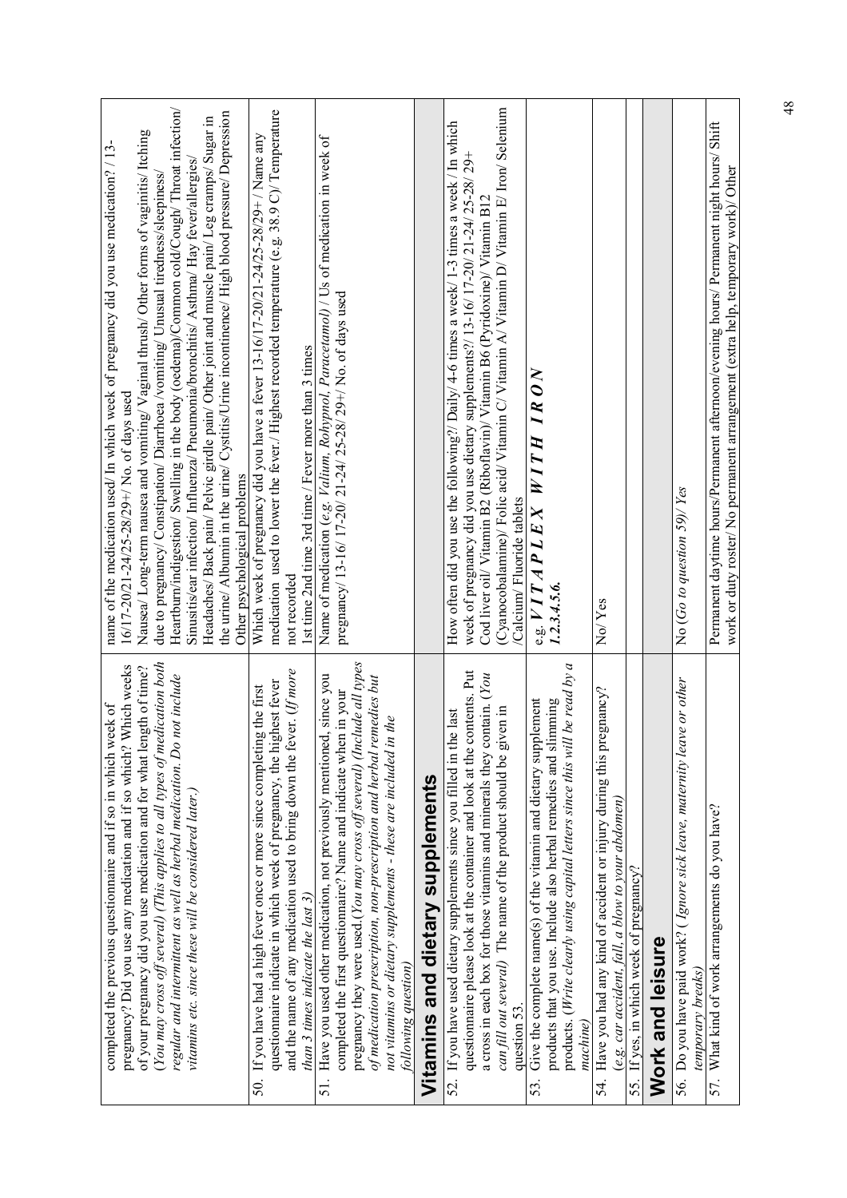| | |
|---|---|
| completed the previous questionnaire and if so in which week of pregnancy? Did you use any medication and if so which? Which weeks of your pregnancy did you use medication and for what length of time? (*You may cross off several) (This applies to all types of medication both regular and intermittent as well as herbal medication. Do not include vitamins etc. since these will be considered later.)* | name of the medication used/ In which week of pregnancy did you use medication? / 13-16/17-20/21-24/25-28/29+/ No. of days used<br>Nausea/ Long-term nausea and vomiting/ Vaginal thrush/ Other forms of vaginitis/ Itching due to pregnancy/ Constipation/ Diarrhoea /vomiting/ Unusual tiredness/sleepiness/ Heartburn/indigestion/ Swelling in the body (oedema)/Common cold/Cough/ Throat infection/ Sinusitis/ear infection/ Influenza/ Pneumonia/bronchitis/ Asthma/ Hay fever/allergies/ Headaches/ Back pain/ Pelvic girdle pain/ Other joint and muscle pain/ Leg cramps/ Sugar in the urine/ Albumin in the urine/ Cystitis/Urine incontinence/ High blood pressure/ Depression Other psychological problems |
| 50. If you have had a high fever once or more since completing the first questionnaire indicate in which week of pregnancy, the highest fever and the name of any medication used to bring down the fever. (*If more than 3 times indicate the last 3)* | Which week of pregnancy did you have a fever 13-16/17-20/21-24/25-28/29+ / Name any medication used to lower the fever./ Highest recorded temperature (e.g. 38.9 C)/ Temperature not recorded<br>1st time 2nd time 3rd time / Fever more than 3 times |
| 51. Have you used other medication, not previously mentioned, since you completed the first questionnaire? Name and indicate when in your pregnancy they were used.(*You may cross off several) (Include all types of medication prescription, non-prescription and herbal remedies but not vitamins or dietary supplements - these are included in the following question)* | Name of medication (e.g. *Valium, Rohypnol, Paracetamol*) / Us of medication in week of pregnancy/ 13-16/ 17-20/ 21-24/ 25-28/ 29+/ No. of days used |
| **Vitamins and dietary supplements** | |
| 52. If you have used dietary supplements since you filled in the last questionnaire please look at the container and look at the contents. Put a cross in each box for those vitamins and minerals they contain. (*You can fill out several)* The name of the product should be given in question 53. | How often did you use the following?/ Daily/ 4-6 times a week/ 1-3 times a week / In which week of pregnancy did you use dietary supplements?/ 13-16/ 17-20/ 21-24/ 25-28/ 29+<br>Cod liver oil/ Vitamin B2 (Riboflavin)/ Vitamin B6 (Pyridoxine)/ Vitamin B12 (Cyanocobalamine)/ Folic acid/ Vitamin C/ Vitamin A/ Vitamin D/ Vitamin E/ Iron/ Selenium /Calcium/ Fluoride tablets |
| 53. Give the complete name(s) of the vitamin and dietary supplement products that you use. Include also herbal remedies and slimming products. (*Write clearly using capital letters since this will be read by a machine)* | e.g. ***VITAPLEX WITH IRON 1.2.3.4.5.6.*** |
| 54. Have you had any kind of accident or injury during this pregnancy? (*e.g. car accident, fall, a blow to your abdomen)* | No/ Yes |
| 55. If yes, in which week of pregnancy? | |
| **Work and leisure** | |
| 56. Do you have paid work? ( *Ignore sick leave, maternity leave or other temporary breaks)* | No (*Go to question 59*)/ *Yes* |
| 57. What kind of work arrangements do you have? | Permanent daytime hours/Permanent afternoon/evening hours/ Permanent night hours/ Shift work or duty roster/ No permanent arrangement (extra help, temporary work)/ Other |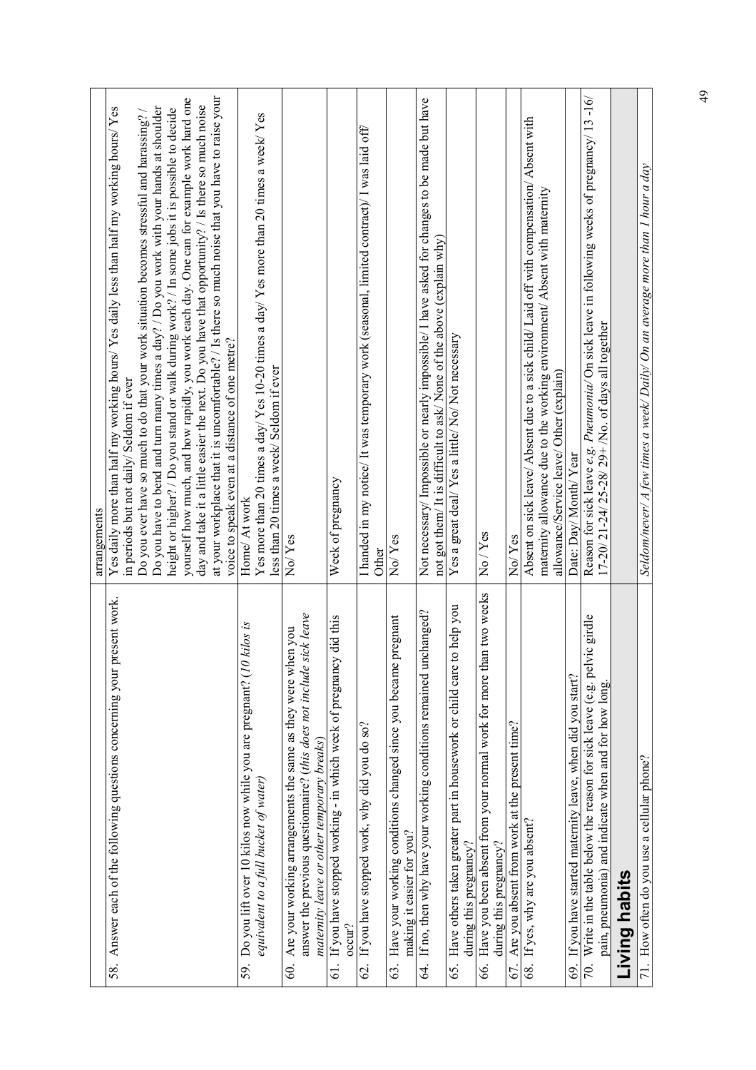| | arrangements |
|---|---|
| 58. Answer each of the following questions concerning your present work. | Yes daily more than half my working hours/ Yes daily less than half my working hours/ Yes in periods but not daily/ Seldom if ever<br>Do you ever have so much to do that your work situation becomes stressful and harassing? / Do you have to bend and turn many times a day? / Do you work with your hands at shoulder height or higher? / Do you stand or walk during work? / In some jobs it is possible to decide yourself how much, and how rapidly, you work each day. One can for example work hard one day and take it a little easier the next. Do you have that opportunity? / Is there so much noise at your workplace that it is uncomfortable? / Is there so much noise that you have to raise your voice to speak even at a distance of one metre? |
| 59. Do you lift over 10 kilos now while you are pregnant? (*10 kilos is equivalent to a full bucket of water*) | Home/ At work<br>Yes more than 20 times a day/ Yes 10-20 times a day/ Yes more than 20 times a week/ Yes less than 20 times a week/ Seldom if ever |
| 60. Are your working arrangements the same as they were when you answer the previous questionnaire? (*this does not include sick leave maternity leave or other temporary breaks*) | No/ Yes |
| 61. If you have stopped working - in which week of pregnancy did this occur? | Week of pregnancy |
| 62. If you have stopped work, why did you do so? | I handed in my notice/ It was temporary work (seasonal, limited contract)/ I was laid off/ Other |
| 63. Have your working conditions changed since you became pregnant making it easier for you? | No/ Yes |
| 64. If no, then why have your working conditions remained unchanged? | Not necessary/ Impossible or nearly impossible/ I have asked for changes to be made but have not got them/ It is difficult to ask/ None of the above (explain why) |
| 65. Have others taken greater part in housework or child care to help you during this pregnancy? | Yes a great deal/ Yes a little/ No/ Not necessary |
| 66. Have you been absent from your normal work for more than two weeks during this pregnancy? | No / Yes |
| 67. Are you absent from work at the present time? | No/ Yes |
| 68. If yes, why are you absent? | Absent on sick leave/ Absent due to a sick child/ Laid off with compensation/ Absent with maternity allowance due to the working environment/ Absent with maternity allowance/Service leave/ Other (explain) |
| 69. If you have started maternity leave, when did you start? | Date: Day/ Month/ Year |
| 70. Write in the table below the reason for sick leave (e.g. pelvic girdle pain, pneumonia) and indicate when and for how long. | Reason for sick leave *e.g. Pneumonia*/ On sick leave in following weeks of pregnancy/ 13 -16/ 17-20/ 21-24/ 25-28/ 29+ /No. of days all together |
| **Living habits** | |
| 71. How often do you use a cellular phone? | *Seldom/never/ A few times a week/ Daily/ On an average more than 1 hour a day* |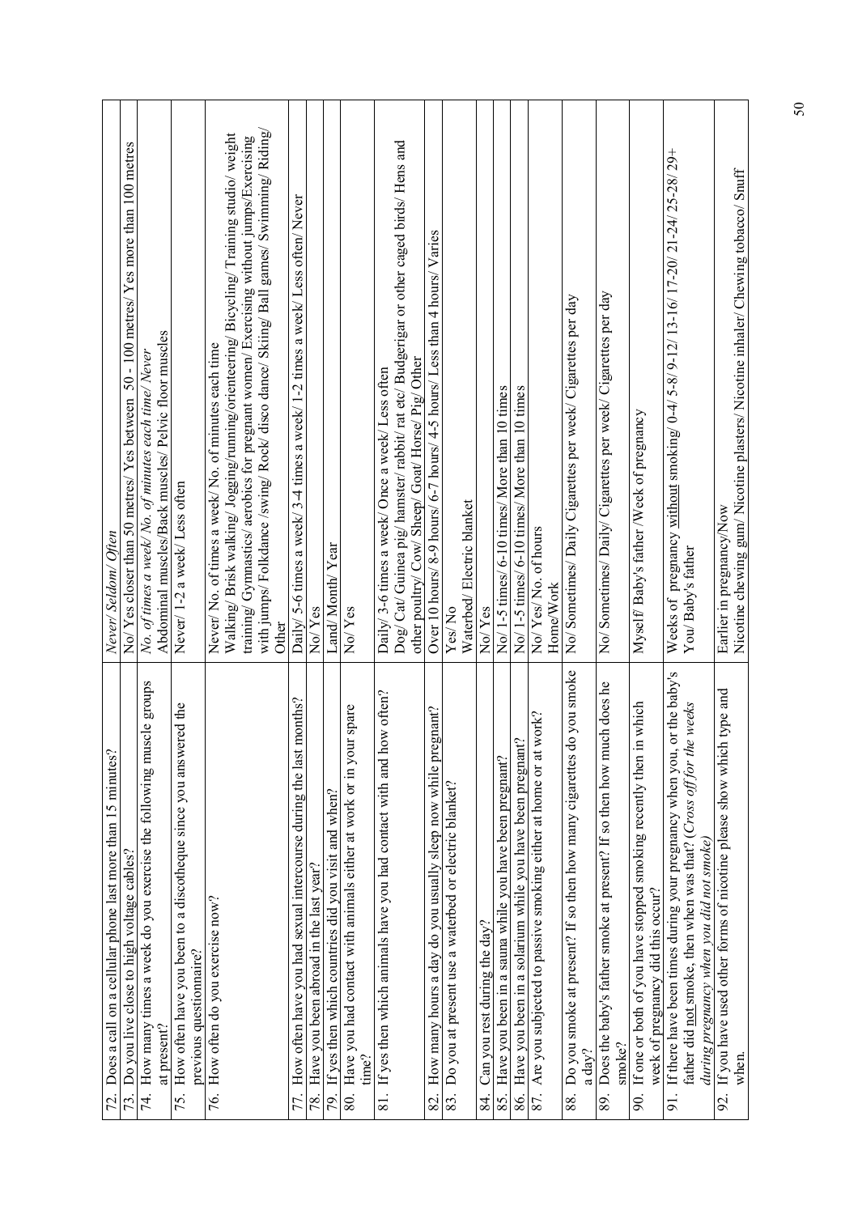| | |
|---|---|
| 72. Does a call on a cellular phone last more than 15 minutes? | *Never/ Seldom/ Often* |
| 73. Do you live close to high voltage cables? | No/ Yes closer than 50 metres/ Yes between 50 - 100 metres/ Yes more than 100 metres |
| 74. How many times a week do you exercise the following muscle groups at present? | *No. of times a week/ No. of minutes each time/ Never*<br>Abdominal muscles/Back muscles/ Pelvic floor muscles |
| 75. How often have you been to a discotheque since you answered the previous questionnaire? | Never/ 1-2 a week/ Less often |
| 76. How often do you exercise now? | Never/ No. of times a week/ No. of minutes each time<br>Walking/ Brisk walking/ Jogging/running/orienteering/ Bicycling/ Training studio/ weight training/ Gymnastics/ aerobics for pregnant women/ Exercising without jumps/Exercising with jumps/ Folkdance /swing/ Rock/ disco dance/ Skiing/ Ball games/ Swimming/ Riding/ Other |
| 77. How often have you had sexual intercourse during the last months? | Daily/ 5-6 times a week/ 3-4 times a week/ 1-2 times a week/ Less often/ Never |
| 78. Have you been abroad in the last year? | No/ Yes |
| 79. If yes then which countries did you visit and when? | Land/ Month/ Year |
| 80. Have you had contact with animals either at work or in your spare time? | No/ Yes |
| 81. If yes then which animals have you had contact with and how often? | Daily/ 3-6 times a week/ Once a week/ Less often<br>Dog/ Cat/ Guinea pig/ hamster/ rabbit/ rat etc/ Budgerigar or other caged birds/ Hens and other poultry/ Cow/ Sheep/ Goat/ Horse/ Pig/ Other |
| 82. How many hours a day do you usually sleep now while pregnant? | Over 10 hours/ 8-9 hours/ 6-7 hours/ 4-5 hours/ Less than 4 hours/ Varies |
| 83. Do you at present use a waterbed or electric blanket? | Yes/ No<br>Waterbed/ Electric blanket |
| 84. Can you rest during the day? | No/ Yes |
| 85. Have you been in a sauna while you have been pregnant? | No/ 1-5 times/ 6-10 times/ More than 10 times |
| 86. Have you been in a solarium while you have been pregnant? | No/ 1-5 times/ 6-10 times/ More than 10 times |
| 87. Are you subjected to passive smoking either at home or at work? | No/ Yes/ No. of hours<br>Home/Work |
| 88. Do you smoke at present? If so then how many cigarettes do you smoke a day? | No/ Sometimes/ Daily/ Cigarettes per week/ Cigarettes per day |
| 89. Does the baby's father smoke at present? If so then how much does he smoke? | No/ Sometimes/ Daily/ Cigarettes per week/ Cigarettes per day |
| 90. If one or both of you have stopped smoking recently then in which week of pregnancy did this occur? | Myself/ Baby's father /Week of pregnancy |
| 91. If there have been times during your pregnancy when you, or the baby's father did not smoke, then when was that? (*Cross off for the weeks during pregnancy when you did not smoke*) | Weeks of pregnancy without smoking/ 0-4/ 5-8/ 9-12/ 13-16/ 17-20/ 21-24/ 25-28/ 29+<br>You/ Baby's father |
| 92. If you have used other forms of nicotine please show which type and when. | Earlier in pregnancy/Now<br>Nicotine chewing gum/ Nicotine plasters/ Nicotine inhaler/ Chewing tobacco/ Snuff |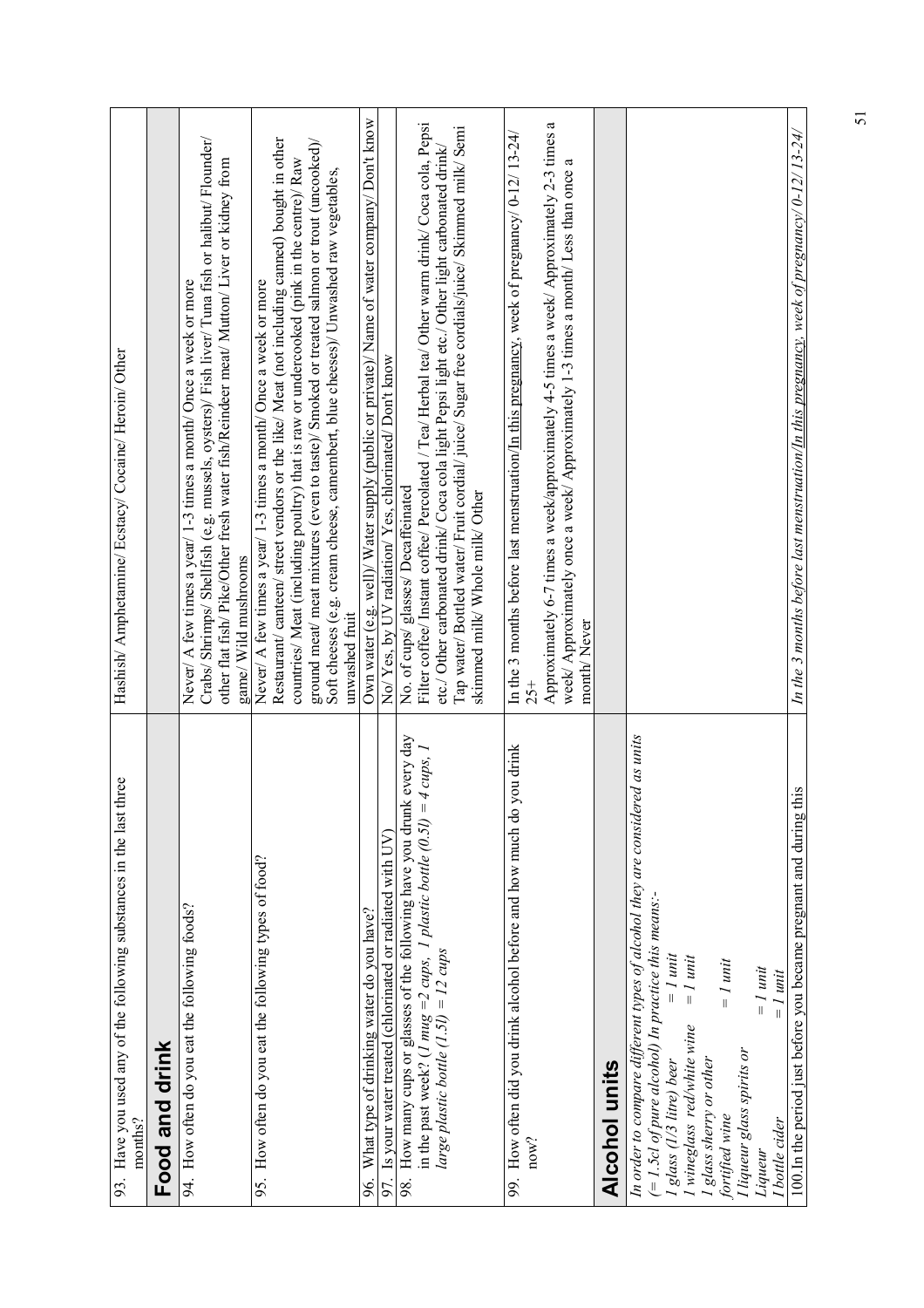| | |
|---|---|
| 93. Have you used any of the following substances in the last three months? | Hashish/ Amphetamine/ Ecstacy/ Cocaine/ Heroin/ Other |
| **Food and drink** | |
| 94. How often do you eat the following foods? | Never/ A few times a year/ 1-3 times a month/ Once a week or more<br>Crabs/ Shrimps/ Shellfish (e.g. mussels, oysters)/ Fish liver/ Tuna fish or halibut/ Flounder/ other flat fish/ Pike/Other fresh water fish/Reindeer meat/ Mutton/ Liver or kidney from game/ Wild mushrooms |
| 95. How often do you eat the following types of food? | Never/ A few times a year/ 1-3 times a month/ Once a week or more<br>Restaurant/ canteen/ street vendors or the like/ Meat (not including canned) bought in other countries/ Meat (including poultry) that is raw or undercooked (pink in the centre)/ Raw ground meat/ meat mixtures (even to taste)/ Smoked or treated salmon or trout (uncooked)/ Soft cheeses (e.g. cream cheese, camembert, blue cheeses)/ Unwashed raw vegetables, unwashed fruit |
| 96. What type of drinking water do you have? | Own water (e.g. well)/ Water supply (public or private)/ Name of water company/ Don't know |
| 97. Is your water treated (chlorinated or radiated with UV) | No/ Yes, by UV radiation/ Yes, chlorinated/ Don't know |
| 98. How many cups or glasses of the following have you drunk every day in the past week? *(1 mug =2 cups, 1 plastic bottle (0.5l) = 4 cups, 1 large plastic bottle (1.5l) = 12 cups* | No. of cups/ glasses/ Decaffeinated<br>Filter coffee/ Instant coffee/ Percolated / Tea/ Herbal tea/ Other warm drink/ Coca cola, Pepsi etc./ Other carbonated drink/ Coca cola light Pepsi light etc./ Other light carbonated drink/ Tap water/ Bottled water/ Fruit cordial/ juice/ Sugar free cordials/juice/ Skimmed milk/ Semi skimmed milk/ Whole milk/ Other |
| 99. How often did you drink alcohol before and how much do you drink now? | In the 3 months before last menstruation/In this pregnancy, week of pregnancy/ 0-12/ 13-24/ 25+<br>Approximately 6-7 times a week/approximately 4-5 times a week/ Approximately 2-3 times a week/ Approximately once a week/ Approximately 1-3 times a month/ Less than once a month/ Never |
| **Alcohol units** | |
| *In order to compare different types of alcohol they are considered as units (= 1.5cl of pure alcohol) In practice this means:-*<br>*1 glass (1/3 litre) beer = 1 unit*<br>*1 wineglass red/white wine = 1 unit*<br>*1 glass sherry or other fortified wine = 1 unit*<br>*1 liqueur glass spirits or Liqueur = 1 unit*<br>*1 bottle cider = 1 unit* | |
| 100. In the period just before you became pregnant and during this | *In the 3 months before last menstruation/In this pregnancy, week of pregnancy/ 0-12/ 13-24/* |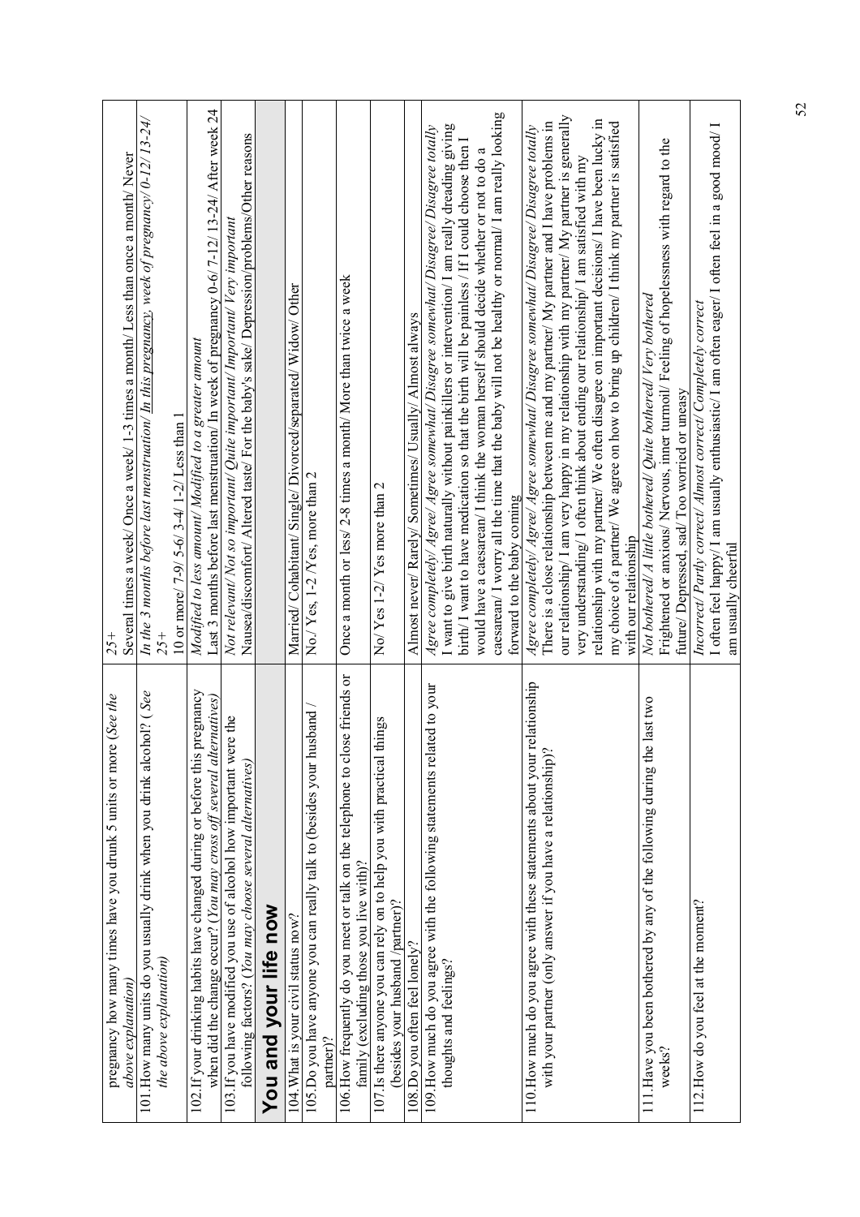| | |
|---|---|
| pregnancy how many times have you drunk 5 units or more (*See the above explanation*) | 25+<br>Several times a week/ Once a week/ 1-3 times a month/ Less than once a month/ Never |
| 101. How many units do you usually drink when you drink alcohol? (*See the above explanation*) | *In the 3 months before last menstruation/ In this pregnancy, week of pregnancy/ 0-12/ 13-24/ 25+*<br>10 or more/ 7-9/ 5-6/ 3-4/ 1-2/ Less than 1 |
| 102. If your drinking habits have changed during or before this pregnancy when did the change occur? (*You may cross off several alternatives*) | *Modified to less amount/ Modified to a greater amount*<br>Last 3 months before last menstruation/ In week of pregnancy 0-6/ 7-12/ 13-24/ After week 24 |
| 103. If you have modified you use of alcohol how important were the following factors? (*You may choose several alternatives*) | *Not relevant/ Not so important/ Quite important/ Important/ Very important*<br>Nausea/discomfort/ Altered taste/ For the baby's sake/ Depression/problems/Other reasons |
| **You and your life now** | |
| 104. What is your civil status now? | Married/ Cohabitant/ Single/ Divorced/separated/ Widow/ Other |
| 105. Do you have anyone you can really talk to (besides your husband / partner)? | No./ Yes, 1-2 /Yes, more than 2 |
| 106. How frequently do you meet or talk on the telephone to close friends or family (excluding those you live with)? | Once a month or less/ 2-8 times a month/ More than twice a week |
| 107. Is there anyone you can rely on to help you with practical things (besides your husband /partner)? | No/ Yes 1-2/ Yes more than 2 |
| 108. Do you often feel lonely? | Almost never/ Rarely/ Sometimes/ Usually/ Almost always |
| 109. How much do you agree with the following statements related to your thoughts and feelings? | *Agree completely/ Agree/ Agree somewhat/ Disagree somewhat/ Disagree/ Disagree totally*<br>I want to give birth naturally without painkillers or intervention/ I am really dreading giving birth/ I want to have medication so that the birth will be painless / If I could choose then I would have a caesarean/ I think the woman herself should decide whether or not to do a caesarean/ I worry all the time that the baby will not be healthy or normal/ I am really looking forward to the baby coming |
| 110. How much do you agree with these statements about your relationship with your partner (only answer if you have a relationship)? | *Agree completely/ Agree/ Agree somewhat/ Disagree somewhat/ Disagree/ Disagree totally*<br>There is a close relationship between me and my partner/ My partner and I have problems in our relationship/ I am very happy in my relationship with my partner/ My partner is generally very understanding/ I often think about ending our relationship/ I am satisfied with my relationship with my partner/ We often disagree on important decisions/ I have been lucky in my choice of a partner/ We agree on how to bring up children/ I think my partner is satisfied with our relationship |
| 111. Have you been bothered by any of the following during the last two weeks? | *Not bothered/ A little bothered/ Quite bothered/ Very bothered*<br>Frightened or anxious/ Nervous, inner turmoil/ Feeling of hopelessness with regard to the future/ Depressed, sad/ Too worried or uneasy |
| 112. How do you feel at the moment? | *Incorrect/ Partly correct/ Almost correct/ Completely correct*<br>I often feel happy/ I am usually enthusiastic/ I am often eager/ I often feel in a good mood/ I am usually cheerful |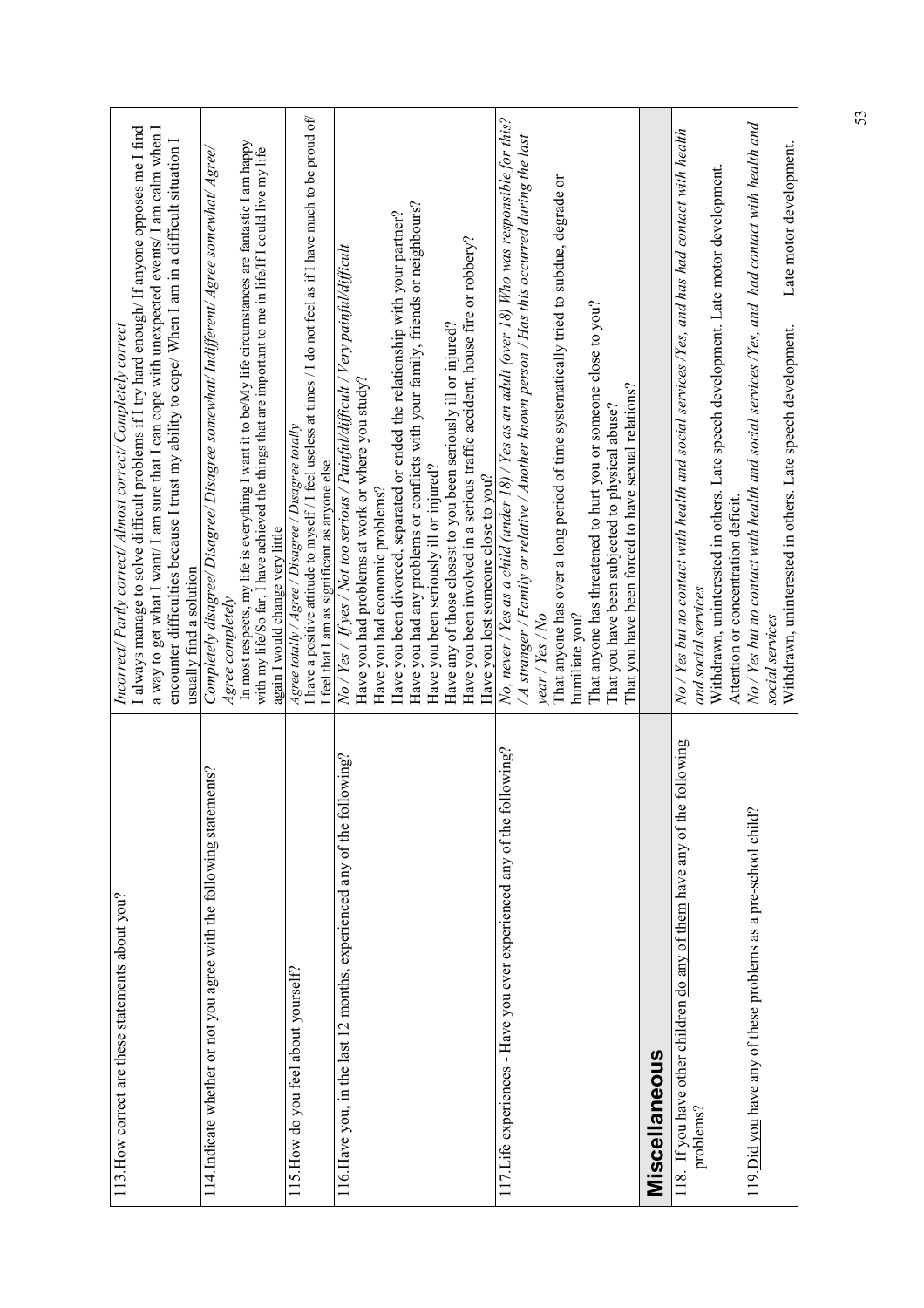| | |
|---|---|
| 113. How correct are these statements about you? | *Incorrect/ Partly correct/ Almost correct/ Completely correct*<br>I always manage to solve difficult problems if I try hard enough/ If anyone opposes me I find a way to get what I want/ I am sure that I can cope with unexpected events/ I am calm when I encounter difficulties because I trust my ability to cope/ When I am in a difficult situation I usually find a solution |
| 114. Indicate whether or not you agree with the following statements? | *Completely disagree/ Disagree/ Disagree somewhat/ Indifferent/ Agree somewhat/ Agree/ Agree completely*<br>In most respects, my life is everything I want it to be/My life circumstances are fantastic I am happy with my life/So far, I have achieved the things that are important to me in life/If I could live my life again I would change very little |
| 115. How do you feel about yourself? | *Agree totally / Agree / Disagree / Disagree totally*<br>I have a positive attitude to myself / I feel useless at times / I do not feel as if I have much to be proud of/ I feel that I am as significant as anyone else |
| 116. Have you, in the last 12 months, experienced any of the following? | *No / Yes / If yes / Not too serious / Painful/difficult / Very painful/difficult*<br>Have you had problems at work or where you study?<br>Have you had economic problems?<br>Have you been divorced, separated or ended the relationship with your partner?<br>Have you had any problems or conflicts with your family, friends or neighbours?<br>Have you been seriously ill or injured?<br>Have any of those closest to you been seriously ill or injured?<br>Have you been involved in a serious traffic accident, house fire or robbery?<br>Have you lost someone close to you? |
| 117. Life experiences - Have you ever experienced any of the following? | *No, never / Yes as a child (under 18) / Yes as an adult (over 18) Who was responsible for this? / A stranger / Family or relative / Another known person / Has this occurred during the last year / Yes / No*<br>That anyone has over a long period of time systematically tried to subdue, degrade or humiliate you?<br>That anyone has threatened to hurt you or someone close to you?<br>That you have been subjected to physical abuse?<br>That you have been forced to have sexual relations? |
| **Miscellaneous** | |
| 118. If you have other children <u>do any of them</u> have any of the following problems? | *No / Yes but no contact with health and social services /Yes, and has had contact with health and social services*<br>Withdrawn, uninterested in others. Late speech development. Late motor development. Attention or concentration deficit. |
| 119. <u>Did you</u> have any of these problems as a pre-school child? | *No / Yes but no contact with health and social services /Yes, and had contact with health and social services*<br>Withdrawn, uninterested in others. Late speech development. Late motor development. |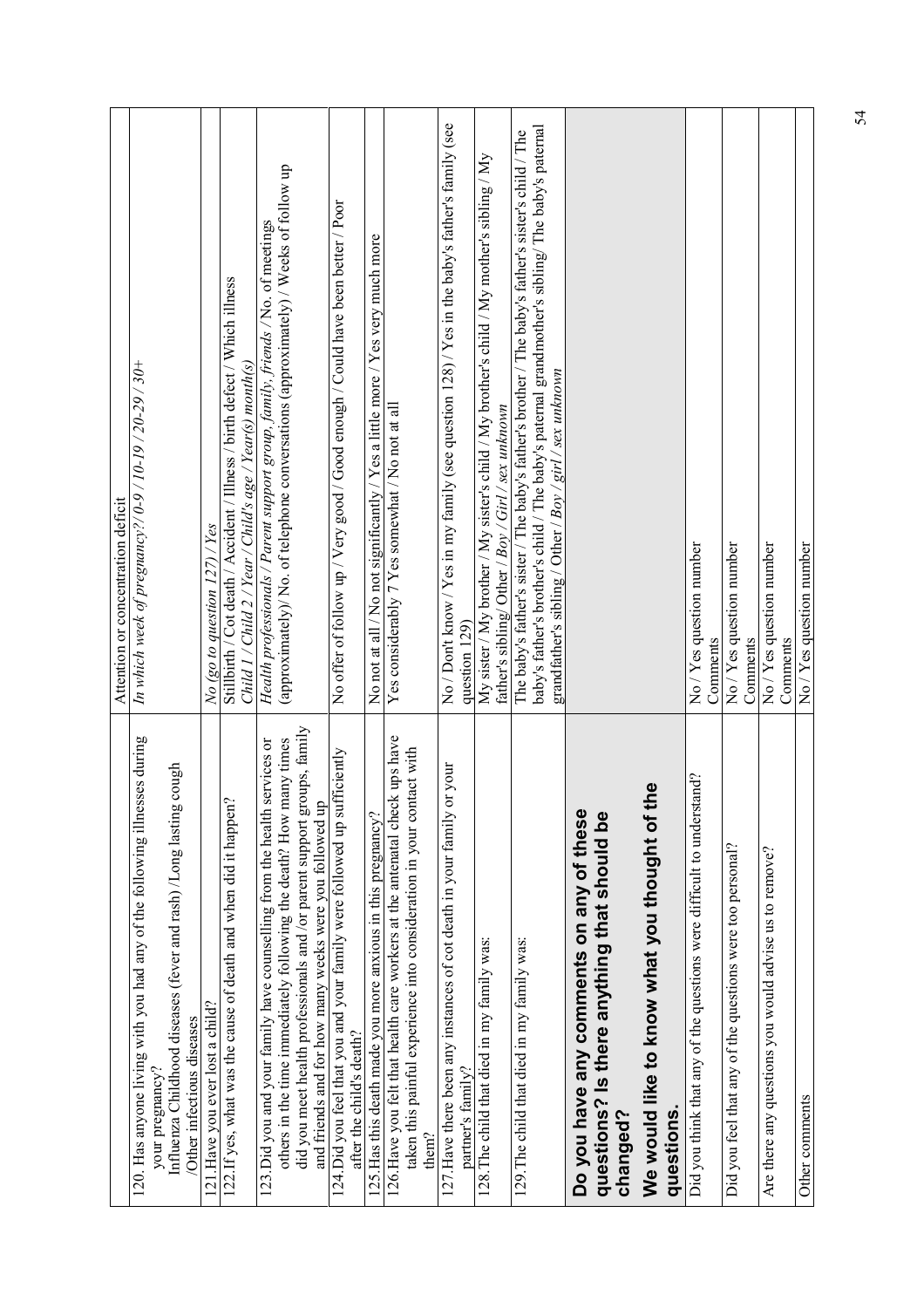| | |
|---|---|
| | Attention or concentration deficit |
| 120. Has anyone living with you had any of the following illnesses during your pregnancy? Influenza Childhood diseases (fever and rash) /Long lasting cough /Other infectious diseases | *In which week of pregnancy?/ 0-9 / 10-19 / 20-29 / 30+* |
| 121. Have you ever lost a child? | *No (go to question 127) / Yes* |
| 122. If yes, what was the cause of death and when did it happen? | Stillbirth / Cot death / Accident / Illness / birth defect / Which illness *Child 1 / Child 2 / Year / Child's age / Year(s) month(s)* |
| 123. Did you and your family have counselling from the health services or others in the time immediately following the death? How many times did you meet health professionals and /or parent support groups, family and friends and for how many weeks were you followed up | *Health professionals / Parent support group, family, friends* /No. of meetings (approximately)/ No. of telephone conversations (approximately) / Weeks of follow up |
| 124. Did you feel that you and your family were followed up sufficiently after the child's death? | No offer of follow up / Very good / Good enough / Could have been better / Poor |
| 125. Has this death made you more anxious in this pregnancy? | No not at all / No not significantly / Yes a little more / Yes very much more |
| 126. Have you felt that health care workers at the antenatal check ups have taken this painful experience into consideration in your contact with them? | Yes considerably 7 Yes somewhat / No not at all |
| 127. Have there been any instances of cot death in your family or your partner's family? | No / Don't know / Yes in my family (see question 128) / Yes in the baby's father's family (see question 129) |
| 128. The child that died in my family was: | My sister / My brother / My sister's child / My brother's child / My mother's sibling / My father's sibling/ Other / *Boy / Girl / sex unknown* |
| 129. The child that died in my family was: | The baby's father's sister / The baby's father's brother / The baby's father's sister's child / The baby's father's brother's child / The baby's paternal grandmother's sibling/ The baby's paternal grandfather's sibling / Other / *Boy / girl / sex unknown* |
| **Do you have any comments on any of these questions? Is there anything that should be changed? We would like to know what you thought of the questions.** | |
| Did you think that any of the questions were difficult to understand? | No / Yes question number Comments |
| Did you feel that any of the questions were too personal? | No / Yes question number Comments |
| Are there any questions you would advise us to remove? | No / Yes question number Comments |
| Other comments | No / Yes question number |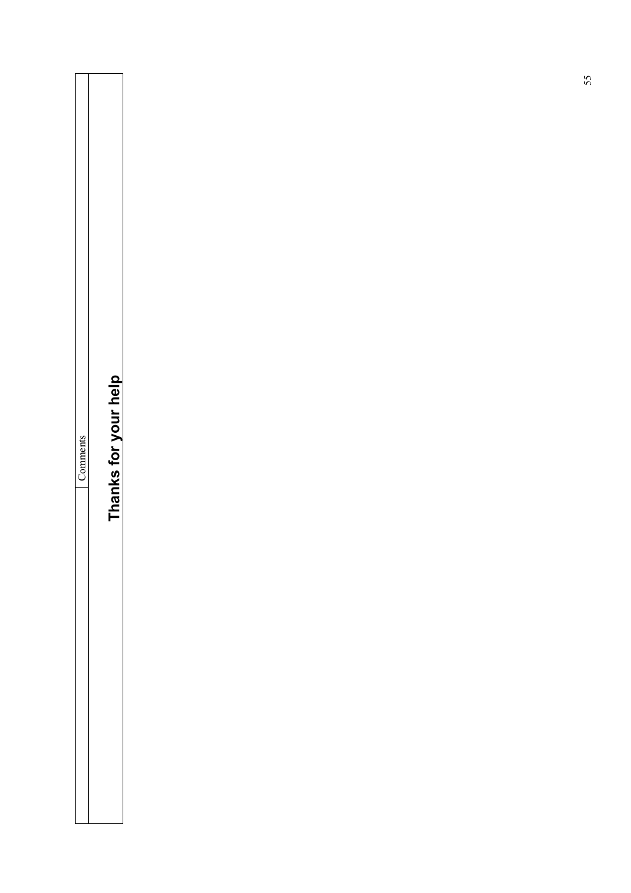| Comments |
|---|
| |

**Thanks for your help**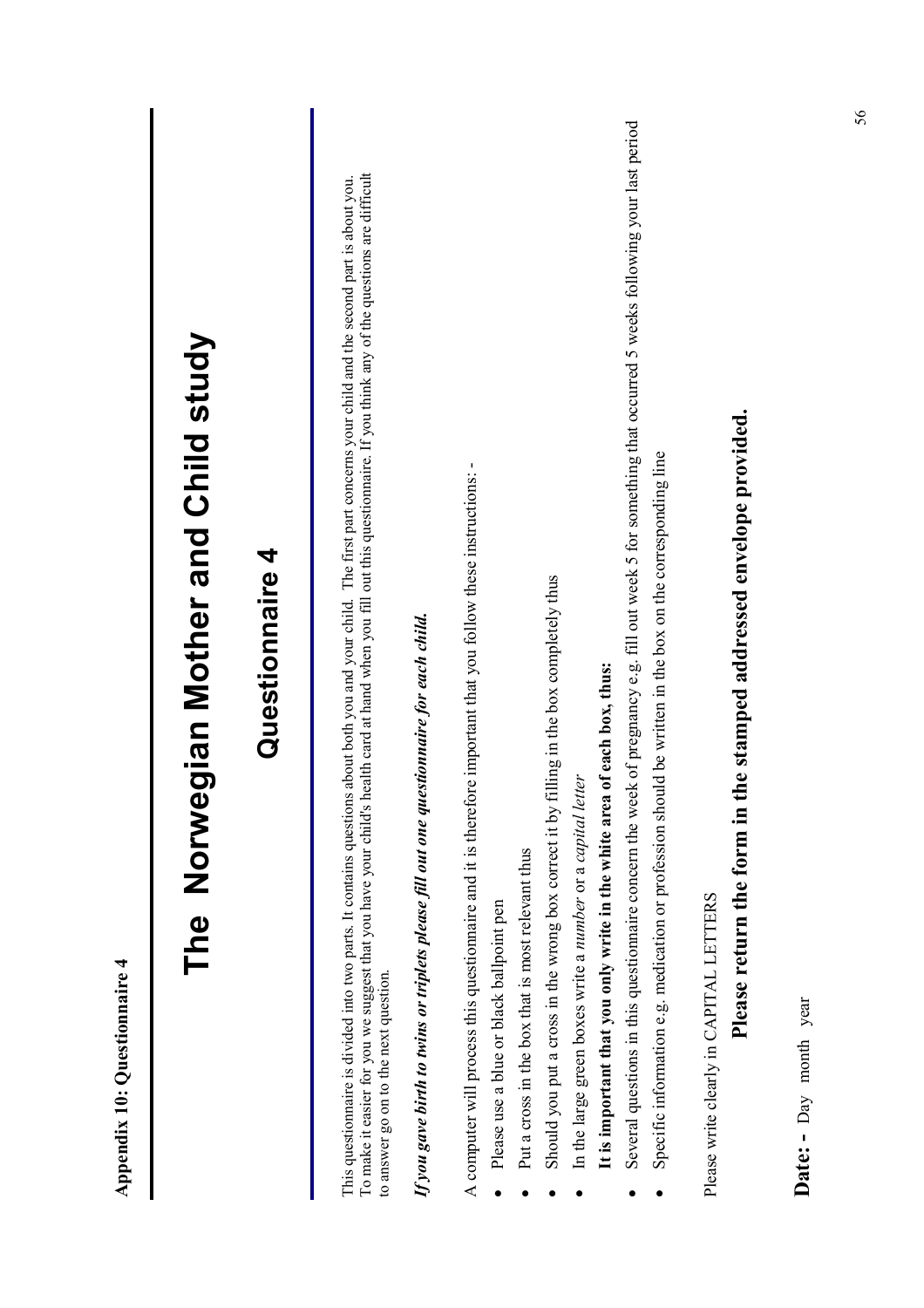**Appendix 10: Questionnaire 4**

# The Norwegian Mother and Child study

## Questionnaire 4

This questionnaire is divided into two parts. It contains questions about both you and your child. The first part concerns your child and the second part is about you. To make it easier for you we suggest that you have your child's health card at hand when you fill out this questionnaire. If you think any of the questions are difficult to answer go on to the next question.

***If you gave birth to twins or triplets please fill out one questionnaire for each child.***

A computer will process this questionnaire and it is therefore important that you follow these instructions: -

- Please use a blue or black ballpoint pen
- Put a cross in the box that is most relevant thus
- Should you put a cross in the wrong box correct it by filling in the box completely thus
- In the large green boxes write a *number* or a *capital letter*

**It is important that you only write in the white area of each box, thus:**

- Several questions in this questionnaire concern the week of pregnancy e.g. fill out week 5 for something that occurred 5 weeks following your last period
- Specific information e.g. medication or profession should be written in the box on the corresponding line

Please write clearly in CAPITAL LETTERS

**Please return the form in the stamped addressed envelope provided.**

**Date: -** Day month year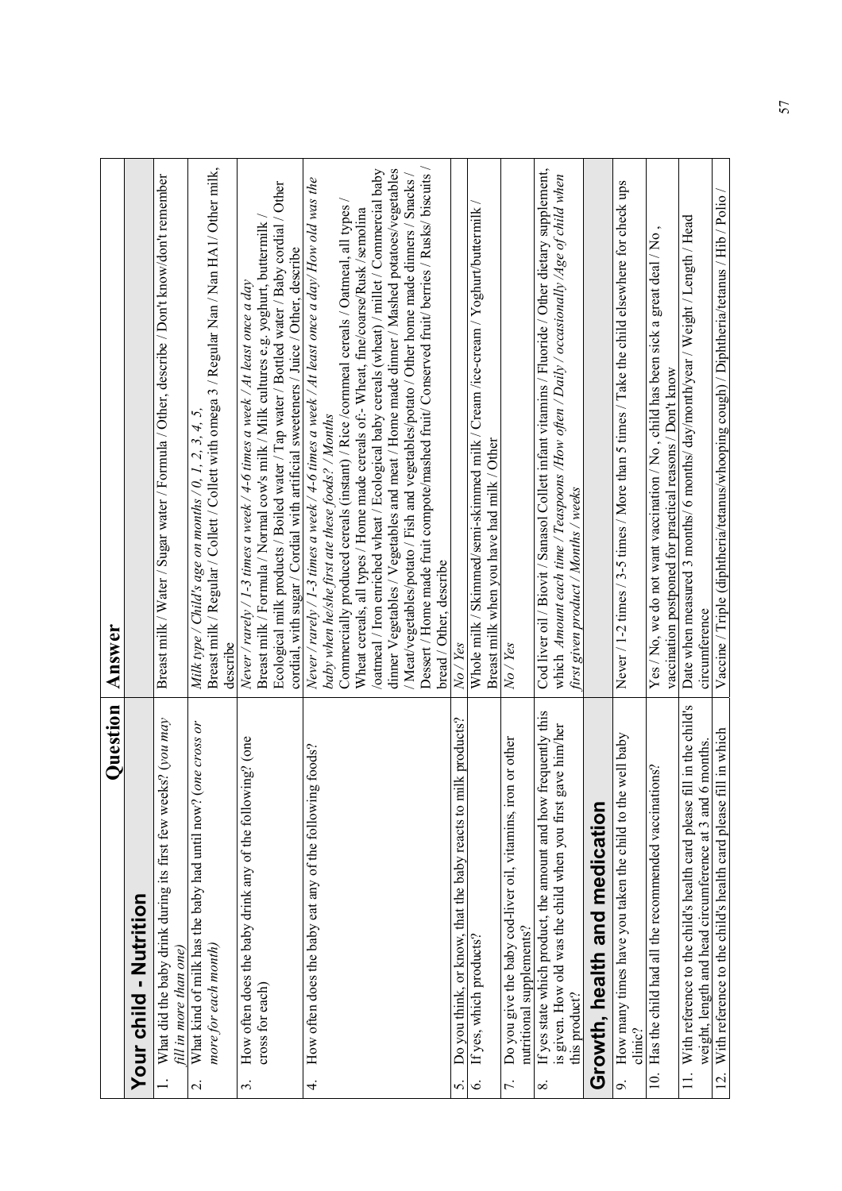| Question | Answer |
|---|---|
| **Your child - Nutrition** | |
| 1. What did the baby drink during its first few weeks? (*you may fill in more than one*) | Breast milk / Water / Sugar water / Formula / Other, describe / Don't know/don't remember |
| 2. What kind of milk has the baby had until now? (*one cross or more for each month*) | *Milk type / Child's age on months / 0, 1, 2, 3, 4, 5,* Breast milk / Regular / Collett / Collett with omega 3 / Regular Nan / Nan HA1/ Other milk, describe |
| 3. How often does the baby drink any of the following? (one cross for each) | *Never / rarely / 1-3 times a week / 4-6 times a week / At least once a day* Breast milk / Formula / Normal cow's milk / Milk cultures e.g. yoghurt, buttermilk / Ecological milk products / Boiled water / Tap water / Bottled water / Baby cordial / Other cordial, with sugar / Cordial with artificial sweeteners / Juice / Other, describe |
| 4. How often does the baby eat any of the following foods? | *Never / rarely / 1-3 times a week / 4-6 times a week / At least once a day/ How old was the baby when he/she first ate these foods? / Months* Commercially produced cereals (instant) / Rice /cornmeal cereals / Oatmeal, all types / Wheat cereals, all types / Home made cereals of:- Wheat, fine/coarse/Rusk /semolina /oatmeal / Iron enriched wheat / Ecological baby cereals (wheat) / millet / Commercial baby dinner Vegetables / Vegetables and meat / Home made dinner / Mashed potatoes/vegetables / Meat/vegetables/potato / Fish and vegetables/potato / Other home made dinners / Snacks / Dessert / Home made fruit compote/mashed fruit/ Conserved fruit/ berries / Rusks/ biscuits / bread / Other, describe |
| 5. Do you think, or know, that the baby reacts to milk products? | *No / Yes* |
| 6. If yes, which products? | Whole milk / Skimmed/semi-skimmed milk / Cream /ice-cream / Yoghurt/buttermilk / Breast milk when you have had milk / Other |
| 7. Do you give the baby cod-liver oil, vitamins, iron or other nutritional supplements? | *No / Yes* |
| 8. If yes state which product, the amount and how frequently this is given. How old was the child when you first gave him/her this product? | Cod liver oil / Biovit / Sanasol Collett infant vitamins / Fluoride / Other dietary supplement, which *Amount each time / Teaspoons /How often / Daily / occasionally /Age of child when first given product / Months / weeks* |
| **Growth, health and medication** | |
| 9. How many times have you taken the child to the well baby clinic? | Never / 1-2 times / 3-5 times / More than 5 times / Take the child elsewhere for check ups |
| 10. Has the child had all the recommended vaccinations? | Yes / No, we do not want vaccination / No , child has been sick a great deal / No , vaccination postponed for practical reasons / Don't know |
| 11. With reference to the child's health card please fill in the child's weight, length and head circumference at 3 and 6 months. | Date when measured 3 months/ 6 months/ day/month/year / Weight / Length / Head circumference |
| 12. With reference to the child's health card please fill in which | Vaccine / Triple (diphtheria/tetanus/whooping cough) / Diphtheria/tetanus / Hib / Polio / |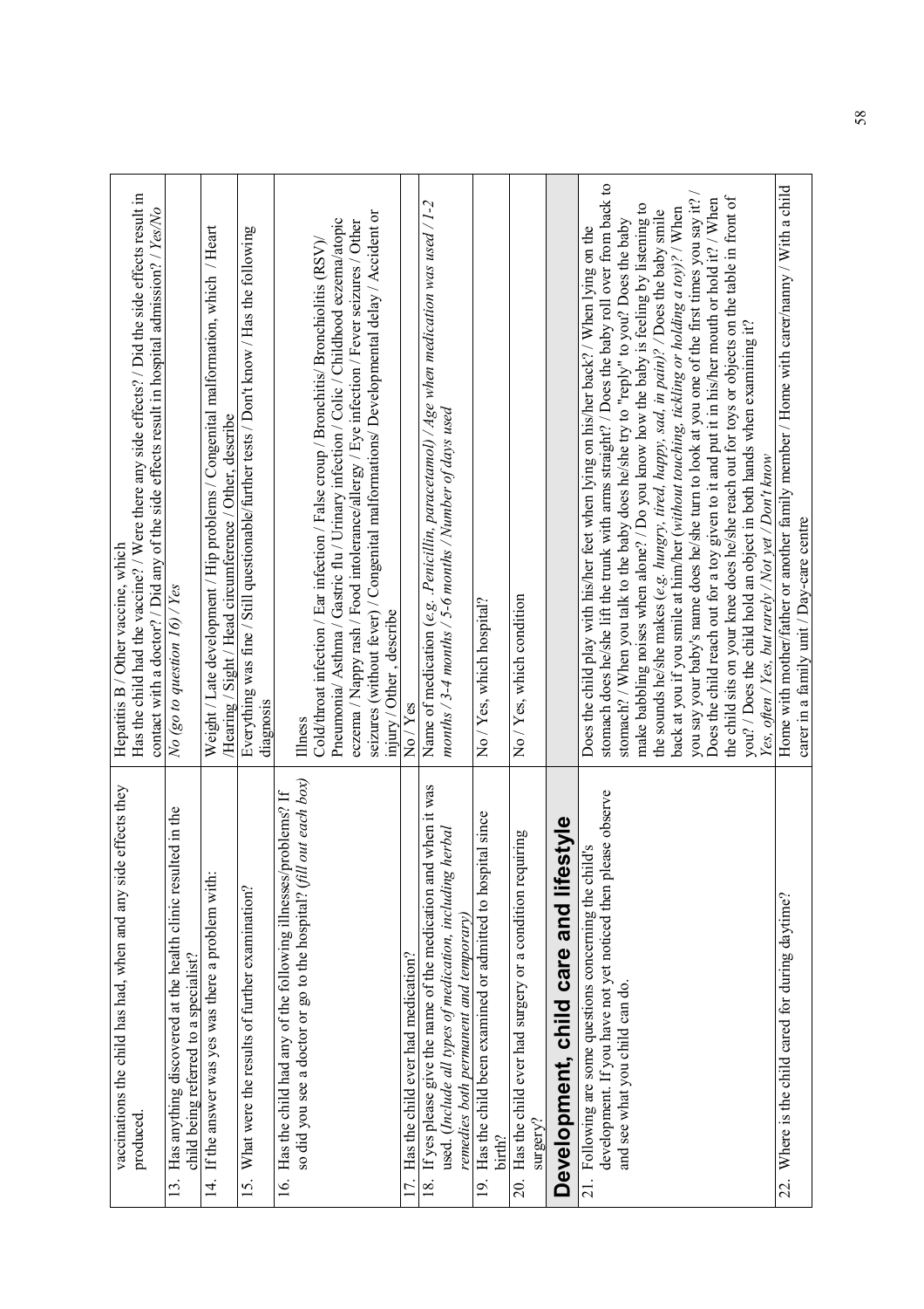| | |
|---|---|
| vaccinations the child has had, when and any side effects they produced. | Hepatitis B / Other vaccine, which<br>Has the child had the vaccine? / Were there any side effects? / Did the side effects result in contact with a doctor? / Did any of the side effects result in hospital admission? / *Yes/No* |
| 13. Has anything discovered at the health clinic resulted in the child being referred to a specialist? | *No (go to question 16) / Yes* |
| 14. If the answer was yes was there a problem with: | Weight / Late development / Hip problems / Congenital malformation, which / Heart /Hearing / Sight / Head circumference / Other, describe |
| 15. What were the results of further examination? | Everything was fine / Still questionable/further tests / Don't know / Has the following diagnosis |
| 16. Has the child had any of the following illnesses/problems? If so did you see a doctor or go to the hospital? *(fill out each box)* | Illness<br>Cold/throat infection / Ear infection / False croup / Bronchitis/ Bronchiolitis (RSV)/ Pneumonia/ Asthma / Gastric flu / Urinary infection / Colic / Childhood eczema/atopic eczema / Nappy rash / Food intolerance/allergy / Eye infection / Fever seizures / Other seizures (without fever) / Congenital malformations/ Developmental delay / Accident or injury / Other , describe |
| 17. Has the child ever had medication? | No / Yes |
| 18. If yes please give the name of the medication and when it was used. (*Include all types of medication, including herbal remedies both permanent and temporary*) | Name of medication (*e.g. .Penicillin, paracetamol) / Age when medication was used / 1-2 months / 3-4 months / 5-6 months / Number of days used* |
| 19. Has the child been examined or admitted to hospital since birth? | No / Yes, which hospital? |
| 20. Has the child ever had surgery or a condition requiring surgery? | No / Yes, which condition |
| **Development, child care and lifestyle** | |
| 21. Following are some questions concerning the child's development. If you have not yet noticed then please observe and see what you child can do. | Does the child play with his/her feet when lying on his/her back? / When lying on the stomach does he/she lift the trunk with arms straight? / Does the baby roll over from back to stomach? / When you talk to the baby does he/she try to "reply" to you? Does the baby make babbling noises when alone? / Do you know how the baby is feeling by listening to the sounds he/she makes (*e.g. hungry, tired, happy, sad, in pain*)? /Does the baby smile back at you if you smile at him/her (*without touching, tickling or holding a toy*)? / When you say your baby's name does he/she turn to look at you one of the first times you say it? / Does the child reach out for a toy given to it and put it in his/her mouth or hold it? / When the child sits on your knee does he/she reach out for toys or objects on the table in front of you? / Does the child hold an object in both hands when examining it?<br>*Yes, often / Yes, but rarely / Not yet / Don't know* |
| 22. Where is the child cared for during daytime? | Home with mother/father or another family member / Home with carer/nanny / With a child carer in a family unit / Day-care centre |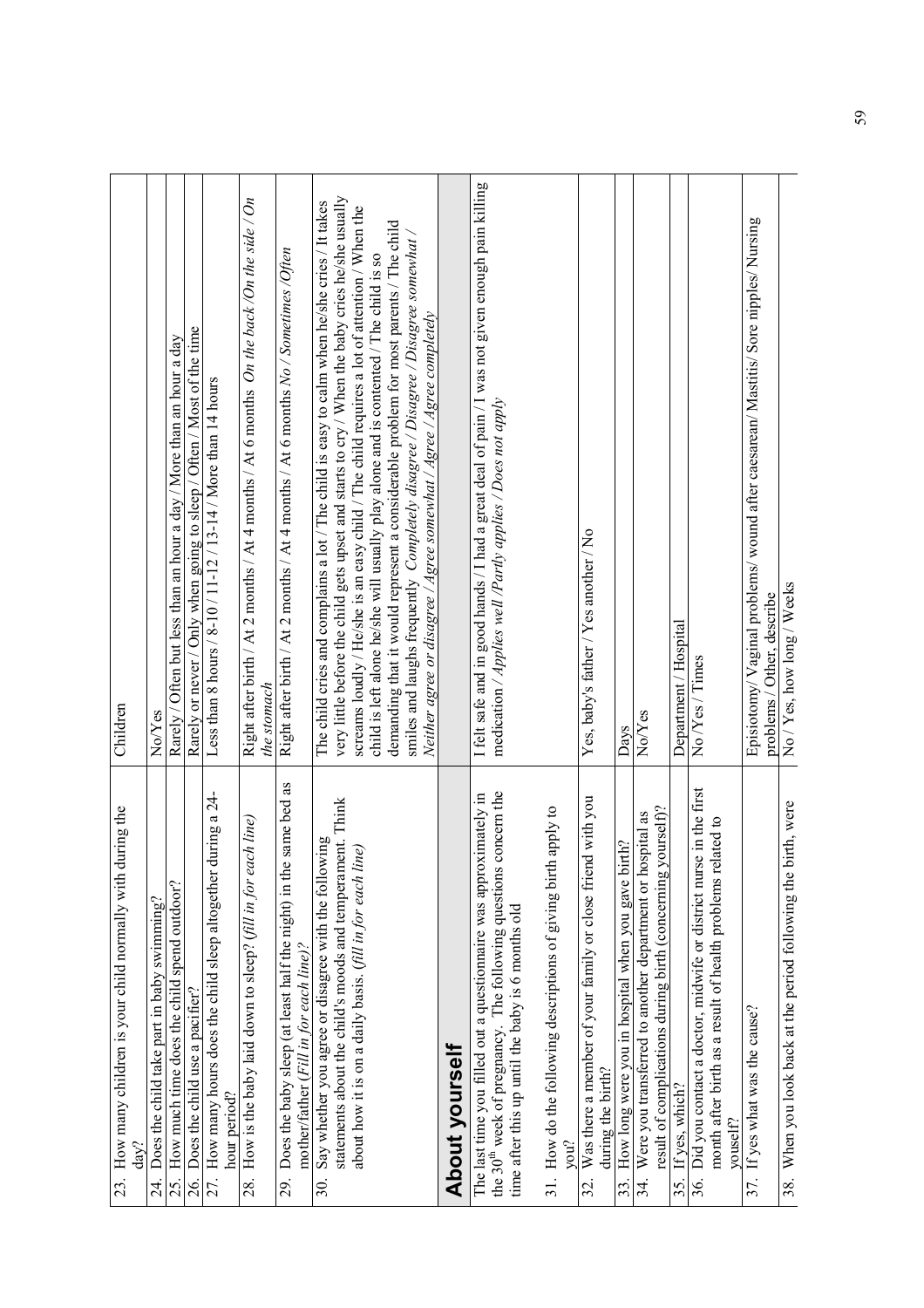| | |
|---|---|
| 23. How many children is your child normally with during the day? | Children |
| 24. Does the child take part in baby swimming? | No/Yes |
| 25. How much time does the child spend outdoor? | Rarely / Often but less than an hour a day / More than an hour a day |
| 26. Does the child use a pacifier? | Rarely or never / Only when going to sleep / Often / Most of the time |
| 27. How many hours does the child sleep altogether during a 24-hour period? | Less than 8 hours / 8-10 / 11-12 / 13-14 / More than 14 hours |
| 28. How is the baby laid down to sleep? (*fill in for each line*) | Right after birth / At 2 months / At 4 months / At 6 months *On the back /On the side / On the stomach* |
| 29. Does the baby sleep (at least half the night) in the same bed as mother/father (*Fill in for each line*)? | Right after birth / At 2 months / At 4 months / At 6 months *No / Sometimes /Often* |
| 30. Say whether you agree or disagree with the following statements about the child's moods and temperament. Think about how it is on a daily basis. (*fill in for each line*) | The child cries and complains a lot / The child is easy to calm when he/she cries / It takes very little before the child gets upset and starts to cry / When the baby cries he/she usually screams loudly / He/she is an easy child / The child requires a lot of attention / When the child is left alone he/she will usually play alone and is contented / The child is so demanding that it would represent a considerable problem for most parents / The child smiles and laughs frequently *Completely disagree / Disagree / Disagree somewhat / Neither agree or disagree / Agree somewhat / Agree / Agree completely* |
| **About yourself** | |
| The last time you filled out a questionnaire was approximately in the 30[th] week of pregnancy. The following questions concern the time after this up until the baby is 6 months old<br><br>31. How do the following descriptions of giving birth apply to you? | I felt safe and in good hands / I had a great deal of pain / I was not given enough pain killing medication / *Applies well /Partly applies / Does not apply* |
| 32. Was there a member of your family or close friend with you during the birth? | Yes, baby's father / Yes another / No |
| 33. How long were you in hospital when you gave birth? | Days |
| 34. Were you transferred to another department or hospital as result of complications during birth (concerning yourself)? | No/Yes |
| 35. If yes, which? | Department / Hospital |
| 36. Did you contact a doctor, midwife or district nurse in the first month after birth as a result of health problems related to youself? | No /Yes / Times |
| 37. If yes what was the cause? | Episiotomy/ Vaginal problems/ wound after caesarean/ Mastitis/ Sore nipples/ Nursing problems / Other, describe |
| 38. When you look back at the period following the birth, were | No / Yes, how long / Weeks |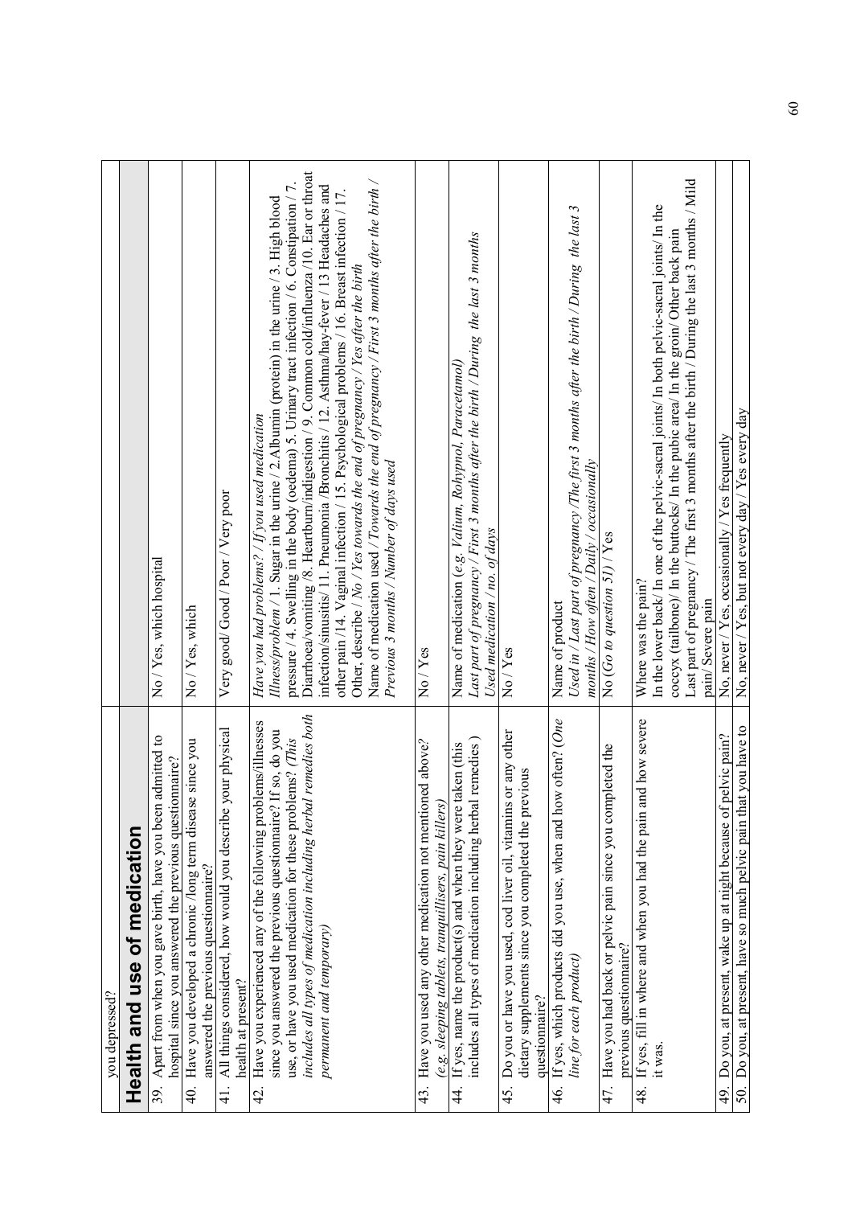| you depressed? | |
|---|---|
| **Health and use of medication** | |
| 39. Apart from when you gave birth, have you been admitted to hospital since you answered the previous questionnaire? | No / Yes, which hospital |
| 40. Have you developed a chronic /long term disease since you answered the previous questionnaire? | No / Yes, which |
| 41. All things considered, how would you describe your physical health at present? | Very good/ Good / Poor / Very poor |
| 42. Have you experienced any of the following problems/illnesses since you answered the previous questionnaire? If so, do you use, or have you used medication for these problems? *(This includes all types of medication including herbal remedies both permanent and temporary)* | *Have you had problems? / If you used medication* *Illness/problem* / 1. Sugar in the urine / 2.Albumin (protein) in the urine / 3. High blood pressure / 4. Swelling in the body (oedema) 5. Urinary tract infection / 6. Constipation / 7. Diarrhoea/vomiting /8. Heartburn/indigestion / 9. Common cold/influenza /10. Ear or throat infection/sinusitis/ 11. Pneumonia /Bronchitis / 12. Asthma/hay-fever / 13 Headaches and other pain /14. Vaginal infection / 15. Psychological problems / 16. Breast infection / 17. Other, describe / *No / Yes towards the end of pregnancy / Yes after the birth* Name of medication used / *Towards the end of pregnancy / First 3 months after the birth / Previous 3 months / Number of days used* |
| 43. Have you used any other medication not mentioned above? *(e.g. sleeping tablets, tranquillisers, pain killers)* | No / Yes |
| 44. If yes, name the product(s) and when they were taken (this includes all types of medication including herbal remedies ) | Name of medication (*e.g. Valium, Rohypnol, Paracetamol)* *Last part of pregnancy / First 3 months after the birth / During the last 3 months* *Used medication / no. of days* |
| 45. Do you or have you used, cod liver oil, vitamins or any other dietary supplements since you completed the previous questionnaire? | No / Yes |
| 46. If yes, which products did you use, when and how often? *(One line for each product)* | Name of product *Used in / Last part of pregnancy /The first 3 months after the birth / During the last 3 months / How often / Daily / occasionally* |
| 47. Have you had back or pelvic pain since you completed the previous questionnaire? | No (*Go to question 51*) / Yes |
| 48. If yes, fill in where and when you had the pain and how severe it was. | Where was the pain? In the lower back/ In one of the pelvic-sacral joints/ In both pelvic-sacral joints/ In the coccyx (tailbone)/ In the buttocks/ In the pubic area/ In the groin/ Other back pain Last part of pregnancy / The first 3 months after the birth / During the last 3 months / Mild pain/ Severe pain |
| 49. Do you, at present, wake up at night because of pelvic pain? | No, never / Yes, occasionally / Yes frequently |
| 50. Do you, at present, have so much pelvic pain that you have to | No, never / Yes, but not every day / Yes every day |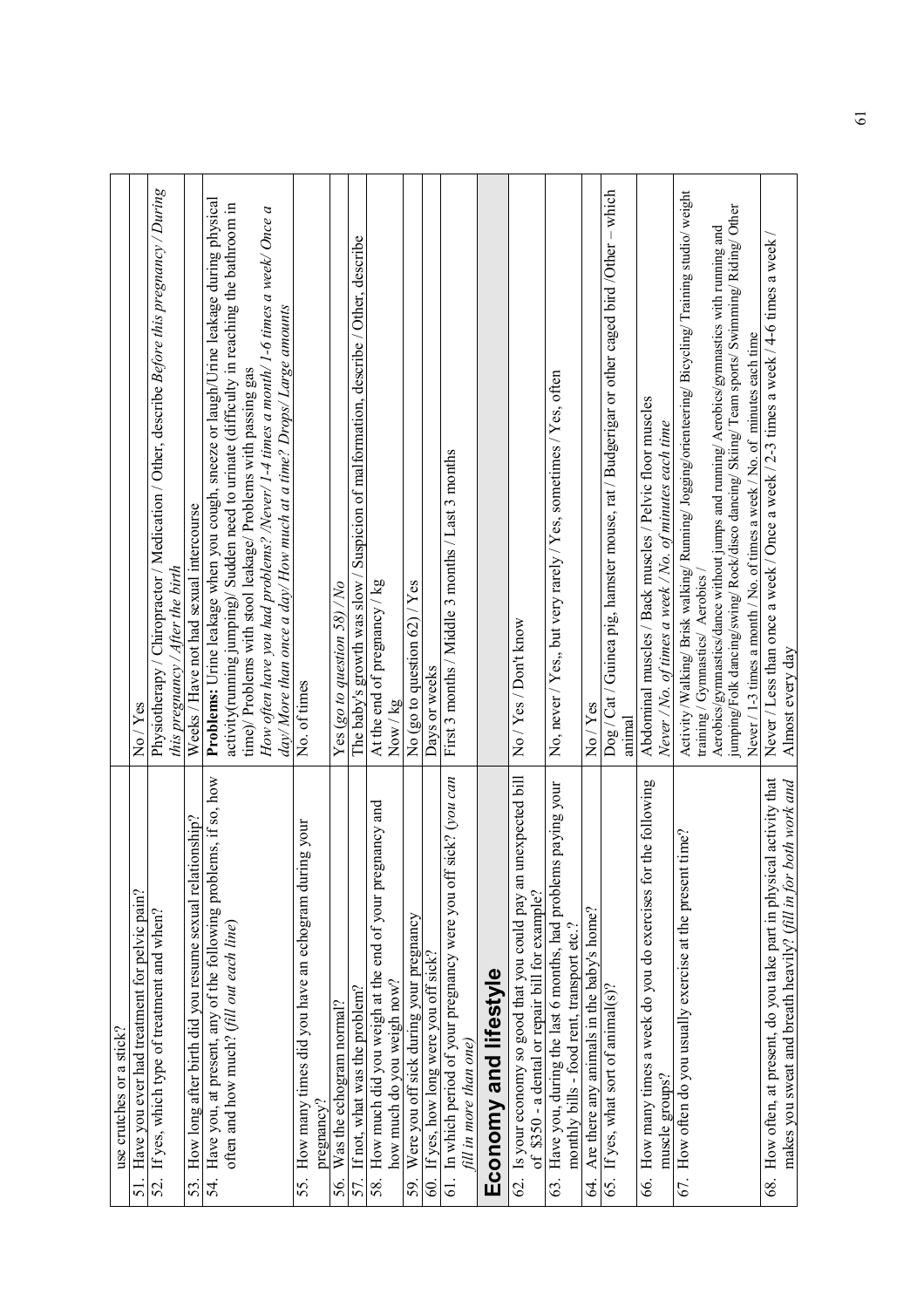| Question | Response options |
|---|---|
| use crutches or a stick? | |
| 51. Have you ever had treatment for pelvic pain? | No / Yes |
| 52. If yes, which type of treatment and when? | Physiotherapy / Chiropractor / Medication / Other, describe *Before this pregnancy / During this pregnancy / After the birth* |
| 53. How long after birth did you resume sexual relationship? | Weeks / Have not had sexual intercourse |
| 54. Have you, at present, any of the following problems, if so, how often and how much? (*fill out each line*) | **Problems:** Urine leakage when you cough, sneeze or laugh/Urine leakage during physical activity(running jumping)/ Sudden need to urinate (difficulty in reaching the bathroom in time)/ Problems with stool leakage/ Problems with passing gas *How often have you had problems? /Never/ 1-4 times a month/ 1-6 times a week/ Once a day/ More than once a day/ How much at a time? Drops/ Large amounts* |
| 55. How many times did you have an echogram during your pregnancy? | No. of times |
| 56. Was the echogram normal? | Yes (*go to question 58*) / *No* |
| 57. If not, what was the problem? | The baby's growth was slow / Suspicion of malformation, describe / Other, describe |
| 58. How much did you weigh at the end of your pregnancy and how much do you weigh now? | At the end of pregnancy / kg Now / kg |
| 59. Were you off sick during your pregnancy | No (go to question 62) / Yes |
| 60. If yes, how long were you off sick? | Days or weeks |
| 61. In which period of your pregnancy were you off sick? (*you can fill in more than one*) | First 3 months / Middle 3 months / Last 3 months |
| **Economy and lifestyle** | |
| 62. Is your economy so good that you could pay an unexpected bill of $350 - a dental or repair bill for example? | No / Yes / Don't know |
| 63. Have you, during the last 6 months, had problems paying your monthly bills - food rent, transport etc.? | No, never / Yes,, but very rarely / Yes, sometimes / Yes, often |
| 64. Are there any animals in the baby's home? | No / Yes |
| 65. If yes, what sort of animal(s)? | Dog / Cat / Guinea pig, hamster mouse, rat / Budgerigar or other caged bird /Other – which animal |
| 66. How many times a week do you do exercises for the following muscle groups? | Abdominal muscles / Back muscles / Pelvic floor muscles *Never / No. of times a week / No. of minutes each time* |
| 67. How often do you usually exercise at the present time? | Activity /Walking/ Brisk walking/ Running/ Jogging/orienteering/ Bicycling/ Training studio/ weight training / Gymnastics/ Aerobics / Aerobics/gymnastics/dance without jumps and running/ Aerobics/gymnastics with running and jumping/Folk dancing/swing/ Rock/disco dancing/ Skiing/ Team sports/ Swimming/ Riding/ Other Never / 1-3 times a month / No. of times a week / No. of minutes each time |
| 68. How often, at present, do you take part in physical activity that makes you sweat and breath heavily? (*fill in for both work and* | Never / Less than once a week / Once a week / 2-3 times a week / 4-6 times a week / Almost every day |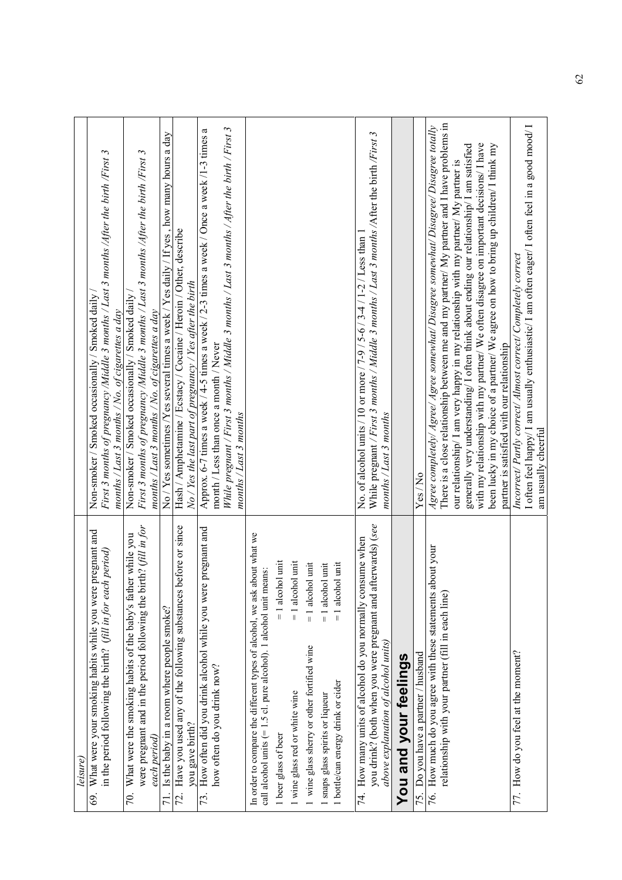| *leisure)* | |
|---|---|
| 69. What were your smoking habits while you were pregnant and in the period following the birth? *(fill in for each period)* | Non-smoker / Smoked occasionally / Smoked daily / *First 3 months of pregnancy /Middle 3 months / Last 3 months /After the birth /First 3 months / Last 3 months / No. of cigarettes a day* |
| 70. What were the smoking habits of the baby's father while you were pregnant and in the period following the birth? *(fill in for each period)* | Non-smoker / Smoked occasionally / Smoked daily / *First 3 months of pregnancy /Middle 3 months / Last 3 months /After the birth /First 3 months / Last 3 months / No. of cigarettes a day* |
| 71. Is the baby in a room where people smoke? | No / Yes sometimes /Yes several times a week / Yes daily / If yes , how many hours a day |
| 72. Have you used any of the following substances before or since you gave birth? | Hash / Amphetamine / Ecstacy / Cocaine / Heroin / Other, describe *No / Yes the last part of pregnancy / Yes after the birth* |
| 73. How often did you drink alcohol while you were pregnant and how often do you drink now? | Approx. 6-7 times a week / 4-5 times a week / 2-3 times a week / Once a week /1-3 times a month / Less than once a month / Never *While pregnant / First 3 months / Middle 3 months / Last 3 months / After the birth / First 3 months / Last 3 months* |
| In order to compare the different types of alcohol, we ask about what we call alcohol units (= 1.5 cl. pure alcohol). 1 alcohol unit means: 1 beer glass of beer = 1 alcohol unit; 1 wine glass red or white wine = 1 alcohol unit; 1 wine glass sherry or other fortified wine = 1 alcohol unit; 1 snaps glass spirits or liqueur = 1 alcohol unit; 1 bottle/can energy drink or cider = 1 alcohol unit | |
| 74. How many units of alcohol do you normally consume when you drink? (both when you were pregnant and afterwards) *(see above explanation of alcohol units)* | No. of alcohol units / 10 or more / 7-9 / 5-6 / 3-4 / 1-2 / Less than 1 While pregnant / *First 3 months / Middle 3 months / Last 3 months* /After the birth /*First 3 months / Last 3 months* |
| **You and your feelings** | |
| 75. Do you have a partner / husband | Yes / No |
| 76. How much do you agree with these statements about your relationship with your partner (fill in each line) | *Agree completely/ Agree/ Agree somewhat/ Disagree somewhat/ Disagree/ Disagree totally* There is a close relationship between me and my partner/ My partner and I have problems in our relationship/ I am very happy in my relationship with my partner/ My partner is generally very understanding/ I often think about ending our relationship/ I am satisfied with my relationship with my partner/ We often disagree on important decisions/ I have been lucky in my choice of a partner/ We agree on how to bring up children/ I think my partner is satisfied with our relationship |
| 77. How do you feel at the moment? | *Incorrect/ Partly correct/ Almost correct/ Completely correct* I often feel happy/ I am usually enthusiastic/ I am often eager/ I often feel in a good mood/ I am usually cheerful |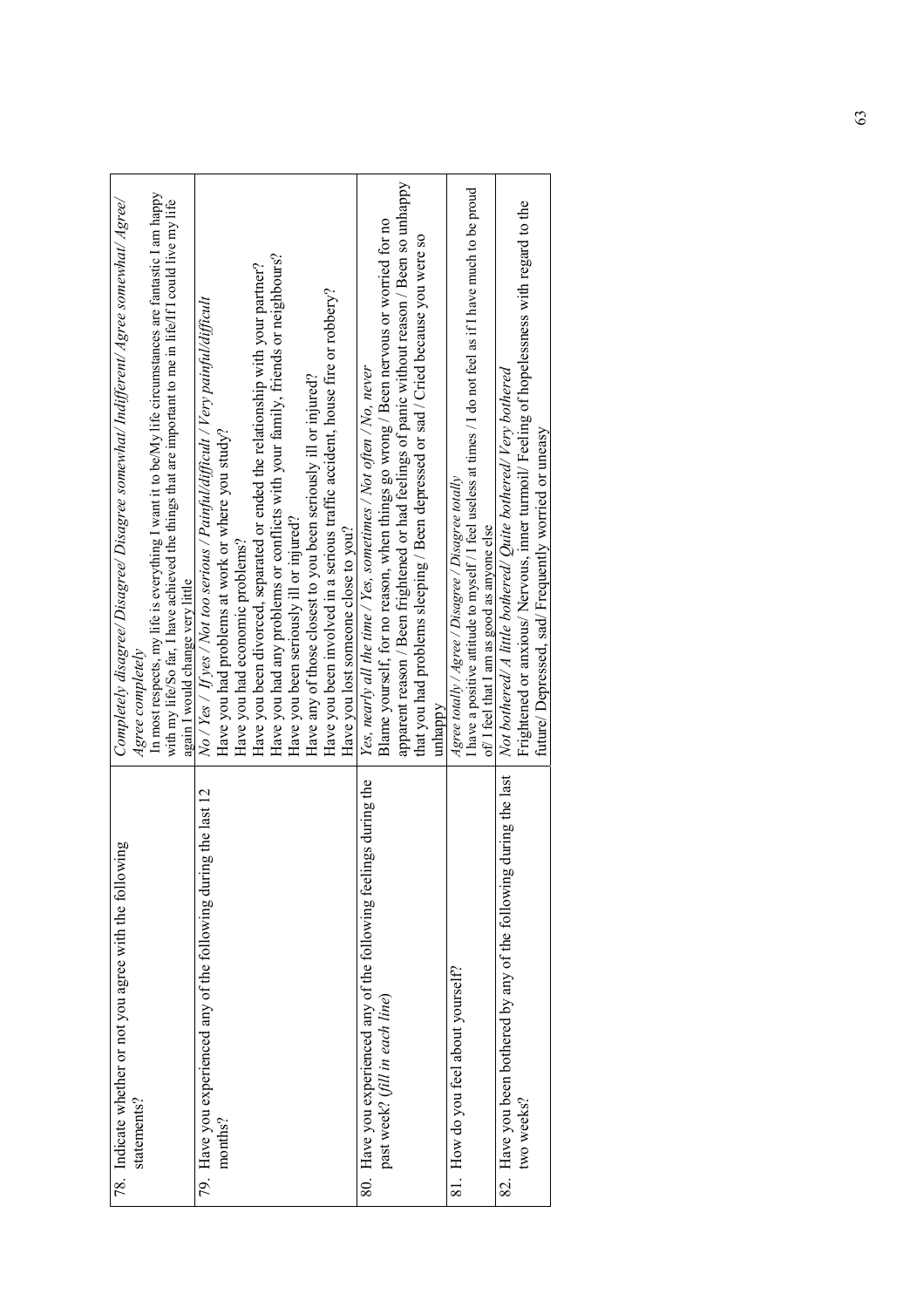| | |
|---|---|
| 78. Indicate whether or not you agree with the following statements? | *Completely disagree/ Disagree/ Disagree somewhat/ Indifferent/ Agree somewhat/ Agree/ Agree completely*<br>In most respects, my life is everything I want it to be/My life circumstances are fantastic I am happy with my life/So far, I have achieved the things that are important to me in life/If I could live my life again I would change very little |
| 79. Have you experienced any of the following during the last 12 months? | *No / Yes / If yes / Not too serious / Painful/difficult / Very painful/difficult*<br>Have you had problems at work or where you study?<br>Have you had economic problems?<br>Have you been divorced, separated or ended the relationship with your partner?<br>Have you had any problems or conflicts with your family, friends or neighbours?<br>Have you been seriously ill or injured?<br>Have any of those closest to you been seriously ill or injured?<br>Have you been involved in a serious traffic accident, house fire or robbery?<br>Have you lost someone close to you? |
| 80. Have you experienced any of the following feelings during the past week? (*fill in each line*) | *Yes, nearly all the time / Yes, sometimes / Not often / No, never*<br>Blame yourself, for no reason, when things go wrong / Been nervous or worried for no apparent reason / Been frightened or had feelings of panic without reason / Been so unhappy that you had problems sleeping / Been depressed or sad / Cried because you were so unhappy |
| 81. How do you feel about yourself? | *Agree totally / Agree / Disagree / Disagree totally*<br>I have a positive attitude to myself / I feel useless at times / I do not feel as if I have much to be proud of/ I feel that I am as good as anyone else |
| 82. Have you been bothered by any of the following during the last two weeks? | *Not bothered/ A little bothered/ Quite bothered/ Very bothered*<br>Frightened or anxious/ Nervous, inner turmoil/ Feeling of hopelessness with regard to the future/ Depressed, sad/ Frequently worried or uneasy |